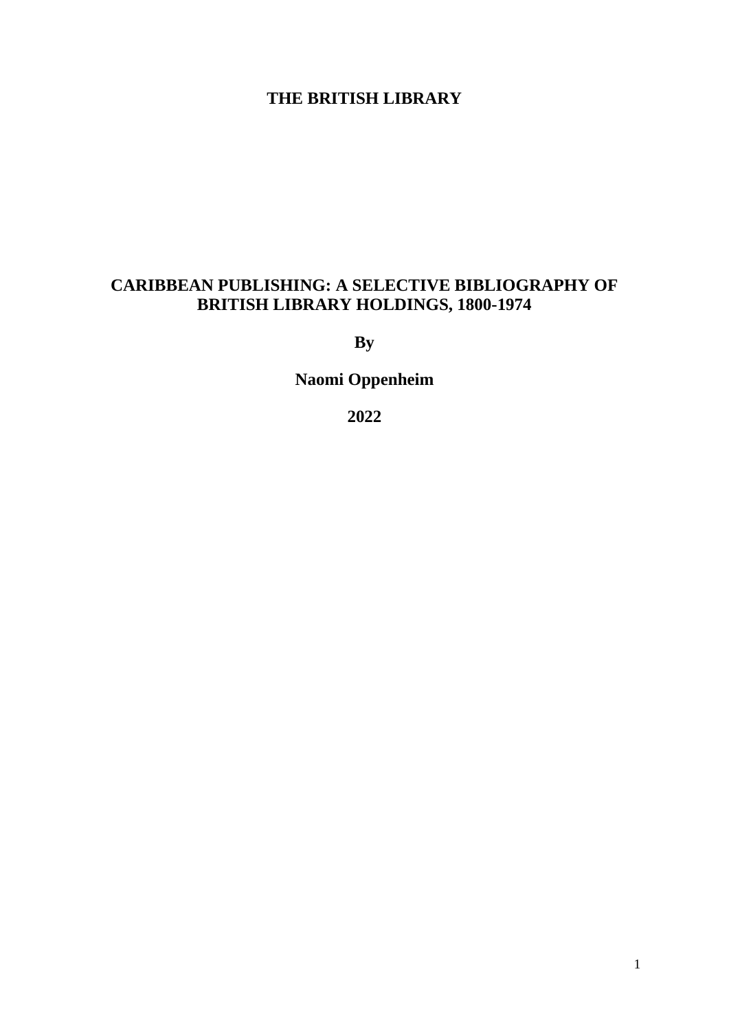**THE BRITISH LIBRARY**

# CARIBBEAN PUBLISHING: A SELECTIVE BIBLIOGRAPHY OF BRITISH LIBRARY HOLDINGS, 1800-1974

**By**

**Naomi Oppenheim**

**2022**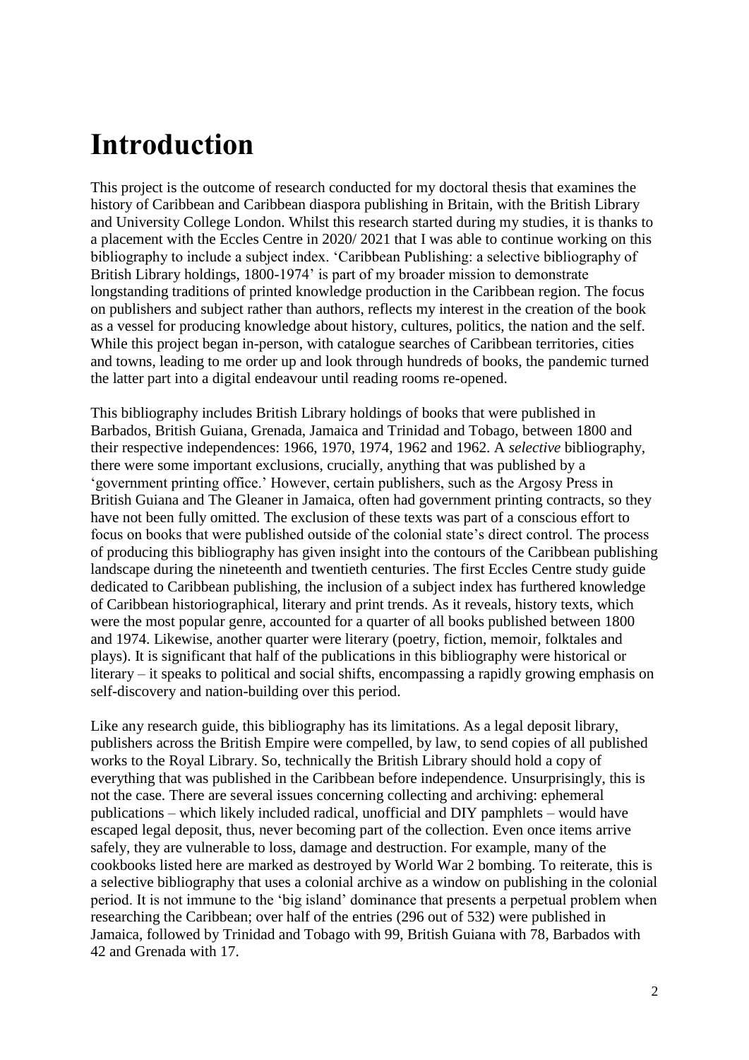# Introduction

This project is the outcome of research conducted for my doctoral thesis that examines the history of Caribbean and Caribbean diaspora publishing in Britain, with the British Library and University College London. Whilst this research started during my studies, it is thanks to a placement with the Eccles Centre in 2020/ 2021 that I was able to continue working on this bibliography to include a subject index. 'Caribbean Publishing: a selective bibliography of British Library holdings, 1800-1974' is part of my broader mission to demonstrate longstanding traditions of printed knowledge production in the Caribbean region. The focus on publishers and subject rather than authors, reflects my interest in the creation of the book as a vessel for producing knowledge about history, cultures, politics, the nation and the self. While this project began in-person, with catalogue searches of Caribbean territories, cities and towns, leading to me order up and look through hundreds of books, the pandemic turned the latter part into a digital endeavour until reading rooms re-opened.

This bibliography includes British Library holdings of books that were published in Barbados, British Guiana, Grenada, Jamaica and Trinidad and Tobago, between 1800 and their respective independences: 1966, 1970, 1974, 1962 and 1962. A *selective* bibliography, there were some important exclusions, crucially, anything that was published by a 'government printing office.' However, certain publishers, such as the Argosy Press in British Guiana and The Gleaner in Jamaica, often had government printing contracts, so they have not been fully omitted. The exclusion of these texts was part of a conscious effort to focus on books that were published outside of the colonial state's direct control. The process of producing this bibliography has given insight into the contours of the Caribbean publishing landscape during the nineteenth and twentieth centuries. The first Eccles Centre study guide dedicated to Caribbean publishing, the inclusion of a subject index has furthered knowledge of Caribbean historiographical, literary and print trends. As it reveals, history texts, which were the most popular genre, accounted for a quarter of all books published between 1800 and 1974. Likewise, another quarter were literary (poetry, fiction, memoir, folktales and plays). It is significant that half of the publications in this bibliography were historical or literary – it speaks to political and social shifts, encompassing a rapidly growing emphasis on self-discovery and nation-building over this period.

Like any research guide, this bibliography has its limitations. As a legal deposit library, publishers across the British Empire were compelled, by law, to send copies of all published works to the Royal Library. So, technically the British Library should hold a copy of everything that was published in the Caribbean before independence. Unsurprisingly, this is not the case. There are several issues concerning collecting and archiving: ephemeral publications – which likely included radical, unofficial and DIY pamphlets – would have escaped legal deposit, thus, never becoming part of the collection. Even once items arrive safely, they are vulnerable to loss, damage and destruction. For example, many of the cookbooks listed here are marked as destroyed by World War 2 bombing. To reiterate, this is a selective bibliography that uses a colonial archive as a window on publishing in the colonial period. It is not immune to the 'big island' dominance that presents a perpetual problem when researching the Caribbean; over half of the entries (296 out of 532) were published in Jamaica, followed by Trinidad and Tobago with 99, British Guiana with 78, Barbados with 42 and Grenada with 17.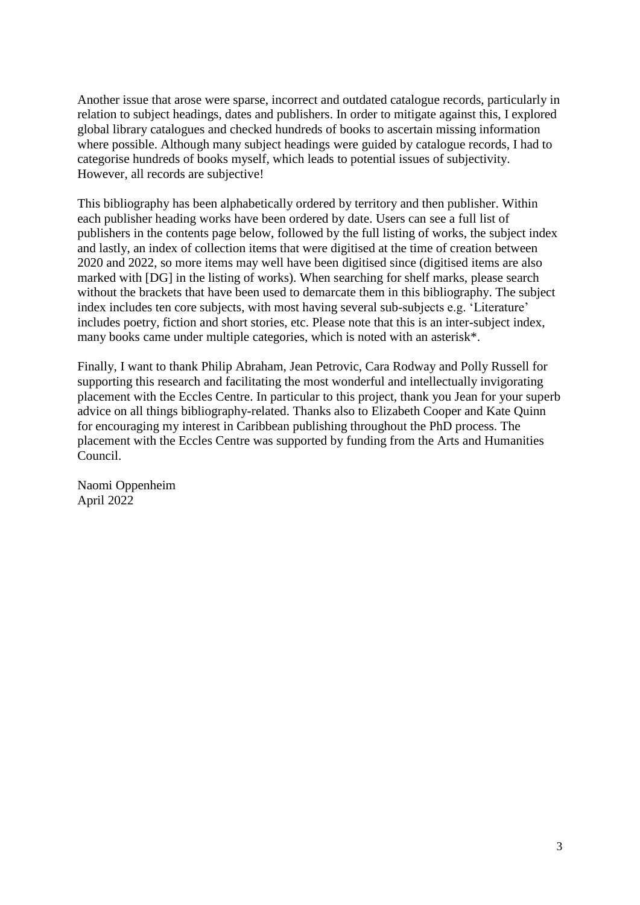Another issue that arose were sparse, incorrect and outdated catalogue records, particularly in relation to subject headings, dates and publishers. In order to mitigate against this, I explored global library catalogues and checked hundreds of books to ascertain missing information where possible. Although many subject headings were guided by catalogue records, I had to categorise hundreds of books myself, which leads to potential issues of subjectivity. However, all records are subjective!

This bibliography has been alphabetically ordered by territory and then publisher. Within each publisher heading works have been ordered by date. Users can see a full list of publishers in the contents page below, followed by the full listing of works, the subject index and lastly, an index of collection items that were digitised at the time of creation between 2020 and 2022, so more items may well have been digitised since (digitised items are also marked with [DG] in the listing of works). When searching for shelf marks, please search without the brackets that have been used to demarcate them in this bibliography. The subject index includes ten core subjects, with most having several sub-subjects e.g. 'Literature' includes poetry, fiction and short stories, etc. Please note that this is an inter-subject index, many books came under multiple categories, which is noted with an asterisk*.

Finally, I want to thank Philip Abraham, Jean Petrovic, Cara Rodway and Polly Russell for supporting this research and facilitating the most wonderful and intellectually invigorating placement with the Eccles Centre. In particular to this project, thank you Jean for your superb advice on all things bibliography-related. Thanks also to Elizabeth Cooper and Kate Quinn for encouraging my interest in Caribbean publishing throughout the PhD process. The placement with the Eccles Centre was supported by funding from the Arts and Humanities Council.

Naomi Oppenheim  
April 2022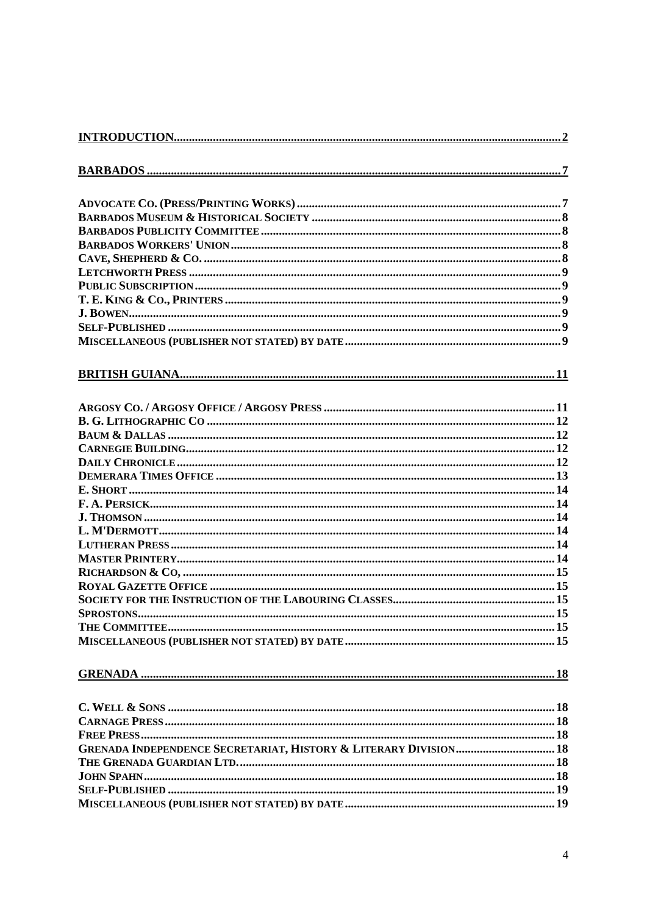**INTRODUCTION** .......... 2

**BARBADOS** .......... 7

**ADVOCATE CO. (PRESS/PRINTING WORKS)** .......... 7
**BARBADOS MUSEUM & HISTORICAL SOCIETY** .......... 8
**BARBADOS PUBLICITY COMMITTEE** .......... 8
**BARBADOS WORKERS' UNION** .......... 8
**CAVE, SHEPHERD & CO.** .......... 8
**LETCHWORTH PRESS** .......... 9
**PUBLIC SUBSCRIPTION** .......... 9
**T. E. KING & CO., PRINTERS** .......... 9
**J. BOWEN** .......... 9
**SELF-PUBLISHED** .......... 9
**MISCELLANEOUS (PUBLISHER NOT STATED) BY DATE** .......... 9

**BRITISH GUIANA** .......... 11

**ARGOSY CO. / ARGOSY OFFICE / ARGOSY PRESS** .......... 11
**B. G. LITHOGRAPHIC CO** .......... 12
**BAUM & DALLAS** .......... 12
**CARNEGIE BUILDING** .......... 12
**DAILY CHRONICLE** .......... 12
**DEMERARA TIMES OFFICE** .......... 13
**E. SHORT** .......... 14
**F. A. PERSICK** .......... 14
**J. THOMSON** .......... 14
**L. M'DERMOTT** .......... 14
**LUTHERAN PRESS** .......... 14
**MASTER PRINTERY** .......... 14
**RICHARDSON & CO,** .......... 15
**ROYAL GAZETTE OFFICE** .......... 15
**SOCIETY FOR THE INSTRUCTION OF THE LABOURING CLASSES** .......... 15
**SPROSTONS** .......... 15
**THE COMMITTEE** .......... 15
**MISCELLANEOUS (PUBLISHER NOT STATED) BY DATE** .......... 15

**GRENADA** .......... 18

**C. WELL & SONS** .......... 18
**CARNAGE PRESS** .......... 18
**FREE PRESS** .......... 18
**GRENADA INDEPENDENCE SECRETARIAT, HISTORY & LITERARY DIVISION** .......... 18
**THE GRENADA GUARDIAN LTD.** .......... 18
**JOHN SPAHN** .......... 18
**SELF-PUBLISHED** .......... 19
**MISCELLANEOUS (PUBLISHER NOT STATED) BY DATE** .......... 19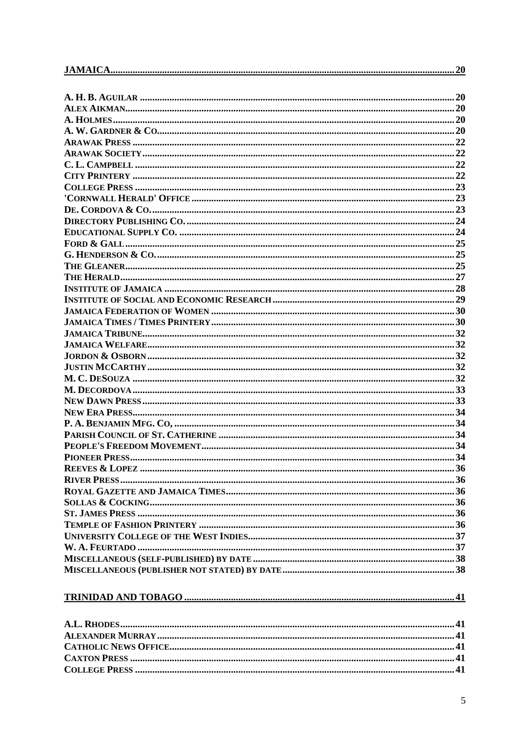**JAMAICA** ........ 20

A. H. B. AGUILAR ........ 20
ALEX AIKMAN ........ 20
A. HOLMES ........ 20
A. W. GARDNER & CO. ........ 20
ARAWAK PRESS ........ 22
ARAWAK SOCIETY ........ 22
C. L. CAMPBELL ........ 22
CITY PRINTERY ........ 22
COLLEGE PRESS ........ 23
'CORNWALL HERALD' OFFICE ........ 23
DE. CORDOVA & CO. ........ 23
DIRECTORY PUBLISHING CO. ........ 24
EDUCATIONAL SUPPLY CO. ........ 24
FORD & GALL ........ 25
G. HENDERSON & CO. ........ 25
THE GLEANER ........ 25
THE HERALD ........ 27
INSTITUTE OF JAMAICA ........ 28
INSTITUTE OF SOCIAL AND ECONOMIC RESEARCH ........ 29
JAMAICA FEDERATION OF WOMEN ........ 30
JAMAICA TIMES / TIMES PRINTERY ........ 30
JAMAICA TRIBUNE ........ 32
JAMAICA WELFARE ........ 32
JORDON & OSBORN ........ 32
JUSTIN MCCARTHY ........ 32
M. C. DESOUZA ........ 32
M. DECORDOVA ........ 33
NEW DAWN PRESS ........ 33
NEW ERA PRESS ........ 34
P. A. BENJAMIN MFG. CO, ........ 34
PARISH COUNCIL OF ST. CATHERINE ........ 34
PEOPLE'S FREEDOM MOVEMENT ........ 34
PIONEER PRESS ........ 34
REEVES & LOPEZ ........ 36
RIVER PRESS ........ 36
ROYAL GAZETTE AND JAMAICA TIMES ........ 36
SOLLAS & COCKING ........ 36
ST. JAMES PRESS ........ 36
TEMPLE OF FASHION PRINTERY ........ 36
UNIVERSITY COLLEGE OF THE WEST INDIES ........ 37
W. A. FEURTADO ........ 37
MISCELLANEOUS (SELF-PUBLISHED) BY DATE ........ 38
MISCELLANEOUS (PUBLISHER NOT STATED) BY DATE ........ 38

**TRINIDAD AND TOBAGO** ........ 41

A.L. RHODES ........ 41
ALEXANDER MURRAY ........ 41
CATHOLIC NEWS OFFICE ........ 41
CAXTON PRESS ........ 41
COLLEGE PRESS ........ 41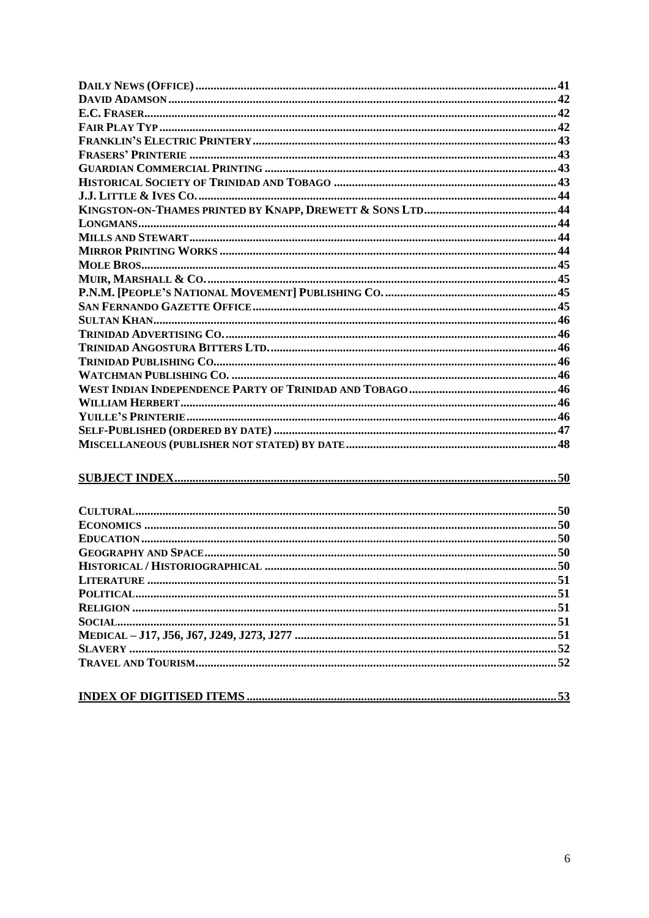DAILY NEWS (OFFICE) .... 41
DAVID ADAMSON .... 42
E.C. FRASER .... 42
FAIR PLAY TYP .... 42
FRANKLIN'S ELECTRIC PRINTERY .... 43
FRASERS' PRINTERIE .... 43
GUARDIAN COMMERCIAL PRINTING .... 43
HISTORICAL SOCIETY OF TRINIDAD AND TOBAGO .... 43
J.J. LITTLE & IVES CO. .... 44
KINGSTON-ON-THAMES PRINTED BY KNAPP, DREWETT & SONS LTD .... 44
LONGMANS .... 44
MILLS AND STEWART .... 44
MIRROR PRINTING WORKS .... 44
MOLE BROS .... 45
MUIR, MARSHALL & CO. .... 45
P.N.M. [PEOPLE'S NATIONAL MOVEMENT] PUBLISHING CO. .... 45
SAN FERNANDO GAZETTE OFFICE .... 45
SULTAN KHAN .... 46
TRINIDAD ADVERTISING CO. .... 46
TRINIDAD ANGOSTURA BITTERS LTD. .... 46
TRINIDAD PUBLISHING CO. .... 46
WATCHMAN PUBLISHING CO. .... 46
WEST INDIAN INDEPENDENCE PARTY OF TRINIDAD AND TOBAGO .... 46
WILLIAM HERBERT .... 46
YUILLE'S PRINTERIE .... 46
SELF-PUBLISHED (ORDERED BY DATE) .... 47
MISCELLANEOUS (PUBLISHER NOT STATED) BY DATE .... 48

**SUBJECT INDEX .... 50**

CULTURAL .... 50
ECONOMICS .... 50
EDUCATION .... 50
GEOGRAPHY AND SPACE .... 50
HISTORICAL / HISTORIOGRAPHICAL .... 50
LITERATURE .... 51
POLITICAL .... 51
RELIGION .... 51
SOCIAL .... 51
MEDICAL – J17, J56, J67, J249, J273, J277 .... 51
SLAVERY .... 52
TRAVEL AND TOURISM .... 52

**INDEX OF DIGITISED ITEMS .... 53**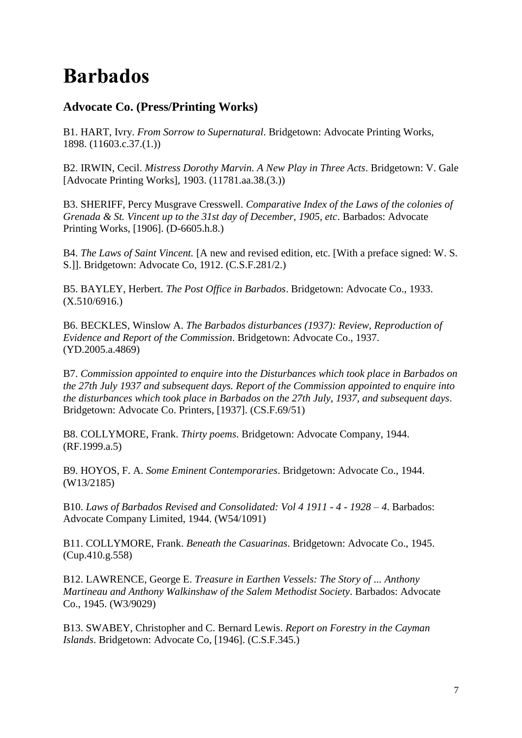# Barbados

## Advocate Co. (Press/Printing Works)

B1. HART, Ivry. *From Sorrow to Supernatural*. Bridgetown: Advocate Printing Works, 1898. (11603.c.37.(1.))

B2. IRWIN, Cecil. *Mistress Dorothy Marvin. A New Play in Three Acts*. Bridgetown: V. Gale [Advocate Printing Works], 1903. (11781.aa.38.(3.))

B3. SHERIFF, Percy Musgrave Cresswell. *Comparative Index of the Laws of the colonies of Grenada & St. Vincent up to the 31st day of December, 1905, etc*. Barbados: Advocate Printing Works, [1906]. (D-6605.h.8.)

B4. *The Laws of Saint Vincent.* [A new and revised edition, etc. [With a preface signed: W. S. S.]]. Bridgetown: Advocate Co, 1912. (C.S.F.281/2.)

B5. BAYLEY, Herbert. *The Post Office in Barbados*. Bridgetown: Advocate Co., 1933. (X.510/6916.)

B6. BECKLES, Winslow A. *The Barbados disturbances (1937): Review, Reproduction of Evidence and Report of the Commission*. Bridgetown: Advocate Co., 1937. (YD.2005.a.4869)

B7. *Commission appointed to enquire into the Disturbances which took place in Barbados on the 27th July 1937 and subsequent days. Report of the Commission appointed to enquire into the disturbances which took place in Barbados on the 27th July, 1937, and subsequent days*. Bridgetown: Advocate Co. Printers, [1937]. (CS.F.69/51)

B8. COLLYMORE, Frank. *Thirty poems*. Bridgetown: Advocate Company, 1944. (RF.1999.a.5)

B9. HOYOS, F. A. *Some Eminent Contemporaries*. Bridgetown: Advocate Co., 1944. (W13/2185)

B10. *Laws of Barbados Revised and Consolidated: Vol 4 1911 - 4 - 1928 – 4*. Barbados: Advocate Company Limited, 1944. (W54/1091)

B11. COLLYMORE, Frank. *Beneath the Casuarinas*. Bridgetown: Advocate Co., 1945. (Cup.410.g.558)

B12. LAWRENCE, George E. *Treasure in Earthen Vessels: The Story of ... Anthony Martineau and Anthony Walkinshaw of the Salem Methodist Society*. Barbados: Advocate Co., 1945. (W3/9029)

B13. SWABEY, Christopher and C. Bernard Lewis. *Report on Forestry in the Cayman Islands*. Bridgetown: Advocate Co, [1946]. (C.S.F.345.)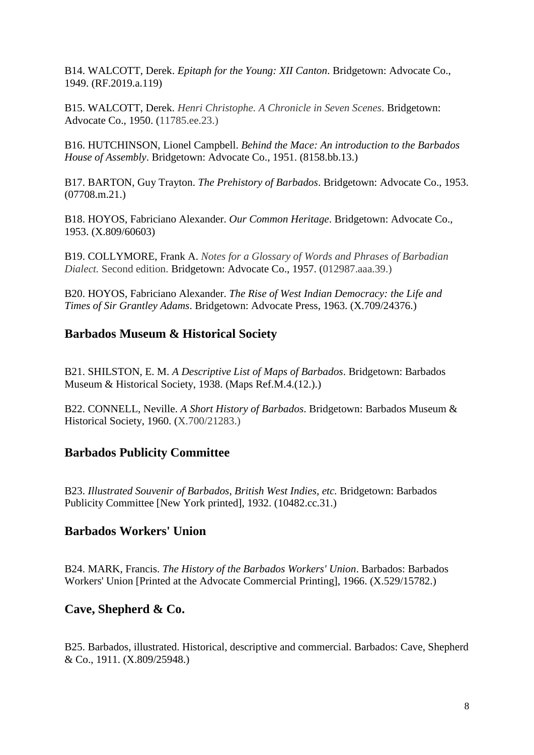B14. WALCOTT, Derek. *Epitaph for the Young: XII Canton*. Bridgetown: Advocate Co., 1949. (RF.2019.a.119)

B15. WALCOTT, Derek. *Henri Christophe. A Chronicle in Seven Scenes*. Bridgetown: Advocate Co., 1950. (11785.ee.23.)

B16. HUTCHINSON, Lionel Campbell. *Behind the Mace: An introduction to the Barbados House of Assembly*. Bridgetown: Advocate Co., 1951. (8158.bb.13.)

B17. BARTON, Guy Trayton. *The Prehistory of Barbados*. Bridgetown: Advocate Co., 1953. (07708.m.21.)

B18. HOYOS, Fabriciano Alexander. *Our Common Heritage*. Bridgetown: Advocate Co., 1953. (X.809/60603)

B19. COLLYMORE, Frank A. *Notes for a Glossary of Words and Phrases of Barbadian Dialect.* Second edition. Bridgetown: Advocate Co., 1957. (012987.aaa.39.)

B20. HOYOS, Fabriciano Alexander. *The Rise of West Indian Democracy: the Life and Times of Sir Grantley Adams*. Bridgetown: Advocate Press, 1963. (X.709/24376.)

## Barbados Museum & Historical Society

B21. SHILSTON, E. M. *A Descriptive List of Maps of Barbados*. Bridgetown: Barbados Museum & Historical Society, 1938. (Maps Ref.M.4.(12.).)

B22. CONNELL, Neville. *A Short History of Barbados*. Bridgetown: Barbados Museum & Historical Society, 1960. (X.700/21283.)

## Barbados Publicity Committee

B23. *Illustrated Souvenir of Barbados, British West Indies, etc.* Bridgetown: Barbados Publicity Committee [New York printed], 1932. (10482.cc.31.)

## Barbados Workers' Union

B24. MARK, Francis. *The History of the Barbados Workers' Union*. Barbados: Barbados Workers' Union [Printed at the Advocate Commercial Printing], 1966. (X.529/15782.)

## Cave, Shepherd & Co.

B25. Barbados, illustrated. Historical, descriptive and commercial. Barbados: Cave, Shepherd & Co., 1911. (X.809/25948.)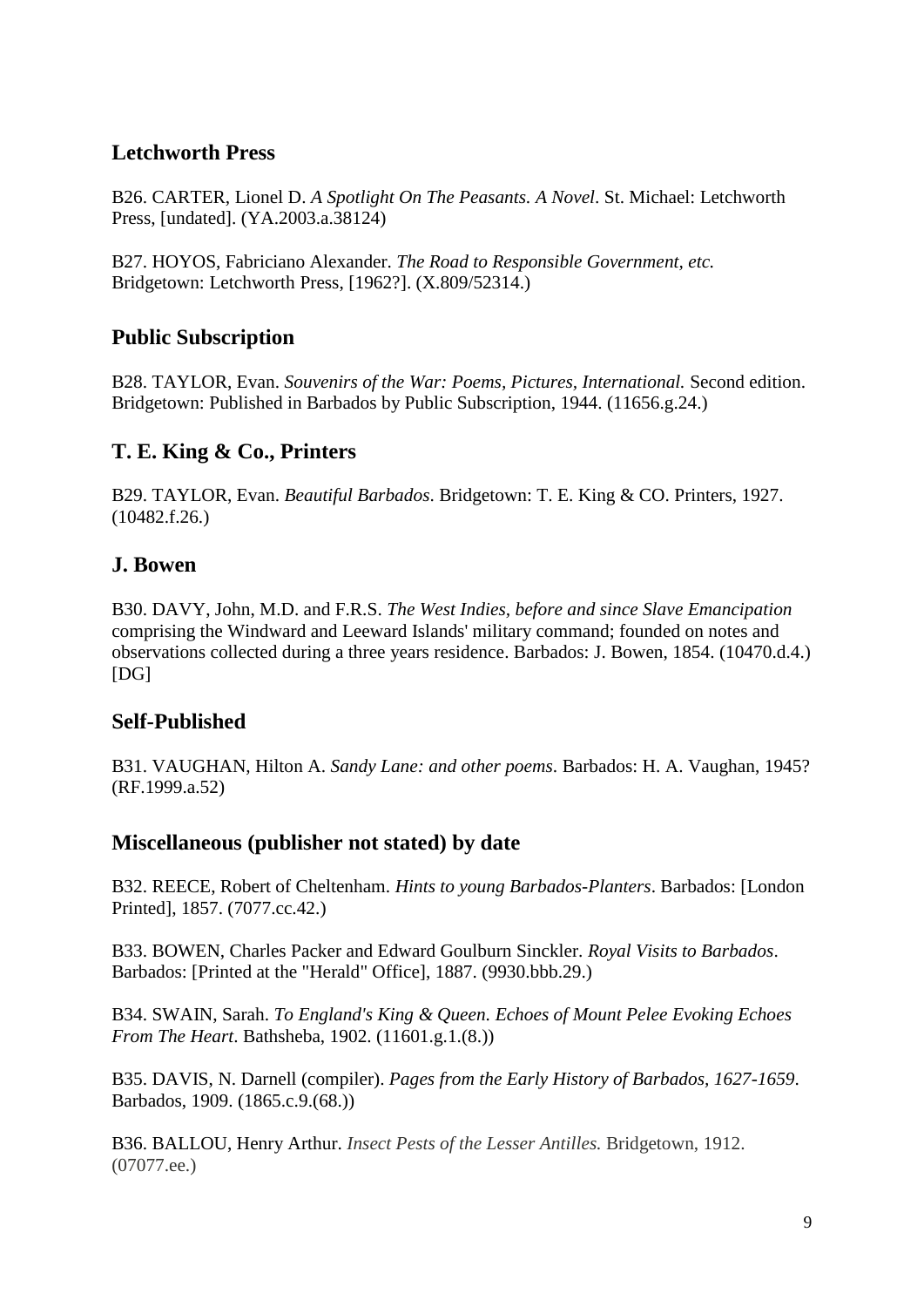## Letchworth Press

B26. CARTER, Lionel D. *A Spotlight On The Peasants. A Novel*. St. Michael: Letchworth Press, [undated]. (YA.2003.a.38124)

B27. HOYOS, Fabriciano Alexander. *The Road to Responsible Government, etc.* Bridgetown: Letchworth Press, [1962?]. (X.809/52314.)

## Public Subscription

B28. TAYLOR, Evan. *Souvenirs of the War: Poems, Pictures, International.* Second edition. Bridgetown: Published in Barbados by Public Subscription, 1944. (11656.g.24.)

## T. E. King & Co., Printers

B29. TAYLOR, Evan. *Beautiful Barbados*. Bridgetown: T. E. King & CO. Printers, 1927. (10482.f.26.)

## J. Bowen

B30. DAVY, John, M.D. and F.R.S. *The West Indies, before and since Slave Emancipation* comprising the Windward and Leeward Islands' military command; founded on notes and observations collected during a three years residence. Barbados: J. Bowen, 1854. (10470.d.4.) [DG]

## Self-Published

B31. VAUGHAN, Hilton A. *Sandy Lane: and other poems*. Barbados: H. A. Vaughan, 1945? (RF.1999.a.52)

## Miscellaneous (publisher not stated) by date

B32. REECE, Robert of Cheltenham. *Hints to young Barbados-Planters*. Barbados: [London Printed], 1857. (7077.cc.42.)

B33. BOWEN, Charles Packer and Edward Goulburn Sinckler. *Royal Visits to Barbados*. Barbados: [Printed at the "Herald" Office], 1887. (9930.bbb.29.)

B34. SWAIN, Sarah. *To England's King & Queen. Echoes of Mount Pelee Evoking Echoes From The Heart*. Bathsheba, 1902. (11601.g.1.(8.))

B35. DAVIS, N. Darnell (compiler). *Pages from the Early History of Barbados, 1627-1659*. Barbados, 1909. (1865.c.9.(68.))

B36. BALLOU, Henry Arthur. *Insect Pests of the Lesser Antilles.* Bridgetown, 1912. (07077.ee.)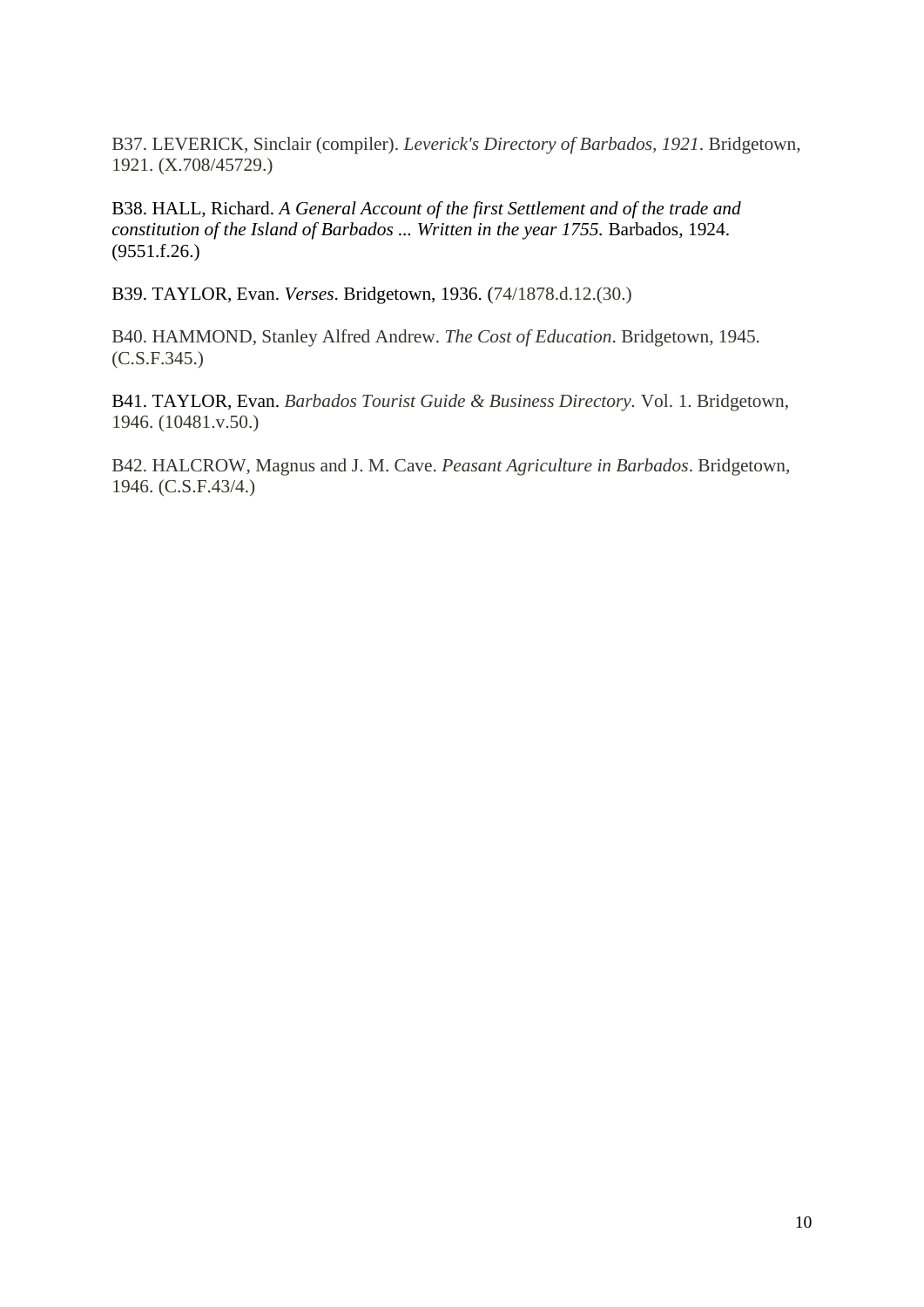B37. LEVERICK, Sinclair (compiler). *Leverick's Directory of Barbados, 1921*. Bridgetown, 1921. (X.708/45729.)

B38. HALL, Richard. *A General Account of the first Settlement and of the trade and constitution of the Island of Barbados ... Written in the year 1755.* Barbados, 1924. (9551.f.26.)

B39. TAYLOR, Evan. *Verses*. Bridgetown, 1936. (74/1878.d.12.(30.)

B40. HAMMOND, Stanley Alfred Andrew. *The Cost of Education*. Bridgetown, 1945. (C.S.F.345.)

B41. TAYLOR, Evan. *Barbados Tourist Guide & Business Directory.* Vol. 1. Bridgetown, 1946. (10481.v.50.)

B42. HALCROW, Magnus and J. M. Cave. *Peasant Agriculture in Barbados*. Bridgetown, 1946. (C.S.F.43/4.)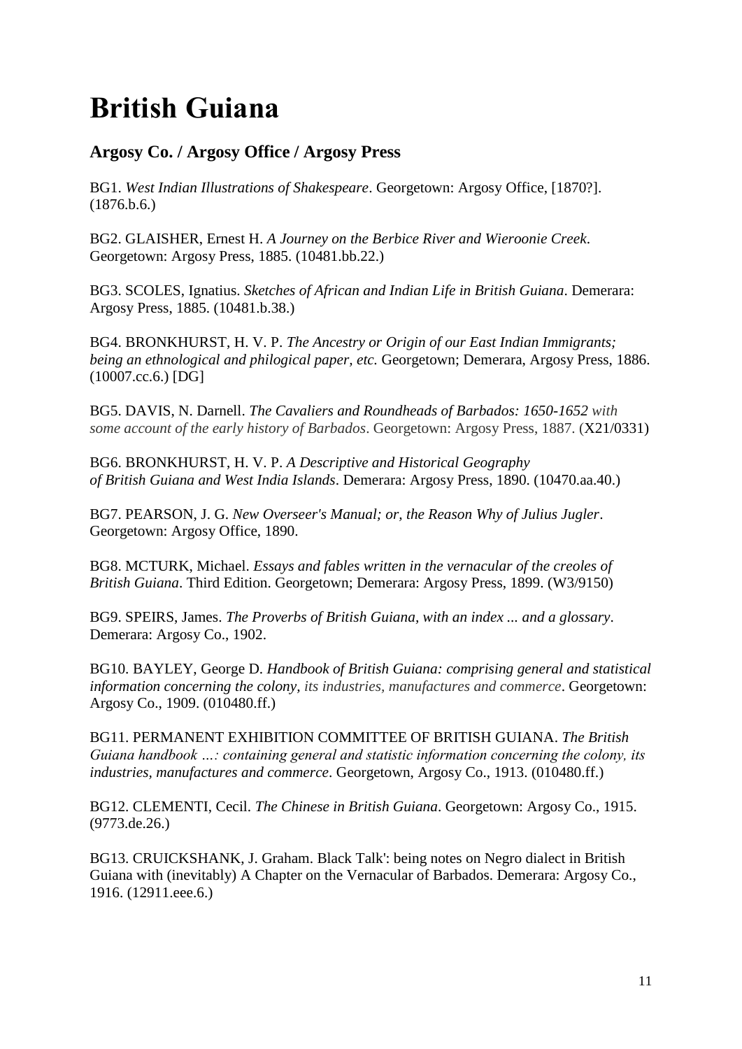# British Guiana

## Argosy Co. / Argosy Office / Argosy Press

BG1. *West Indian Illustrations of Shakespeare*. Georgetown: Argosy Office, [1870?]. (1876.b.6.)

BG2. GLAISHER, Ernest H. *A Journey on the Berbice River and Wieroonie Creek*. Georgetown: Argosy Press, 1885. (10481.bb.22.)

BG3. SCOLES, Ignatius. *Sketches of African and Indian Life in British Guiana*. Demerara: Argosy Press, 1885. (10481.b.38.)

BG4. BRONKHURST, H. V. P. *The Ancestry or Origin of our East Indian Immigrants; being an ethnological and philogical paper, etc.* Georgetown; Demerara, Argosy Press, 1886. (10007.cc.6.) [DG]

BG5. DAVIS, N. Darnell. *The Cavaliers and Roundheads of Barbados: 1650-1652 with some account of the early history of Barbados*. Georgetown: Argosy Press, 1887. (X21/0331)

BG6. BRONKHURST, H. V. P. *A Descriptive and Historical Geography of British Guiana and West India Islands*. Demerara: Argosy Press, 1890. (10470.aa.40.)

BG7. PEARSON, J. G. *New Overseer's Manual; or, the Reason Why of Julius Jugler*. Georgetown: Argosy Office, 1890.

BG8. MCTURK, Michael. *Essays and fables written in the vernacular of the creoles of British Guiana*. Third Edition. Georgetown; Demerara: Argosy Press, 1899. (W3/9150)

BG9. SPEIRS, James. *The Proverbs of British Guiana, with an index ... and a glossary*. Demerara: Argosy Co., 1902.

BG10. BAYLEY, George D. *Handbook of British Guiana: comprising general and statistical information concerning the colony, its industries, manufactures and commerce*. Georgetown: Argosy Co., 1909. (010480.ff.)

BG11. PERMANENT EXHIBITION COMMITTEE OF BRITISH GUIANA. *The British Guiana handbook …: containing general and statistic information concerning the colony, its industries, manufactures and commerce*. Georgetown, Argosy Co., 1913. (010480.ff.)

BG12. CLEMENTI, Cecil. *The Chinese in British Guiana*. Georgetown: Argosy Co., 1915. (9773.de.26.)

BG13. CRUICKSHANK, J. Graham. Black Talk': being notes on Negro dialect in British Guiana with (inevitably) A Chapter on the Vernacular of Barbados. Demerara: Argosy Co., 1916. (12911.eee.6.)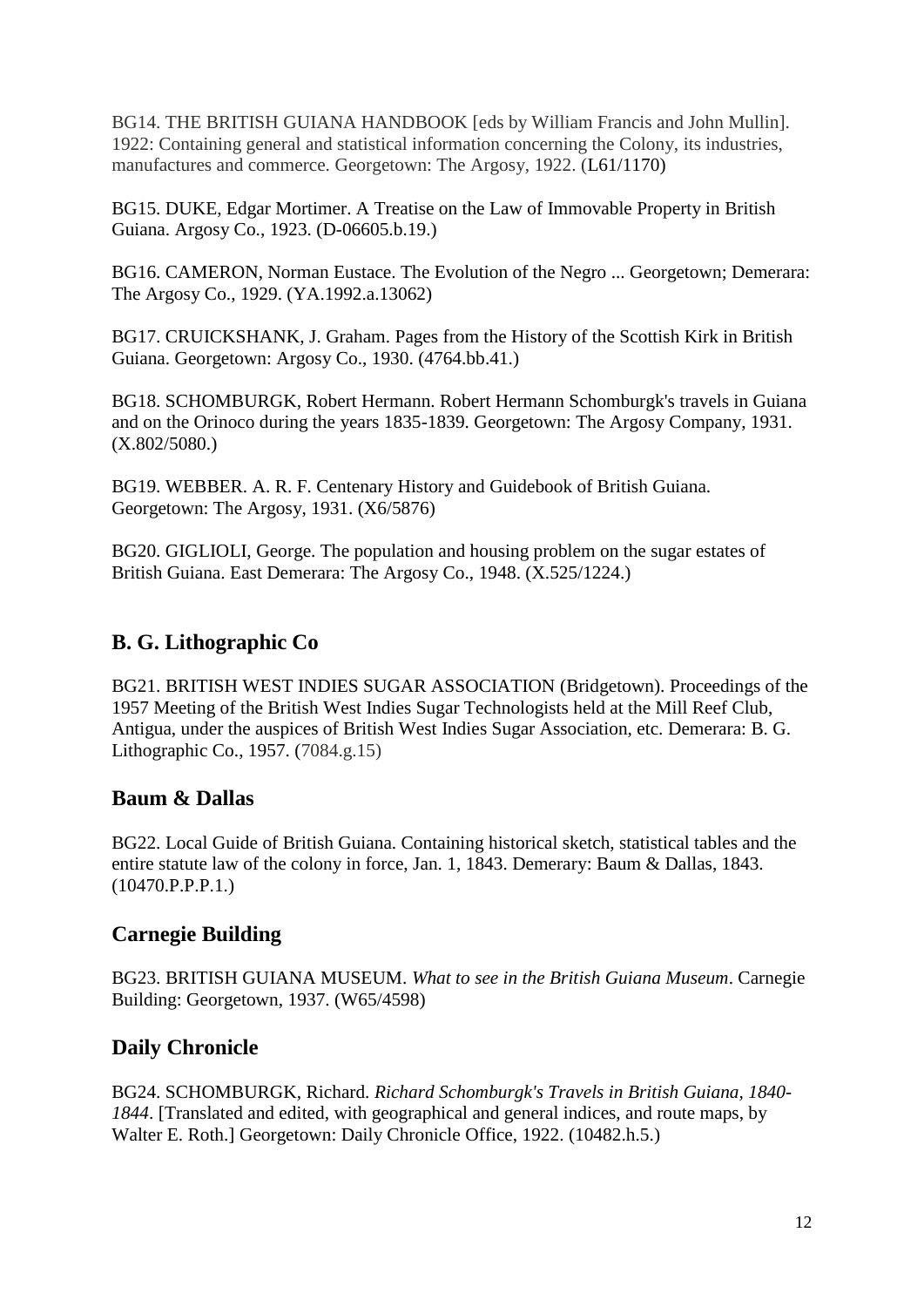BG14. THE BRITISH GUIANA HANDBOOK [eds by William Francis and John Mullin]. 1922: Containing general and statistical information concerning the Colony, its industries, manufactures and commerce. Georgetown: The Argosy, 1922. (L61/1170)

BG15. DUKE, Edgar Mortimer. A Treatise on the Law of Immovable Property in British Guiana. Argosy Co., 1923. (D-06605.b.19.)

BG16. CAMERON, Norman Eustace. The Evolution of the Negro ... Georgetown; Demerara: The Argosy Co., 1929. (YA.1992.a.13062)

BG17. CRUICKSHANK, J. Graham. Pages from the History of the Scottish Kirk in British Guiana. Georgetown: Argosy Co., 1930. (4764.bb.41.)

BG18. SCHOMBURGK, Robert Hermann. Robert Hermann Schomburgk's travels in Guiana and on the Orinoco during the years 1835-1839. Georgetown: The Argosy Company, 1931. (X.802/5080.)

BG19. WEBBER. A. R. F. Centenary History and Guidebook of British Guiana. Georgetown: The Argosy, 1931. (X6/5876)

BG20. GIGLIOLI, George. The population and housing problem on the sugar estates of British Guiana. East Demerara: The Argosy Co., 1948. (X.525/1224.)

## B. G. Lithographic Co

BG21. BRITISH WEST INDIES SUGAR ASSOCIATION (Bridgetown). Proceedings of the 1957 Meeting of the British West Indies Sugar Technologists held at the Mill Reef Club, Antigua, under the auspices of British West Indies Sugar Association, etc. Demerara: B. G. Lithographic Co., 1957. (7084.g.15)

## Baum & Dallas

BG22. Local Guide of British Guiana. Containing historical sketch, statistical tables and the entire statute law of the colony in force, Jan. 1, 1843. Demerary: Baum & Dallas, 1843. (10470.P.P.P.1.)

## Carnegie Building

BG23. BRITISH GUIANA MUSEUM. *What to see in the British Guiana Museum*. Carnegie Building: Georgetown, 1937. (W65/4598)

## Daily Chronicle

BG24. SCHOMBURGK, Richard. *Richard Schomburgk's Travels in British Guiana, 1840-1844*. [Translated and edited, with geographical and general indices, and route maps, by Walter E. Roth.] Georgetown: Daily Chronicle Office, 1922. (10482.h.5.)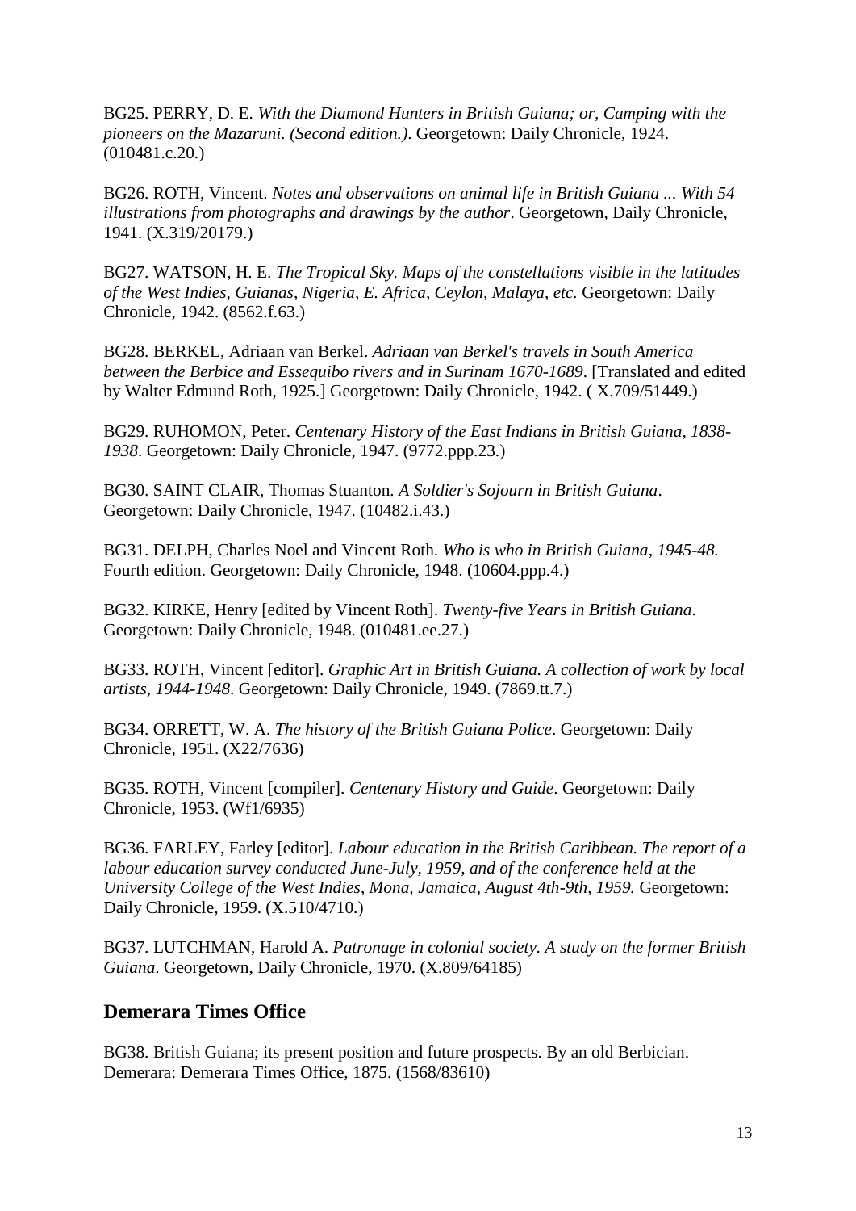BG25. PERRY, D. E. *With the Diamond Hunters in British Guiana; or, Camping with the pioneers on the Mazaruni. (Second edition.)*. Georgetown: Daily Chronicle, 1924. (010481.c.20.)

BG26. ROTH, Vincent. *Notes and observations on animal life in British Guiana ... With 54 illustrations from photographs and drawings by the author*. Georgetown, Daily Chronicle, 1941. (X.319/20179.)

BG27. WATSON, H. E. *The Tropical Sky. Maps of the constellations visible in the latitudes of the West Indies, Guianas, Nigeria, E. Africa, Ceylon, Malaya, etc.* Georgetown: Daily Chronicle, 1942. (8562.f.63.)

BG28. BERKEL, Adriaan van Berkel. *Adriaan van Berkel's travels in South America between the Berbice and Essequibo rivers and in Surinam 1670-1689*. [Translated and edited by Walter Edmund Roth, 1925.] Georgetown: Daily Chronicle, 1942. ( X.709/51449.)

BG29. RUHOMON, Peter. *Centenary History of the East Indians in British Guiana, 1838-1938*. Georgetown: Daily Chronicle, 1947. (9772.ppp.23.)

BG30. SAINT CLAIR, Thomas Stuanton. *A Soldier's Sojourn in British Guiana*. Georgetown: Daily Chronicle, 1947. (10482.i.43.)

BG31. DELPH, Charles Noel and Vincent Roth. *Who is who in British Guiana, 1945-48.* Fourth edition. Georgetown: Daily Chronicle, 1948. (10604.ppp.4.)

BG32. KIRKE, Henry [edited by Vincent Roth]. *Twenty-five Years in British Guiana*. Georgetown: Daily Chronicle, 1948. (010481.ee.27.)

BG33. ROTH, Vincent [editor]. *Graphic Art in British Guiana. A collection of work by local artists, 1944-1948*. Georgetown: Daily Chronicle, 1949. (7869.tt.7.)

BG34. ORRETT, W. A. *The history of the British Guiana Police*. Georgetown: Daily Chronicle, 1951. (X22/7636)

BG35. ROTH, Vincent [compiler]. *Centenary History and Guide*. Georgetown: Daily Chronicle, 1953. (Wf1/6935)

BG36. FARLEY, Farley [editor]. *Labour education in the British Caribbean. The report of a labour education survey conducted June-July, 1959, and of the conference held at the University College of the West Indies, Mona, Jamaica, August 4th-9th, 1959.* Georgetown: Daily Chronicle, 1959. (X.510/4710.)

BG37. LUTCHMAN, Harold A. *Patronage in colonial society. A study on the former British Guiana*. Georgetown, Daily Chronicle, 1970. (X.809/64185)

## Demerara Times Office

BG38. British Guiana; its present position and future prospects. By an old Berbician. Demerara: Demerara Times Office, 1875. (1568/83610)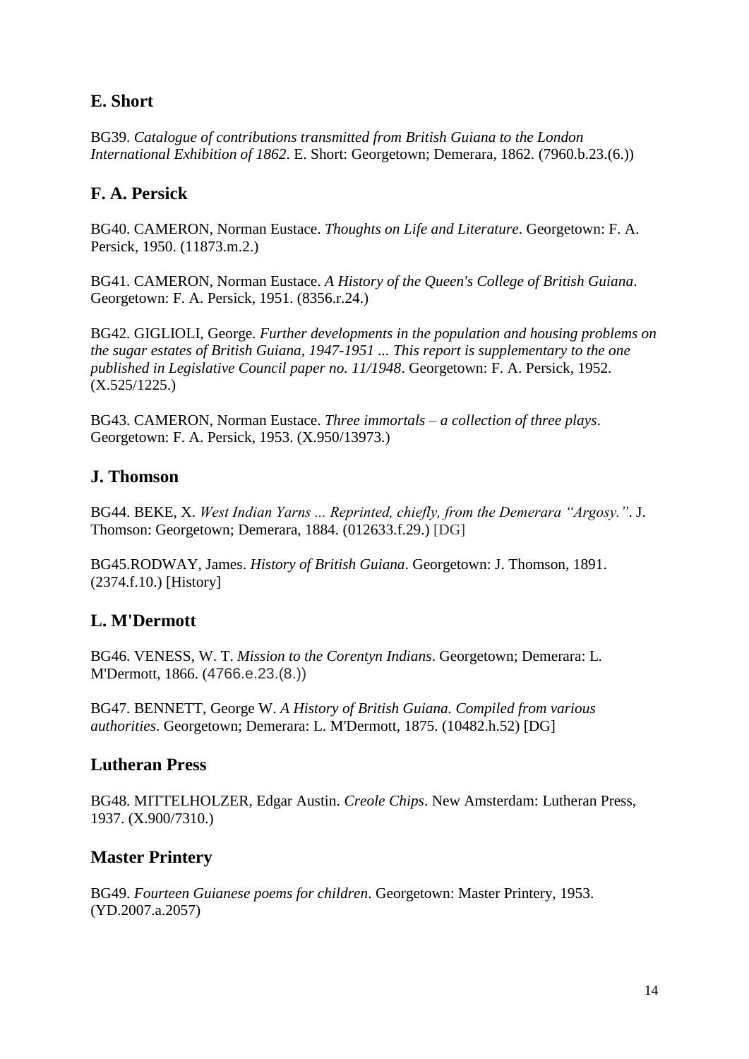## E. Short

BG39. *Catalogue of contributions transmitted from British Guiana to the London International Exhibition of 1862*. E. Short: Georgetown; Demerara, 1862. (7960.b.23.(6.))

## F. A. Persick

BG40. CAMERON, Norman Eustace. *Thoughts on Life and Literature*. Georgetown: F. A. Persick, 1950. (11873.m.2.)

BG41. CAMERON, Norman Eustace. *A History of the Queen's College of British Guiana*. Georgetown: F. A. Persick, 1951. (8356.r.24.)

BG42. GIGLIOLI, George. *Further developments in the population and housing problems on the sugar estates of British Guiana, 1947-1951 ... This report is supplementary to the one published in Legislative Council paper no. 11/1948*. Georgetown: F. A. Persick, 1952. (X.525/1225.)

BG43. CAMERON, Norman Eustace. *Three immortals – a collection of three plays*. Georgetown: F. A. Persick, 1953. (X.950/13973.)

## J. Thomson

BG44. BEKE, X. *West Indian Yarns ... Reprinted, chiefly, from the Demerara "Argosy."*. J. Thomson: Georgetown; Demerara, 1884. (012633.f.29.) [DG]

BG45.RODWAY, James. *History of British Guiana*. Georgetown: J. Thomson, 1891. (2374.f.10.) [History]

## L. M'Dermott

BG46. VENESS, W. T. *Mission to the Corentyn Indians*. Georgetown; Demerara: L. M'Dermott, 1866. (4766.e.23.(8.))

BG47. BENNETT, George W. *A History of British Guiana. Compiled from various authorities*. Georgetown; Demerara: L. M'Dermott, 1875. (10482.h.52) [DG]

## Lutheran Press

BG48. MITTELHOLZER, Edgar Austin. *Creole Chips*. New Amsterdam: Lutheran Press, 1937. (X.900/7310.)

## Master Printery

BG49. *Fourteen Guianese poems for children*. Georgetown: Master Printery, 1953. (YD.2007.a.2057)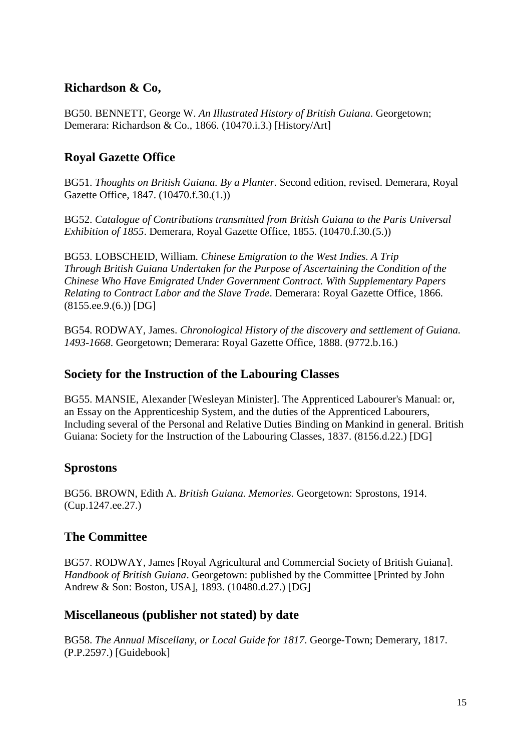## Richardson & Co,

BG50. BENNETT, George W. *An Illustrated History of British Guiana*. Georgetown; Demerara: Richardson & Co., 1866. (10470.i.3.) [History/Art]

## Royal Gazette Office

BG51. *Thoughts on British Guiana. By a Planter.* Second edition, revised. Demerara, Royal Gazette Office, 1847. (10470.f.30.(1.))

BG52. *Catalogue of Contributions transmitted from British Guiana to the Paris Universal Exhibition of 1855*. Demerara, Royal Gazette Office, 1855. (10470.f.30.(5.))

BG53. LOBSCHEID, William. *Chinese Emigration to the West Indies. A Trip Through British Guiana Undertaken for the Purpose of Ascertaining the Condition of the Chinese Who Have Emigrated Under Government Contract. With Supplementary Papers Relating to Contract Labor and the Slave Trade*. Demerara: Royal Gazette Office, 1866. (8155.ee.9.(6.)) [DG]

BG54. RODWAY, James. *Chronological History of the discovery and settlement of Guiana. 1493-1668*. Georgetown; Demerara: Royal Gazette Office, 1888. (9772.b.16.)

## Society for the Instruction of the Labouring Classes

BG55. MANSIE, Alexander [Wesleyan Minister]. The Apprenticed Labourer's Manual: or, an Essay on the Apprenticeship System, and the duties of the Apprenticed Labourers, Including several of the Personal and Relative Duties Binding on Mankind in general. British Guiana: Society for the Instruction of the Labouring Classes, 1837. (8156.d.22.) [DG]

## Sprostons

BG56. BROWN, Edith A. *British Guiana. Memories.* Georgetown: Sprostons, 1914. (Cup.1247.ee.27.)

## The Committee

BG57. RODWAY, James [Royal Agricultural and Commercial Society of British Guiana]. *Handbook of British Guiana*. Georgetown: published by the Committee [Printed by John Andrew & Son: Boston, USA], 1893. (10480.d.27.) [DG]

## Miscellaneous (publisher not stated) by date

BG58. *The Annual Miscellany, or Local Guide for 1817*. George-Town; Demerary, 1817. (P.P.2597.) [Guidebook]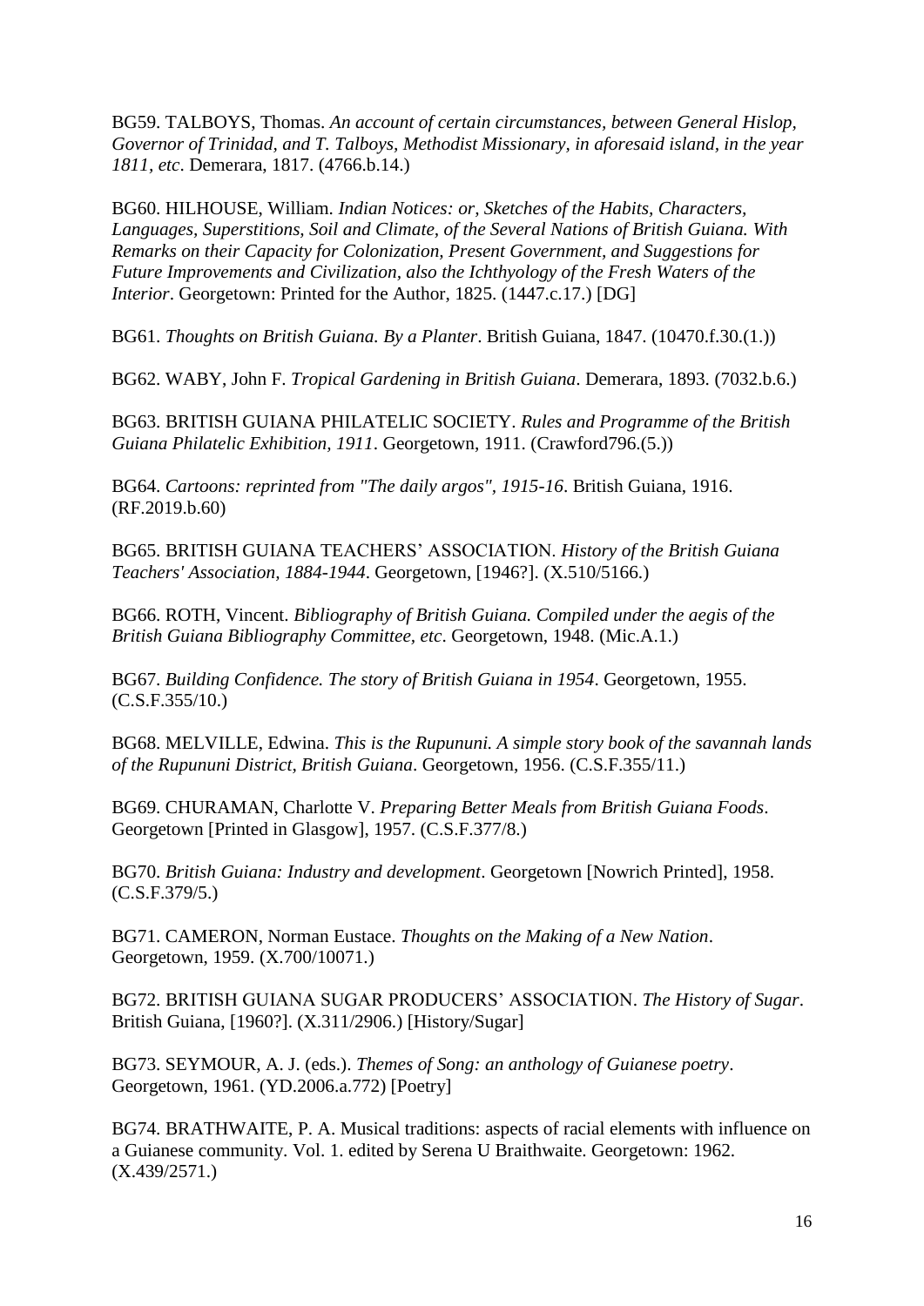BG59. TALBOYS, Thomas. *An account of certain circumstances, between General Hislop, Governor of Trinidad, and T. Talboys, Methodist Missionary, in aforesaid island, in the year 1811, etc*. Demerara, 1817. (4766.b.14.)

BG60. HILHOUSE, William. *Indian Notices: or, Sketches of the Habits, Characters, Languages, Superstitions, Soil and Climate, of the Several Nations of British Guiana. With Remarks on their Capacity for Colonization, Present Government, and Suggestions for Future Improvements and Civilization, also the Ichthyology of the Fresh Waters of the Interior*. Georgetown: Printed for the Author, 1825. (1447.c.17.) [DG]

BG61. *Thoughts on British Guiana. By a Planter*. British Guiana, 1847. (10470.f.30.(1.))

BG62. WABY, John F. *Tropical Gardening in British Guiana*. Demerara, 1893. (7032.b.6.)

BG63. BRITISH GUIANA PHILATELIC SOCIETY. *Rules and Programme of the British Guiana Philatelic Exhibition, 1911*. Georgetown, 1911. (Crawford796.(5.))

BG64. *Cartoons: reprinted from "The daily argos", 1915-16*. British Guiana, 1916. (RF.2019.b.60)

BG65. BRITISH GUIANA TEACHERS' ASSOCIATION. *History of the British Guiana Teachers' Association, 1884-1944*. Georgetown, [1946?]. (X.510/5166.)

BG66. ROTH, Vincent. *Bibliography of British Guiana. Compiled under the aegis of the British Guiana Bibliography Committee, etc*. Georgetown, 1948. (Mic.A.1.)

BG67. *Building Confidence. The story of British Guiana in 1954*. Georgetown, 1955. (C.S.F.355/10.)

BG68. MELVILLE, Edwina. *This is the Rupununi. A simple story book of the savannah lands of the Rupununi District, British Guiana*. Georgetown, 1956. (C.S.F.355/11.)

BG69. CHURAMAN, Charlotte V. *Preparing Better Meals from British Guiana Foods*. Georgetown [Printed in Glasgow], 1957. (C.S.F.377/8.)

BG70. *British Guiana: Industry and development*. Georgetown [Nowrich Printed], 1958. (C.S.F.379/5.)

BG71. CAMERON, Norman Eustace. *Thoughts on the Making of a New Nation*. Georgetown, 1959. (X.700/10071.)

BG72. BRITISH GUIANA SUGAR PRODUCERS' ASSOCIATION. *The History of Sugar*. British Guiana, [1960?]. (X.311/2906.) [History/Sugar]

BG73. SEYMOUR, A. J. (eds.). *Themes of Song: an anthology of Guianese poetry*. Georgetown, 1961. (YD.2006.a.772) [Poetry]

BG74. BRATHWAITE, P. A. Musical traditions: aspects of racial elements with influence on a Guianese community. Vol. 1. edited by Serena U Braithwaite. Georgetown: 1962. (X.439/2571.)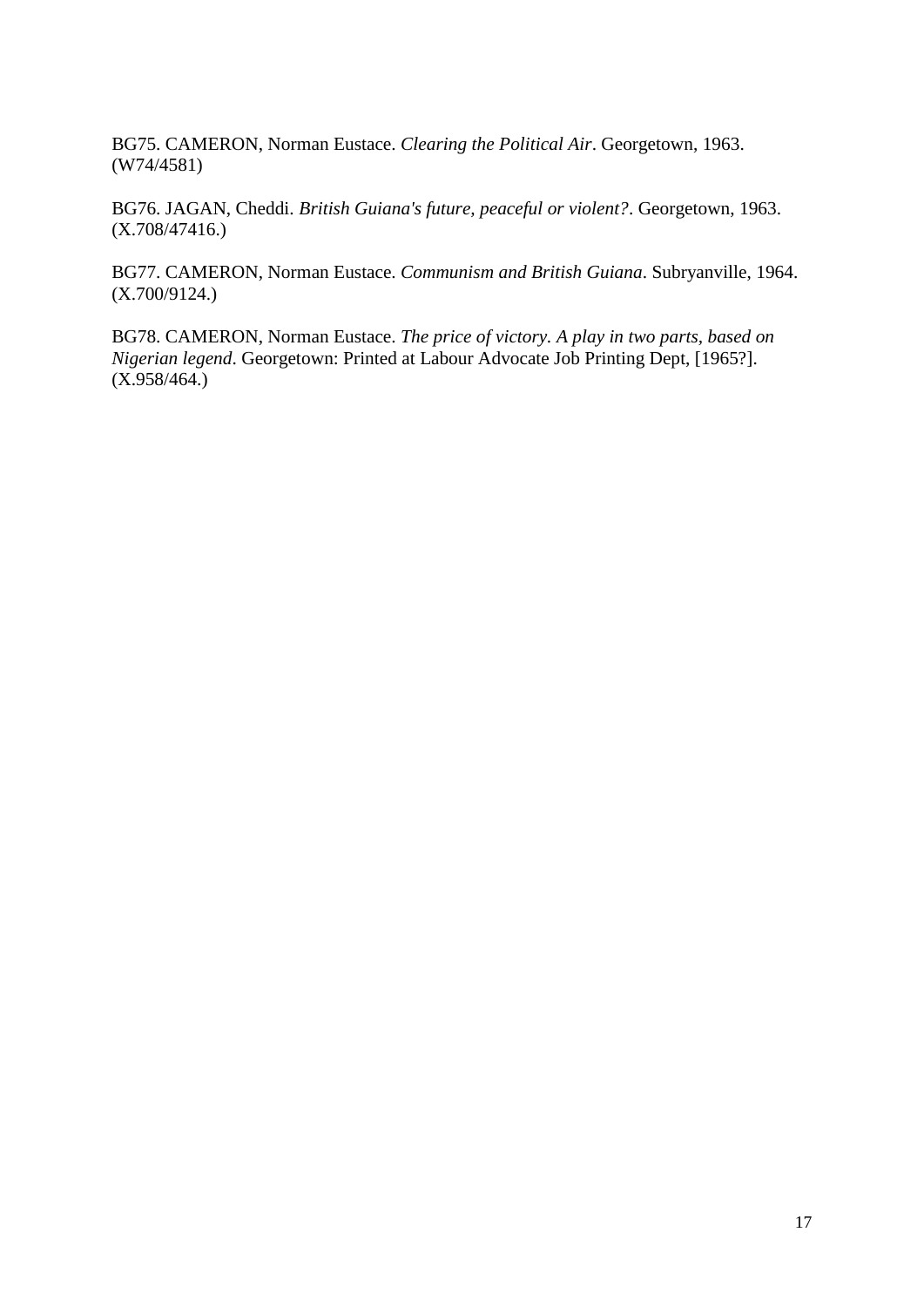BG75. CAMERON, Norman Eustace. *Clearing the Political Air*. Georgetown, 1963. (W74/4581)

BG76. JAGAN, Cheddi. *British Guiana's future, peaceful or violent?*. Georgetown, 1963. (X.708/47416.)

BG77. CAMERON, Norman Eustace. *Communism and British Guiana*. Subryanville, 1964. (X.700/9124.)

BG78. CAMERON, Norman Eustace. *The price of victory. A play in two parts, based on Nigerian legend*. Georgetown: Printed at Labour Advocate Job Printing Dept, [1965?]. (X.958/464.)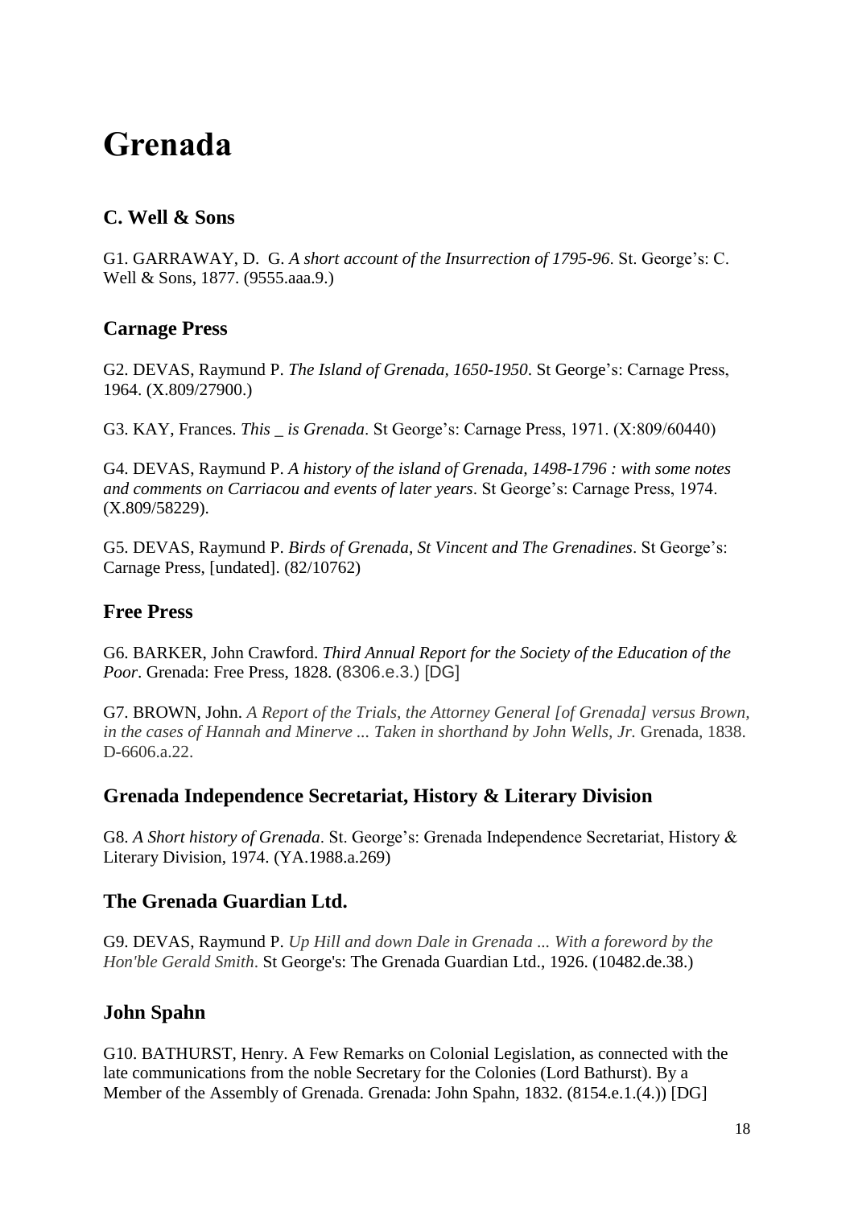# Grenada

## C. Well & Sons

G1. GARRAWAY, D. G. *A short account of the Insurrection of 1795-96*. St. George's: C. Well & Sons, 1877. (9555.aaa.9.)

## Carnage Press

G2. DEVAS, Raymund P. *The Island of Grenada, 1650-1950*. St George's: Carnage Press, 1964. (X.809/27900.)

G3. KAY, Frances. *This _ is Grenada*. St George's: Carnage Press, 1971. (X:809/60440)

G4. DEVAS, Raymund P. *A history of the island of Grenada, 1498-1796 : with some notes and comments on Carriacou and events of later years*. St George's: Carnage Press, 1974. (X.809/58229).

G5. DEVAS, Raymund P. *Birds of Grenada, St Vincent and The Grenadines*. St George's: Carnage Press, [undated]. (82/10762)

## Free Press

G6. BARKER, John Crawford. *Third Annual Report for the Society of the Education of the Poor*. Grenada: Free Press, 1828. (8306.e.3.) [DG]

G7. BROWN, John. *A Report of the Trials, the Attorney General [of Grenada] versus Brown, in the cases of Hannah and Minerve ... Taken in shorthand by John Wells, Jr.* Grenada, 1838. D-6606.a.22.

## Grenada Independence Secretariat, History & Literary Division

G8. *A Short history of Grenada*. St. George's: Grenada Independence Secretariat, History & Literary Division, 1974. (YA.1988.a.269)

## The Grenada Guardian Ltd.

G9. DEVAS, Raymund P. *Up Hill and down Dale in Grenada ... With a foreword by the Hon'ble Gerald Smith*. St George's: The Grenada Guardian Ltd., 1926. (10482.de.38.)

## John Spahn

G10. BATHURST, Henry. A Few Remarks on Colonial Legislation, as connected with the late communications from the noble Secretary for the Colonies (Lord Bathurst). By a Member of the Assembly of Grenada. Grenada: John Spahn, 1832. (8154.e.1.(4.)) [DG]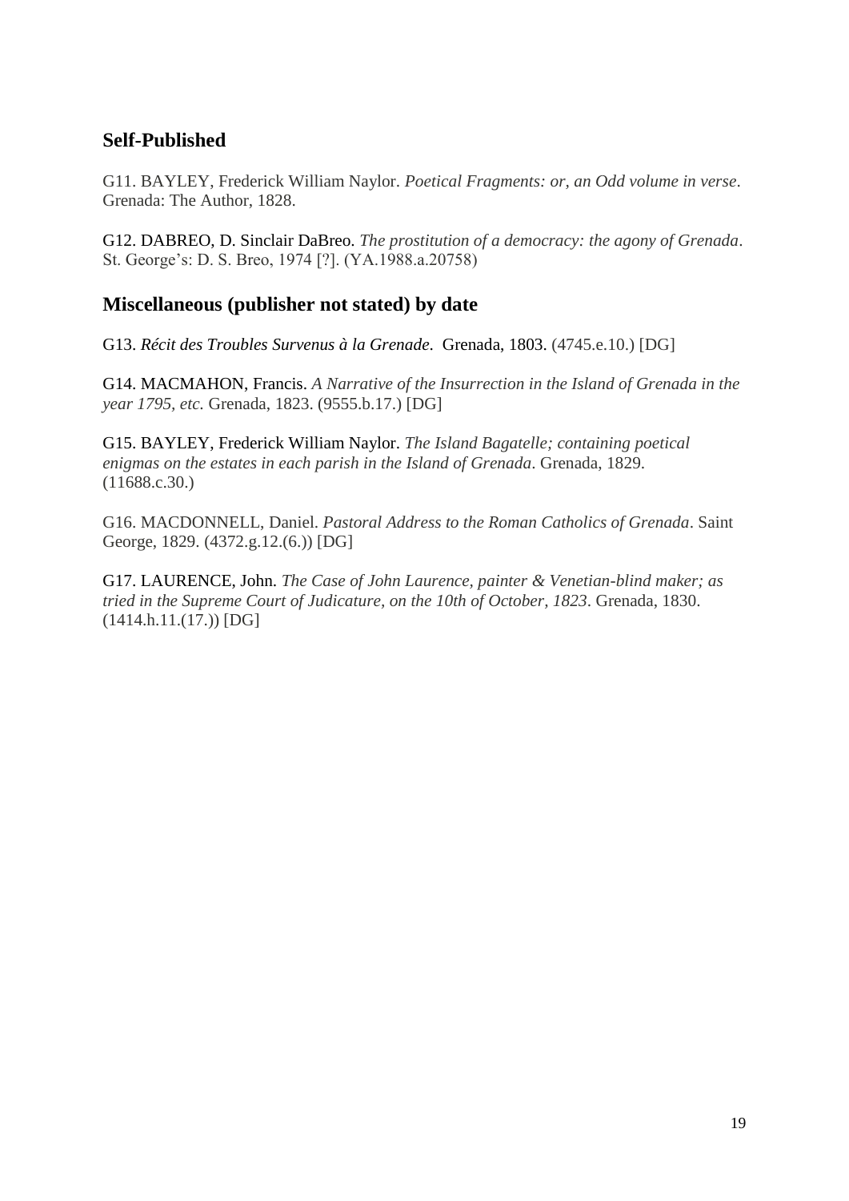## Self-Published

G11. BAYLEY, Frederick William Naylor. *Poetical Fragments: or, an Odd volume in verse*. Grenada: The Author, 1828.

G12. DABREO, D. Sinclair DaBreo. *The prostitution of a democracy: the agony of Grenada*. St. George's: D. S. Breo, 1974 [?]. (YA.1988.a.20758)

## Miscellaneous (publisher not stated) by date

G13. *Récit des Troubles Survenus à la Grenade*. Grenada, 1803. (4745.e.10.) [DG]

G14. MACMAHON, Francis. *A Narrative of the Insurrection in the Island of Grenada in the year 1795, etc.* Grenada, 1823. (9555.b.17.) [DG]

G15. BAYLEY, Frederick William Naylor. *The Island Bagatelle; containing poetical enigmas on the estates in each parish in the Island of Grenada*. Grenada, 1829. (11688.c.30.)

G16. MACDONNELL, Daniel. *Pastoral Address to the Roman Catholics of Grenada*. Saint George, 1829. (4372.g.12.(6.)) [DG]

G17. LAURENCE, John. *The Case of John Laurence, painter & Venetian-blind maker; as tried in the Supreme Court of Judicature, on the 10th of October, 1823*. Grenada, 1830. (1414.h.11.(17.)) [DG]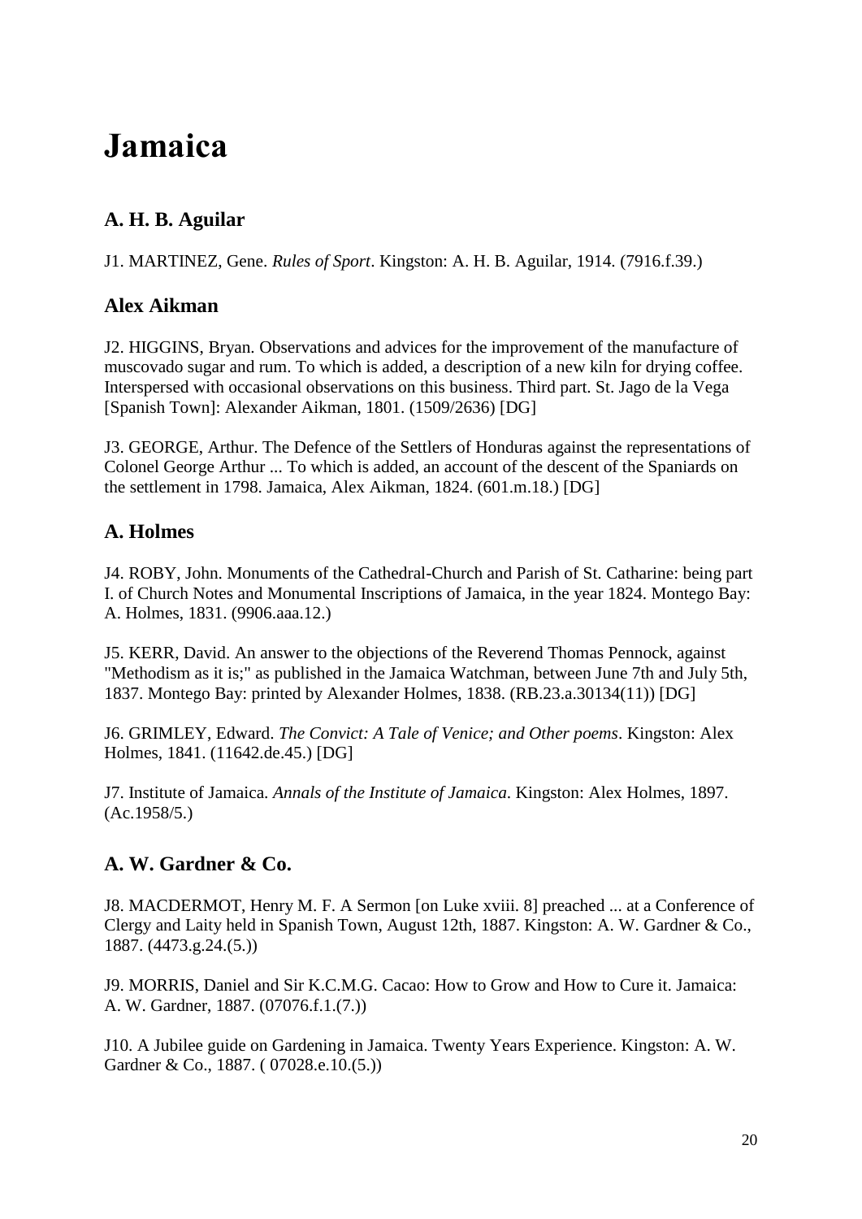# Jamaica

## A. H. B. Aguilar

J1. MARTINEZ, Gene. *Rules of Sport*. Kingston: A. H. B. Aguilar, 1914. (7916.f.39.)

## Alex Aikman

J2. HIGGINS, Bryan. Observations and advices for the improvement of the manufacture of muscovado sugar and rum. To which is added, a description of a new kiln for drying coffee. Interspersed with occasional observations on this business. Third part. St. Jago de la Vega [Spanish Town]: Alexander Aikman, 1801. (1509/2636) [DG]

J3. GEORGE, Arthur. The Defence of the Settlers of Honduras against the representations of Colonel George Arthur ... To which is added, an account of the descent of the Spaniards on the settlement in 1798. Jamaica, Alex Aikman, 1824. (601.m.18.) [DG]

## A. Holmes

J4. ROBY, John. Monuments of the Cathedral-Church and Parish of St. Catharine: being part I. of Church Notes and Monumental Inscriptions of Jamaica, in the year 1824. Montego Bay: A. Holmes, 1831. (9906.aaa.12.)

J5. KERR, David. An answer to the objections of the Reverend Thomas Pennock, against "Methodism as it is;" as published in the Jamaica Watchman, between June 7th and July 5th, 1837. Montego Bay: printed by Alexander Holmes, 1838. (RB.23.a.30134(11)) [DG]

J6. GRIMLEY, Edward. *The Convict: A Tale of Venice; and Other poems*. Kingston: Alex Holmes, 1841. (11642.de.45.) [DG]

J7. Institute of Jamaica. *Annals of the Institute of Jamaica*. Kingston: Alex Holmes, 1897. (Ac.1958/5.)

## A. W. Gardner & Co.

J8. MACDERMOT, Henry M. F. A Sermon [on Luke xviii. 8] preached ... at a Conference of Clergy and Laity held in Spanish Town, August 12th, 1887. Kingston: A. W. Gardner & Co., 1887. (4473.g.24.(5.))

J9. MORRIS, Daniel and Sir K.C.M.G. Cacao: How to Grow and How to Cure it. Jamaica: A. W. Gardner, 1887. (07076.f.1.(7.))

J10. A Jubilee guide on Gardening in Jamaica. Twenty Years Experience. Kingston: A. W. Gardner & Co., 1887. ( 07028.e.10.(5.))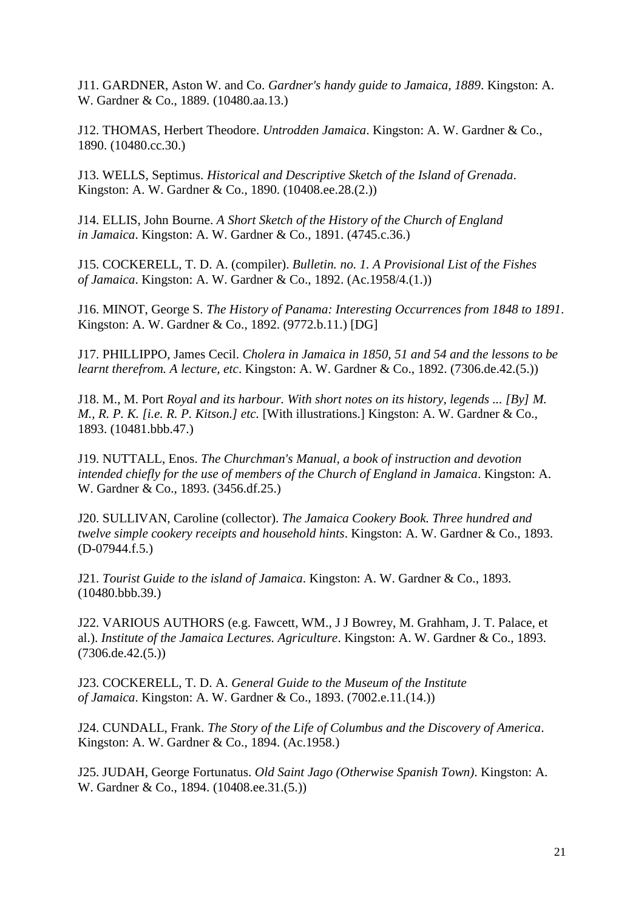J11. GARDNER, Aston W. and Co. *Gardner's handy guide to Jamaica, 1889*. Kingston: A. W. Gardner & Co., 1889. (10480.aa.13.)

J12. THOMAS, Herbert Theodore. *Untrodden Jamaica*. Kingston: A. W. Gardner & Co., 1890. (10480.cc.30.)

J13. WELLS, Septimus. *Historical and Descriptive Sketch of the Island of Grenada*. Kingston: A. W. Gardner & Co., 1890. (10408.ee.28.(2.))

J14. ELLIS, John Bourne. *A Short Sketch of the History of the Church of England in Jamaica*. Kingston: A. W. Gardner & Co., 1891. (4745.c.36.)

J15. COCKERELL, T. D. A. (compiler). *Bulletin. no. 1. A Provisional List of the Fishes of Jamaica*. Kingston: A. W. Gardner & Co., 1892. (Ac.1958/4.(1.))

J16. MINOT, George S. *The History of Panama: Interesting Occurrences from 1848 to 1891*. Kingston: A. W. Gardner & Co., 1892. (9772.b.11.) [DG]

J17. PHILLIPPO, James Cecil. *Cholera in Jamaica in 1850, 51 and 54 and the lessons to be learnt therefrom. A lecture, etc*. Kingston: A. W. Gardner & Co., 1892. (7306.de.42.(5.))

J18. M., M. Port *Royal and its harbour. With short notes on its history, legends ... [By] M. M., R. P. K. [i.e. R. P. Kitson.] etc.* [With illustrations.] Kingston: A. W. Gardner & Co., 1893. (10481.bbb.47.)

J19. NUTTALL, Enos. *The Churchman's Manual, a book of instruction and devotion intended chiefly for the use of members of the Church of England in Jamaica*. Kingston: A. W. Gardner & Co., 1893. (3456.df.25.)

J20. SULLIVAN, Caroline (collector). *The Jamaica Cookery Book. Three hundred and twelve simple cookery receipts and household hints*. Kingston: A. W. Gardner & Co., 1893. (D-07944.f.5.)

J21. *Tourist Guide to the island of Jamaica*. Kingston: A. W. Gardner & Co., 1893. (10480.bbb.39.)

J22. VARIOUS AUTHORS (e.g. Fawcett, WM., J J Bowrey, M. Grahham, J. T. Palace, et al.). *Institute of the Jamaica Lectures. Agriculture*. Kingston: A. W. Gardner & Co., 1893. (7306.de.42.(5.))

J23. COCKERELL, T. D. A. *General Guide to the Museum of the Institute of Jamaica*. Kingston: A. W. Gardner & Co., 1893. (7002.e.11.(14.))

J24. CUNDALL, Frank. *The Story of the Life of Columbus and the Discovery of America*. Kingston: A. W. Gardner & Co., 1894. (Ac.1958.)

J25. JUDAH, George Fortunatus. *Old Saint Jago (Otherwise Spanish Town)*. Kingston: A. W. Gardner & Co., 1894. (10408.ee.31.(5.))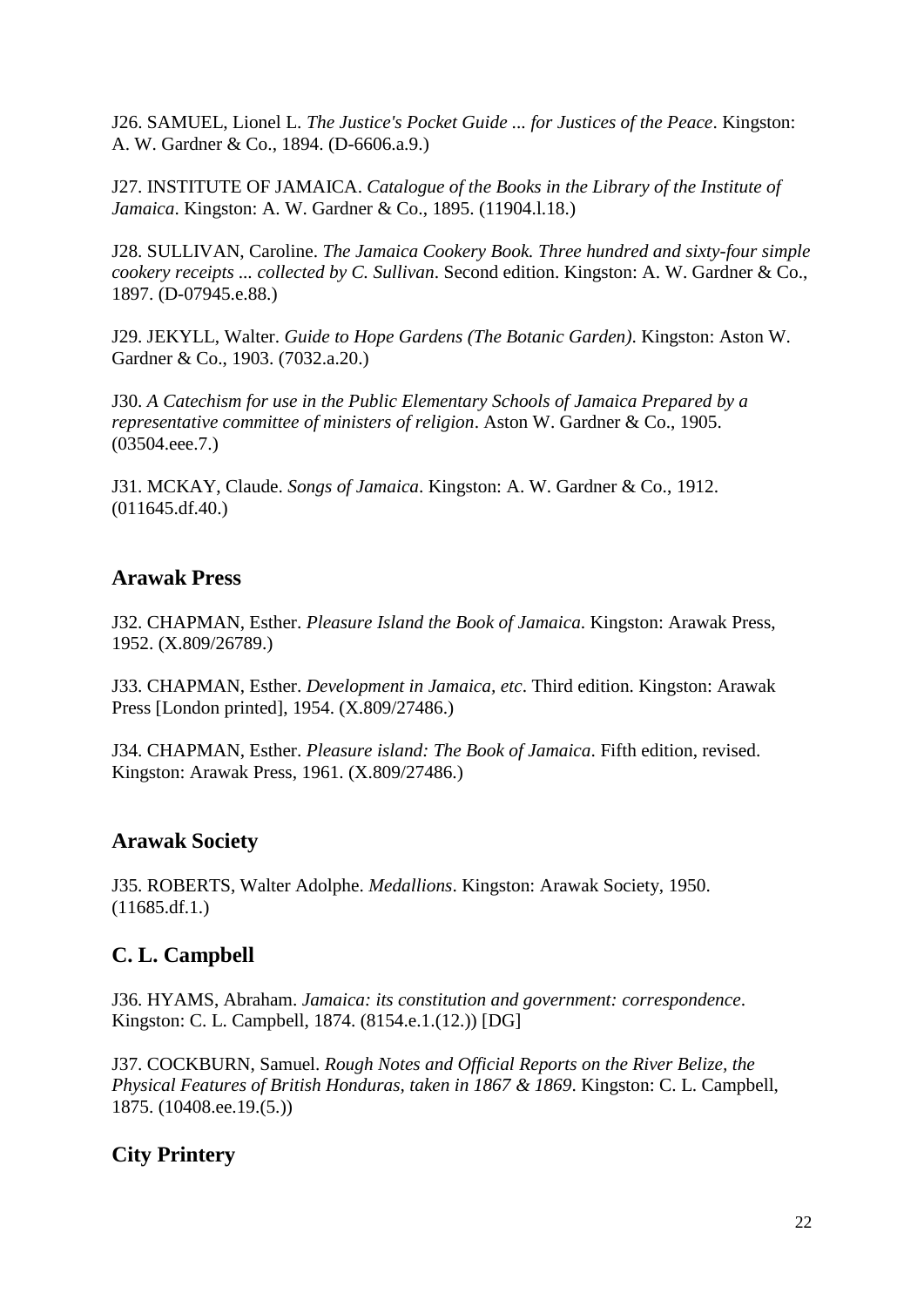J26. SAMUEL, Lionel L. *The Justice's Pocket Guide ... for Justices of the Peace*. Kingston: A. W. Gardner & Co., 1894. (D-6606.a.9.)

J27. INSTITUTE OF JAMAICA. *Catalogue of the Books in the Library of the Institute of Jamaica*. Kingston: A. W. Gardner & Co., 1895. (11904.l.18.)

J28. SULLIVAN, Caroline. *The Jamaica Cookery Book. Three hundred and sixty-four simple cookery receipts ... collected by C. Sullivan*. Second edition. Kingston: A. W. Gardner & Co., 1897. (D-07945.e.88.)

J29. JEKYLL, Walter. *Guide to Hope Gardens (The Botanic Garden)*. Kingston: Aston W. Gardner & Co., 1903. (7032.a.20.)

J30. *A Catechism for use in the Public Elementary Schools of Jamaica Prepared by a representative committee of ministers of religion*. Aston W. Gardner & Co., 1905. (03504.eee.7.)

J31. MCKAY, Claude. *Songs of Jamaica*. Kingston: A. W. Gardner & Co., 1912. (011645.df.40.)

## Arawak Press

J32. CHAPMAN, Esther. *Pleasure Island the Book of Jamaica*. Kingston: Arawak Press, 1952. (X.809/26789.)

J33. CHAPMAN, Esther. *Development in Jamaica, etc*. Third edition. Kingston: Arawak Press [London printed], 1954. (X.809/27486.)

J34. CHAPMAN, Esther. *Pleasure island: The Book of Jamaica*. Fifth edition, revised. Kingston: Arawak Press, 1961. (X.809/27486.)

## Arawak Society

J35. ROBERTS, Walter Adolphe. *Medallions*. Kingston: Arawak Society, 1950. (11685.df.1.)

## C. L. Campbell

J36. HYAMS, Abraham. *Jamaica: its constitution and government: correspondence*. Kingston: C. L. Campbell, 1874. (8154.e.1.(12.)) [DG]

J37. COCKBURN, Samuel. *Rough Notes and Official Reports on the River Belize, the Physical Features of British Honduras, taken in 1867 & 1869*. Kingston: C. L. Campbell, 1875. (10408.ee.19.(5.))

## City Printery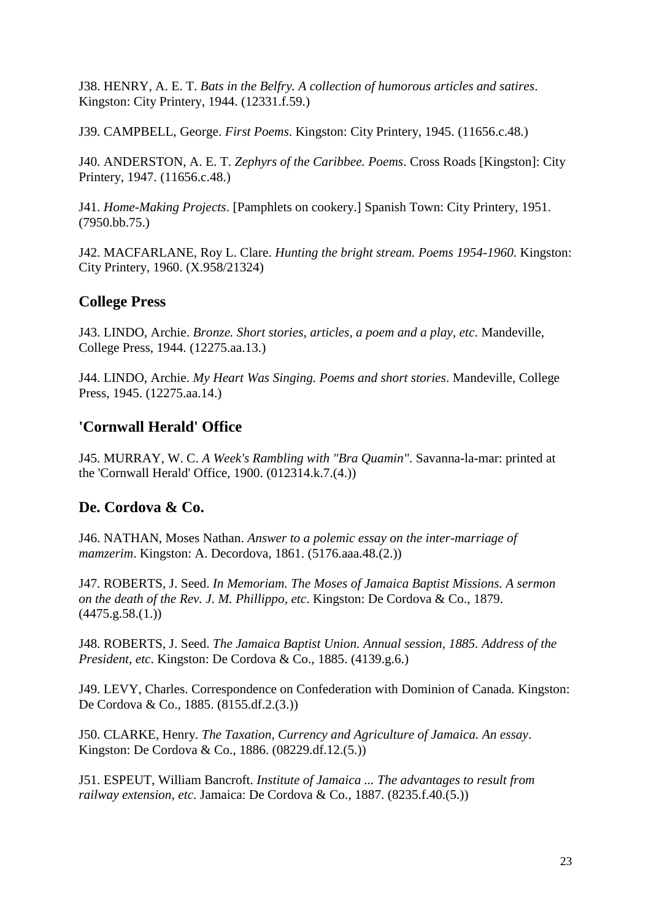J38. HENRY, A. E. T. *Bats in the Belfry. A collection of humorous articles and satires*. Kingston: City Printery, 1944. (12331.f.59.)

J39. CAMPBELL, George. *First Poems*. Kingston: City Printery, 1945. (11656.c.48.)

J40. ANDERSTON, A. E. T. *Zephyrs of the Caribbee. Poems*. Cross Roads [Kingston]: City Printery, 1947. (11656.c.48.)

J41. *Home-Making Projects*. [Pamphlets on cookery.] Spanish Town: City Printery, 1951. (7950.bb.75.)

J42. MACFARLANE, Roy L. Clare. *Hunting the bright stream. Poems 1954-1960*. Kingston: City Printery, 1960. (X.958/21324)

## College Press

J43. LINDO, Archie. *Bronze. Short stories, articles, a poem and a play, etc*. Mandeville, College Press, 1944. (12275.aa.13.)

J44. LINDO, Archie. *My Heart Was Singing. Poems and short stories*. Mandeville, College Press, 1945. (12275.aa.14.)

## 'Cornwall Herald' Office

J45. MURRAY, W. C. *A Week's Rambling with "Bra Quamin"*. Savanna-la-mar: printed at the 'Cornwall Herald' Office, 1900. (012314.k.7.(4.))

## De. Cordova & Co.

J46. NATHAN, Moses Nathan. *Answer to a polemic essay on the inter-marriage of mamzerim*. Kingston: A. Decordova, 1861. (5176.aaa.48.(2.))

J47. ROBERTS, J. Seed. *In Memoriam. The Moses of Jamaica Baptist Missions. A sermon on the death of the Rev. J. M. Phillippo, etc*. Kingston: De Cordova & Co., 1879. (4475.g.58.(1.))

J48. ROBERTS, J. Seed. *The Jamaica Baptist Union. Annual session, 1885. Address of the President, etc*. Kingston: De Cordova & Co., 1885. (4139.g.6.)

J49. LEVY, Charles. Correspondence on Confederation with Dominion of Canada. Kingston: De Cordova & Co., 1885. (8155.df.2.(3.))

J50. CLARKE, Henry. *The Taxation, Currency and Agriculture of Jamaica. An essay*. Kingston: De Cordova & Co., 1886. (08229.df.12.(5.))

J51. ESPEUT, William Bancroft. *Institute of Jamaica ... The advantages to result from railway extension, etc*. Jamaica: De Cordova & Co., 1887. (8235.f.40.(5.))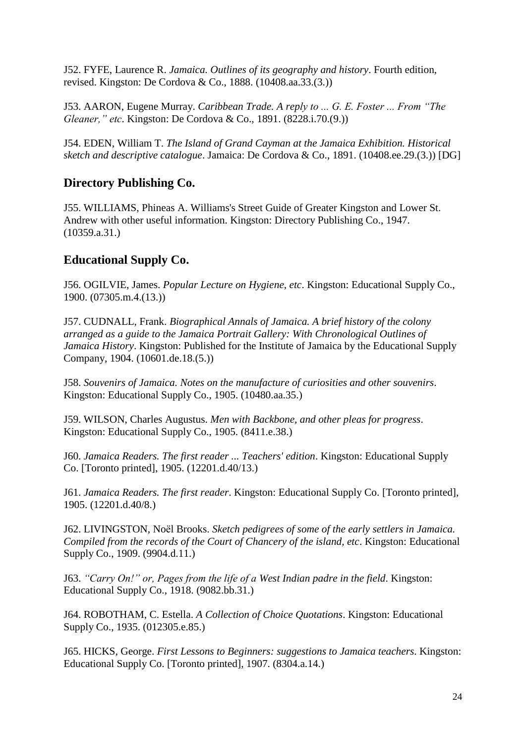J52. FYFE, Laurence R. *Jamaica. Outlines of its geography and history*. Fourth edition, revised. Kingston: De Cordova & Co., 1888. (10408.aa.33.(3.))

J53. AARON, Eugene Murray. *Caribbean Trade. A reply to ... G. E. Foster ... From "The Gleaner," etc*. Kingston: De Cordova & Co., 1891. (8228.i.70.(9.))

J54. EDEN, William T. *The Island of Grand Cayman at the Jamaica Exhibition. Historical sketch and descriptive catalogue*. Jamaica: De Cordova & Co., 1891. (10408.ee.29.(3.)) [DG]

## Directory Publishing Co.

J55. WILLIAMS, Phineas A. Williams's Street Guide of Greater Kingston and Lower St. Andrew with other useful information. Kingston: Directory Publishing Co., 1947. (10359.a.31.)

## Educational Supply Co.

J56. OGILVIE, James. *Popular Lecture on Hygiene, etc*. Kingston: Educational Supply Co., 1900. (07305.m.4.(13.))

J57. CUDNALL, Frank. *Biographical Annals of Jamaica. A brief history of the colony arranged as a guide to the Jamaica Portrait Gallery: With Chronological Outlines of Jamaica History*. Kingston: Published for the Institute of Jamaica by the Educational Supply Company, 1904. (10601.de.18.(5.))

J58. *Souvenirs of Jamaica. Notes on the manufacture of curiosities and other souvenirs*. Kingston: Educational Supply Co., 1905. (10480.aa.35.)

J59. WILSON, Charles Augustus. *Men with Backbone, and other pleas for progress*. Kingston: Educational Supply Co., 1905. (8411.e.38.)

J60. *Jamaica Readers. The first reader ... Teachers' edition*. Kingston: Educational Supply Co. [Toronto printed], 1905. (12201.d.40/13.)

J61. *Jamaica Readers. The first reader*. Kingston: Educational Supply Co. [Toronto printed], 1905. (12201.d.40/8.)

J62. LIVINGSTON, Noël Brooks. *Sketch pedigrees of some of the early settlers in Jamaica. Compiled from the records of the Court of Chancery of the island, etc*. Kingston: Educational Supply Co., 1909. (9904.d.11.)

J63. *"Carry On!" or, Pages from the life of a West Indian padre in the field*. Kingston: Educational Supply Co., 1918. (9082.bb.31.)

J64. ROBOTHAM, C. Estella. *A Collection of Choice Quotations*. Kingston: Educational Supply Co., 1935. (012305.e.85.)

J65. HICKS, George. *First Lessons to Beginners: suggestions to Jamaica teachers*. Kingston: Educational Supply Co. [Toronto printed], 1907. (8304.a.14.)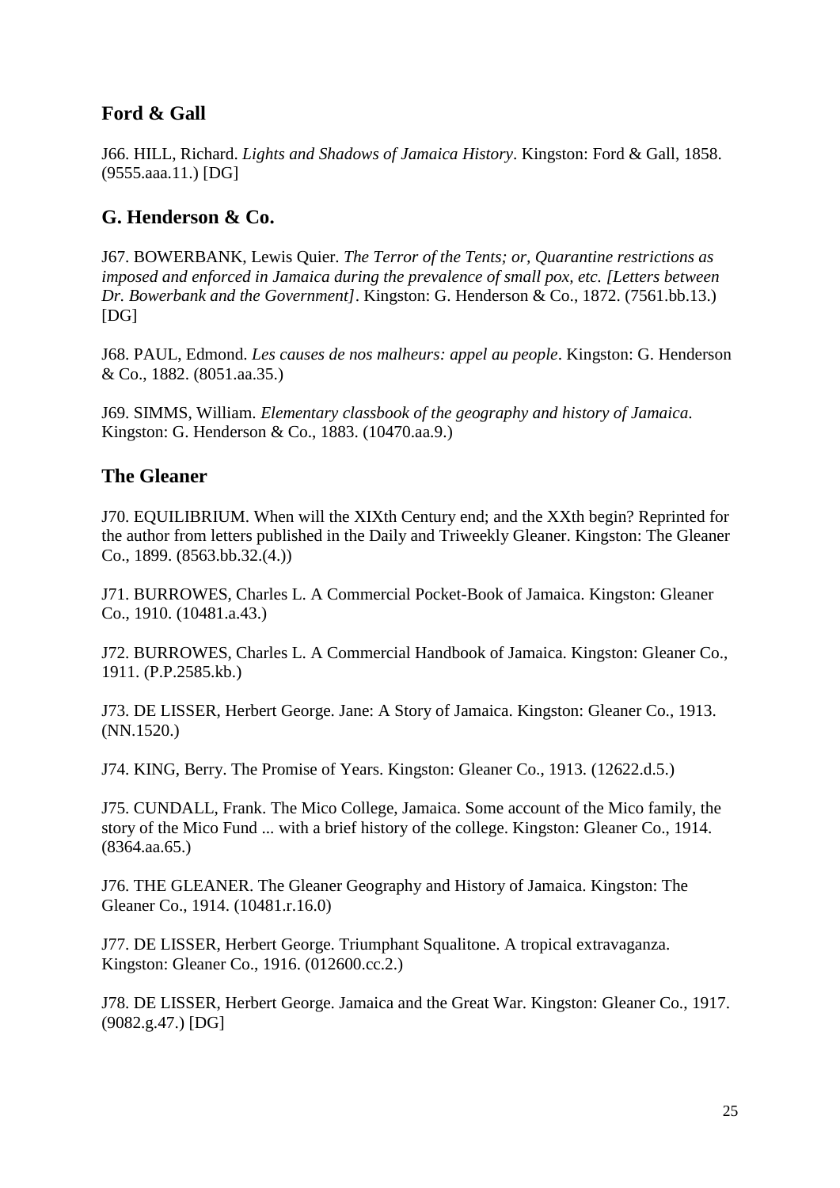## Ford & Gall

J66. HILL, Richard. *Lights and Shadows of Jamaica History*. Kingston: Ford & Gall, 1858. (9555.aaa.11.) [DG]

## G. Henderson & Co.

J67. BOWERBANK, Lewis Quier. *The Terror of the Tents; or, Quarantine restrictions as imposed and enforced in Jamaica during the prevalence of small pox, etc. [Letters between Dr. Bowerbank and the Government]*. Kingston: G. Henderson & Co., 1872. (7561.bb.13.) [DG]

J68. PAUL, Edmond. *Les causes de nos malheurs: appel au people*. Kingston: G. Henderson & Co., 1882. (8051.aa.35.)

J69. SIMMS, William. *Elementary classbook of the geography and history of Jamaica*. Kingston: G. Henderson & Co., 1883. (10470.aa.9.)

## The Gleaner

J70. EQUILIBRIUM. When will the XIXth Century end; and the XXth begin? Reprinted for the author from letters published in the Daily and Triweekly Gleaner. Kingston: The Gleaner Co., 1899. (8563.bb.32.(4.))

J71. BURROWES, Charles L. A Commercial Pocket-Book of Jamaica. Kingston: Gleaner Co., 1910. (10481.a.43.)

J72. BURROWES, Charles L. A Commercial Handbook of Jamaica. Kingston: Gleaner Co., 1911. (P.P.2585.kb.)

J73. DE LISSER, Herbert George. Jane: A Story of Jamaica. Kingston: Gleaner Co., 1913. (NN.1520.)

J74. KING, Berry. The Promise of Years. Kingston: Gleaner Co., 1913. (12622.d.5.)

J75. CUNDALL, Frank. The Mico College, Jamaica. Some account of the Mico family, the story of the Mico Fund ... with a brief history of the college. Kingston: Gleaner Co., 1914. (8364.aa.65.)

J76. THE GLEANER. The Gleaner Geography and History of Jamaica. Kingston: The Gleaner Co., 1914. (10481.r.16.0)

J77. DE LISSER, Herbert George. Triumphant Squalitone. A tropical extravaganza. Kingston: Gleaner Co., 1916. (012600.cc.2.)

J78. DE LISSER, Herbert George. Jamaica and the Great War. Kingston: Gleaner Co., 1917. (9082.g.47.) [DG]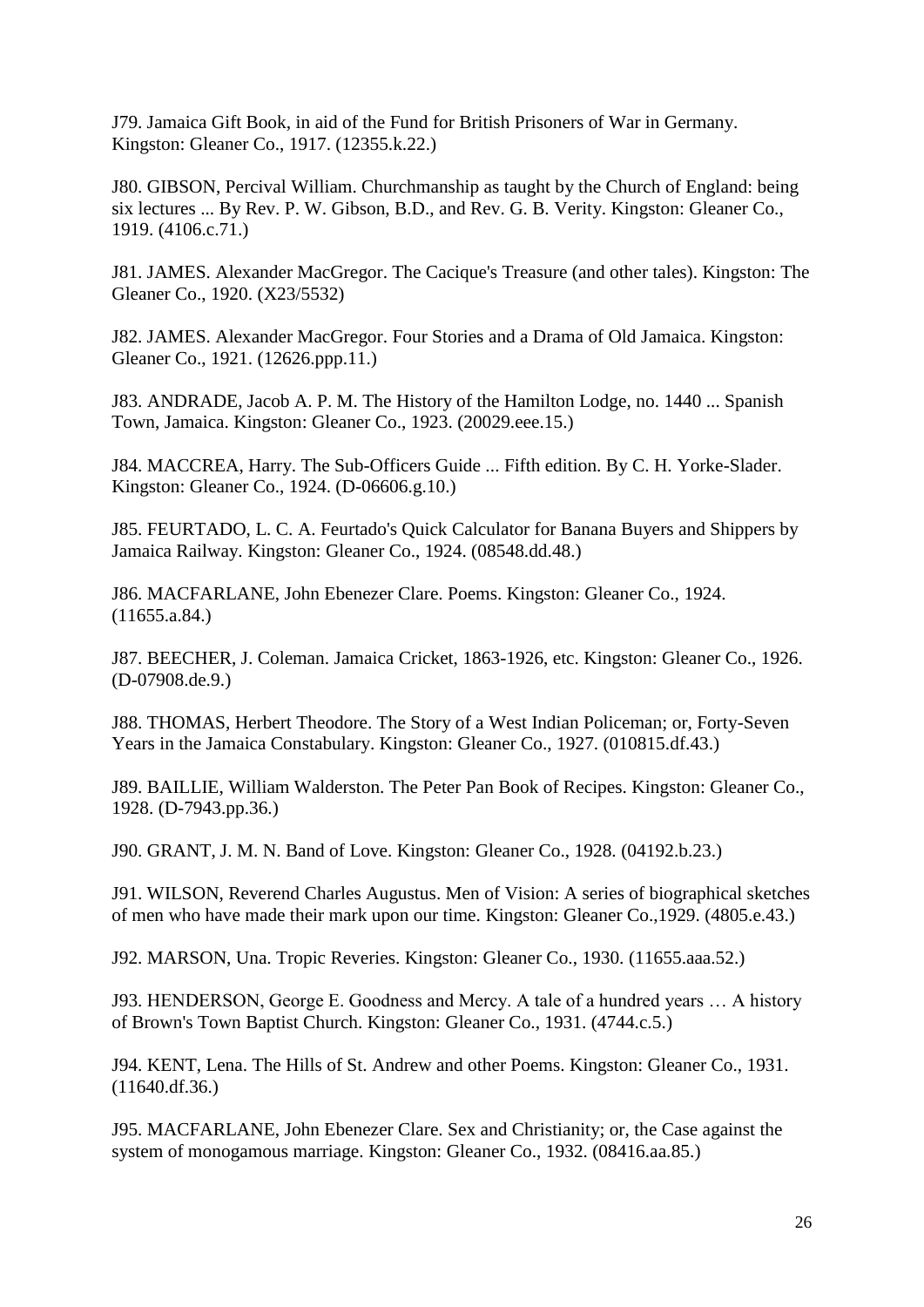J79. Jamaica Gift Book, in aid of the Fund for British Prisoners of War in Germany. Kingston: Gleaner Co., 1917. (12355.k.22.)

J80. GIBSON, Percival William. Churchmanship as taught by the Church of England: being six lectures ... By Rev. P. W. Gibson, B.D., and Rev. G. B. Verity. Kingston: Gleaner Co., 1919. (4106.c.71.)

J81. JAMES. Alexander MacGregor. The Cacique's Treasure (and other tales). Kingston: The Gleaner Co., 1920. (X23/5532)

J82. JAMES. Alexander MacGregor. Four Stories and a Drama of Old Jamaica. Kingston: Gleaner Co., 1921. (12626.ppp.11.)

J83. ANDRADE, Jacob A. P. M. The History of the Hamilton Lodge, no. 1440 ... Spanish Town, Jamaica. Kingston: Gleaner Co., 1923. (20029.eee.15.)

J84. MACCREA, Harry. The Sub-Officers Guide ... Fifth edition. By C. H. Yorke-Slader. Kingston: Gleaner Co., 1924. (D-06606.g.10.)

J85. FEURTADO, L. C. A. Feurtado's Quick Calculator for Banana Buyers and Shippers by Jamaica Railway. Kingston: Gleaner Co., 1924. (08548.dd.48.)

J86. MACFARLANE, John Ebenezer Clare. Poems. Kingston: Gleaner Co., 1924. (11655.a.84.)

J87. BEECHER, J. Coleman. Jamaica Cricket, 1863-1926, etc. Kingston: Gleaner Co., 1926. (D-07908.de.9.)

J88. THOMAS, Herbert Theodore. The Story of a West Indian Policeman; or, Forty-Seven Years in the Jamaica Constabulary. Kingston: Gleaner Co., 1927. (010815.df.43.)

J89. BAILLIE, William Walderston. The Peter Pan Book of Recipes. Kingston: Gleaner Co., 1928. (D-7943.pp.36.)

J90. GRANT, J. M. N. Band of Love. Kingston: Gleaner Co., 1928. (04192.b.23.)

J91. WILSON, Reverend Charles Augustus. Men of Vision: A series of biographical sketches of men who have made their mark upon our time. Kingston: Gleaner Co.,1929. (4805.e.43.)

J92. MARSON, Una. Tropic Reveries. Kingston: Gleaner Co., 1930. (11655.aaa.52.)

J93. HENDERSON, George E. Goodness and Mercy. A tale of a hundred years … A history of Brown's Town Baptist Church. Kingston: Gleaner Co., 1931. (4744.c.5.)

J94. KENT, Lena. The Hills of St. Andrew and other Poems. Kingston: Gleaner Co., 1931. (11640.df.36.)

J95. MACFARLANE, John Ebenezer Clare. Sex and Christianity; or, the Case against the system of monogamous marriage. Kingston: Gleaner Co., 1932. (08416.aa.85.)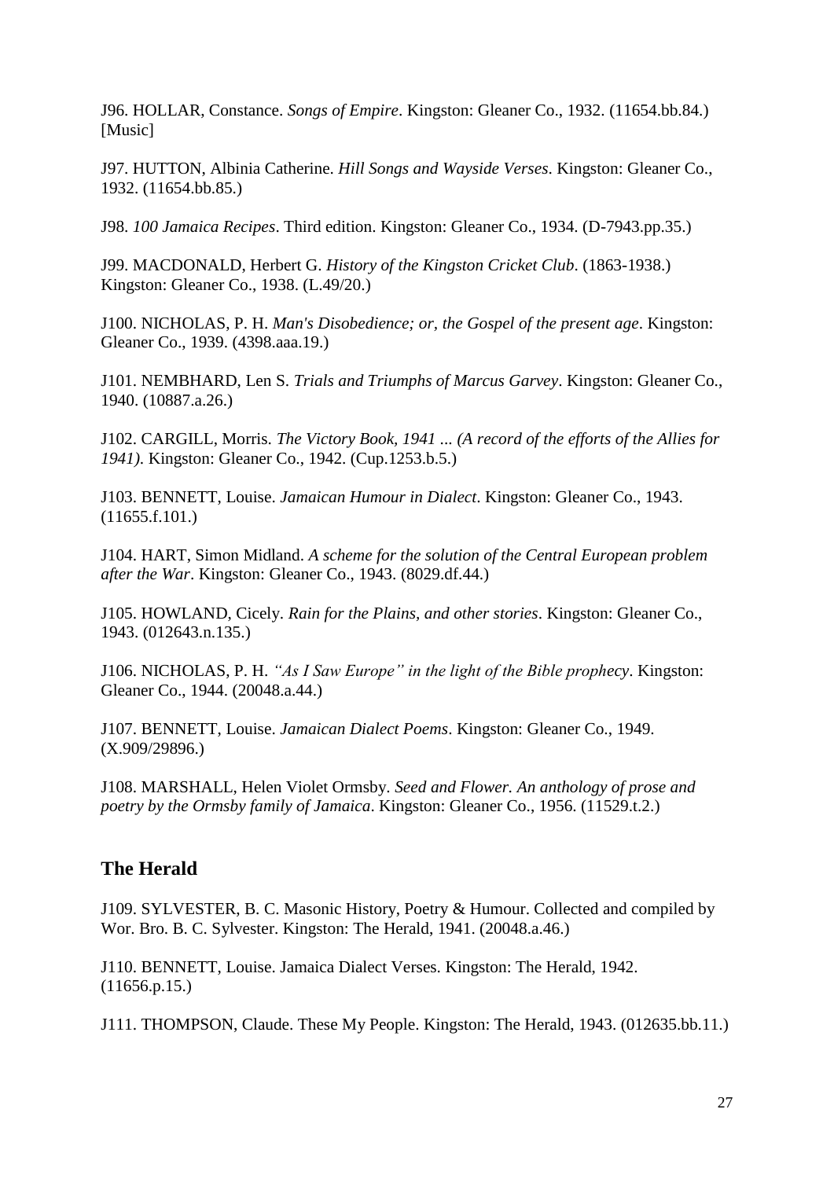J96. HOLLAR, Constance. *Songs of Empire*. Kingston: Gleaner Co., 1932. (11654.bb.84.) [Music]

J97. HUTTON, Albinia Catherine. *Hill Songs and Wayside Verses*. Kingston: Gleaner Co., 1932. (11654.bb.85.)

J98. *100 Jamaica Recipes*. Third edition. Kingston: Gleaner Co., 1934. (D-7943.pp.35.)

J99. MACDONALD, Herbert G. *History of the Kingston Cricket Club*. (1863-1938.) Kingston: Gleaner Co., 1938. (L.49/20.)

J100. NICHOLAS, P. H. *Man's Disobedience; or, the Gospel of the present age*. Kingston: Gleaner Co., 1939. (4398.aaa.19.)

J101. NEMBHARD, Len S. *Trials and Triumphs of Marcus Garvey*. Kingston: Gleaner Co., 1940. (10887.a.26.)

J102. CARGILL, Morris. *The Victory Book, 1941 ... (A record of the efforts of the Allies for 1941).* Kingston: Gleaner Co., 1942. (Cup.1253.b.5.)

J103. BENNETT, Louise. *Jamaican Humour in Dialect*. Kingston: Gleaner Co., 1943. (11655.f.101.)

J104. HART, Simon Midland. *A scheme for the solution of the Central European problem after the War*. Kingston: Gleaner Co., 1943. (8029.df.44.)

J105. HOWLAND, Cicely. *Rain for the Plains, and other stories*. Kingston: Gleaner Co., 1943. (012643.n.135.)

J106. NICHOLAS, P. H. *"As I Saw Europe" in the light of the Bible prophecy*. Kingston: Gleaner Co., 1944. (20048.a.44.)

J107. BENNETT, Louise. *Jamaican Dialect Poems*. Kingston: Gleaner Co., 1949. (X.909/29896.)

J108. MARSHALL, Helen Violet Ormsby. *Seed and Flower. An anthology of prose and poetry by the Ormsby family of Jamaica*. Kingston: Gleaner Co., 1956. (11529.t.2.)

## The Herald

J109. SYLVESTER, B. C. Masonic History, Poetry & Humour. Collected and compiled by Wor. Bro. B. C. Sylvester. Kingston: The Herald, 1941. (20048.a.46.)

J110. BENNETT, Louise. Jamaica Dialect Verses. Kingston: The Herald, 1942. (11656.p.15.)

J111. THOMPSON, Claude. These My People. Kingston: The Herald, 1943. (012635.bb.11.)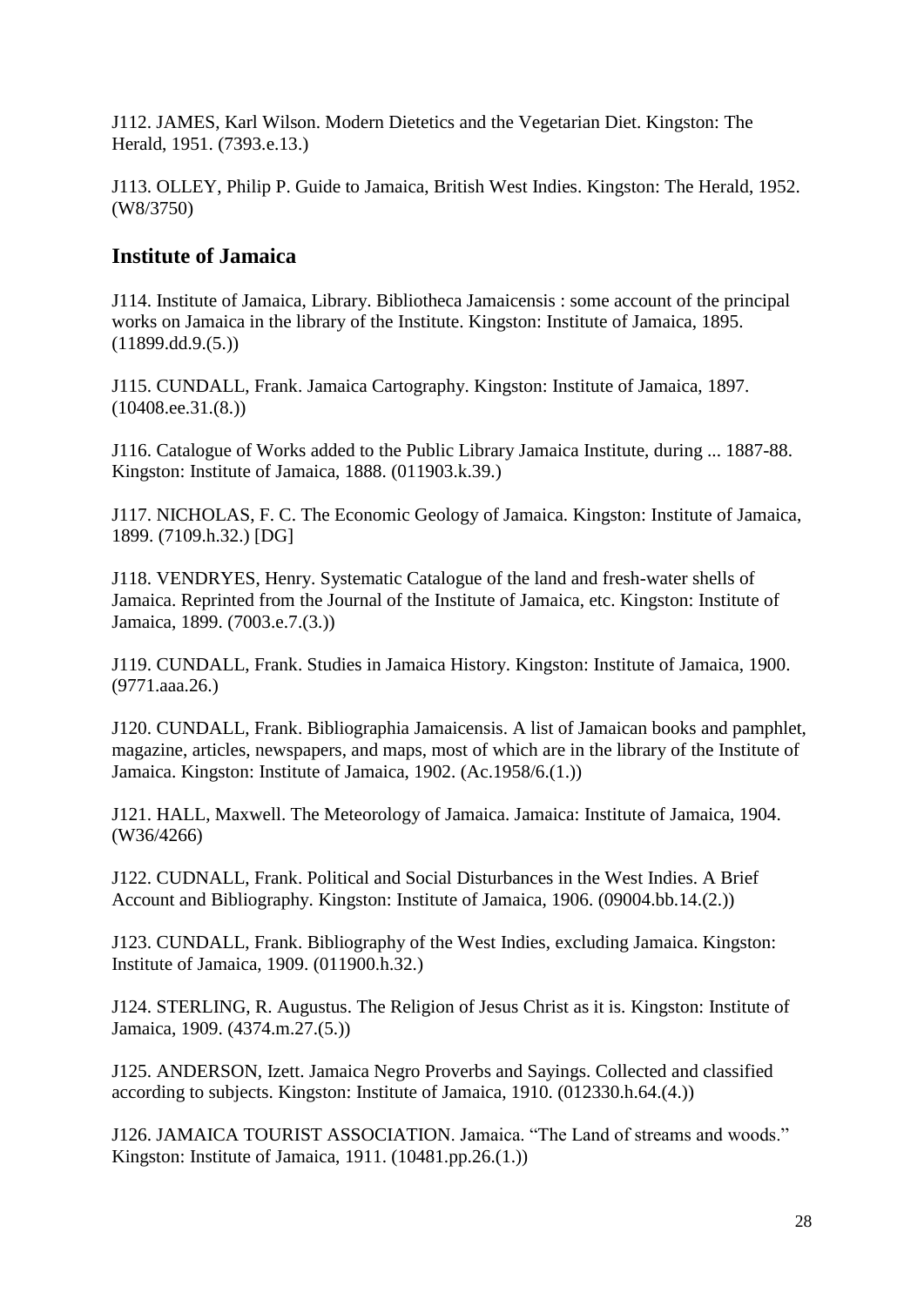J112. JAMES, Karl Wilson. Modern Dietetics and the Vegetarian Diet. Kingston: The Herald, 1951. (7393.e.13.)

J113. OLLEY, Philip P. Guide to Jamaica, British West Indies. Kingston: The Herald, 1952. (W8/3750)

## Institute of Jamaica

J114. Institute of Jamaica, Library. Bibliotheca Jamaicensis : some account of the principal works on Jamaica in the library of the Institute. Kingston: Institute of Jamaica, 1895. (11899.dd.9.(5.))

J115. CUNDALL, Frank. Jamaica Cartography. Kingston: Institute of Jamaica, 1897. (10408.ee.31.(8.))

J116. Catalogue of Works added to the Public Library Jamaica Institute, during ... 1887-88. Kingston: Institute of Jamaica, 1888. (011903.k.39.)

J117. NICHOLAS, F. C. The Economic Geology of Jamaica. Kingston: Institute of Jamaica, 1899. (7109.h.32.) [DG]

J118. VENDRYES, Henry. Systematic Catalogue of the land and fresh-water shells of Jamaica. Reprinted from the Journal of the Institute of Jamaica, etc. Kingston: Institute of Jamaica, 1899. (7003.e.7.(3.))

J119. CUNDALL, Frank. Studies in Jamaica History. Kingston: Institute of Jamaica, 1900. (9771.aaa.26.)

J120. CUNDALL, Frank. Bibliographia Jamaicensis. A list of Jamaican books and pamphlet, magazine, articles, newspapers, and maps, most of which are in the library of the Institute of Jamaica. Kingston: Institute of Jamaica, 1902. (Ac.1958/6.(1.))

J121. HALL, Maxwell. The Meteorology of Jamaica. Jamaica: Institute of Jamaica, 1904. (W36/4266)

J122. CUDNALL, Frank. Political and Social Disturbances in the West Indies. A Brief Account and Bibliography. Kingston: Institute of Jamaica, 1906. (09004.bb.14.(2.))

J123. CUNDALL, Frank. Bibliography of the West Indies, excluding Jamaica. Kingston: Institute of Jamaica, 1909. (011900.h.32.)

J124. STERLING, R. Augustus. The Religion of Jesus Christ as it is. Kingston: Institute of Jamaica, 1909. (4374.m.27.(5.))

J125. ANDERSON, Izett. Jamaica Negro Proverbs and Sayings. Collected and classified according to subjects. Kingston: Institute of Jamaica, 1910. (012330.h.64.(4.))

J126. JAMAICA TOURIST ASSOCIATION. Jamaica. "The Land of streams and woods." Kingston: Institute of Jamaica, 1911. (10481.pp.26.(1.))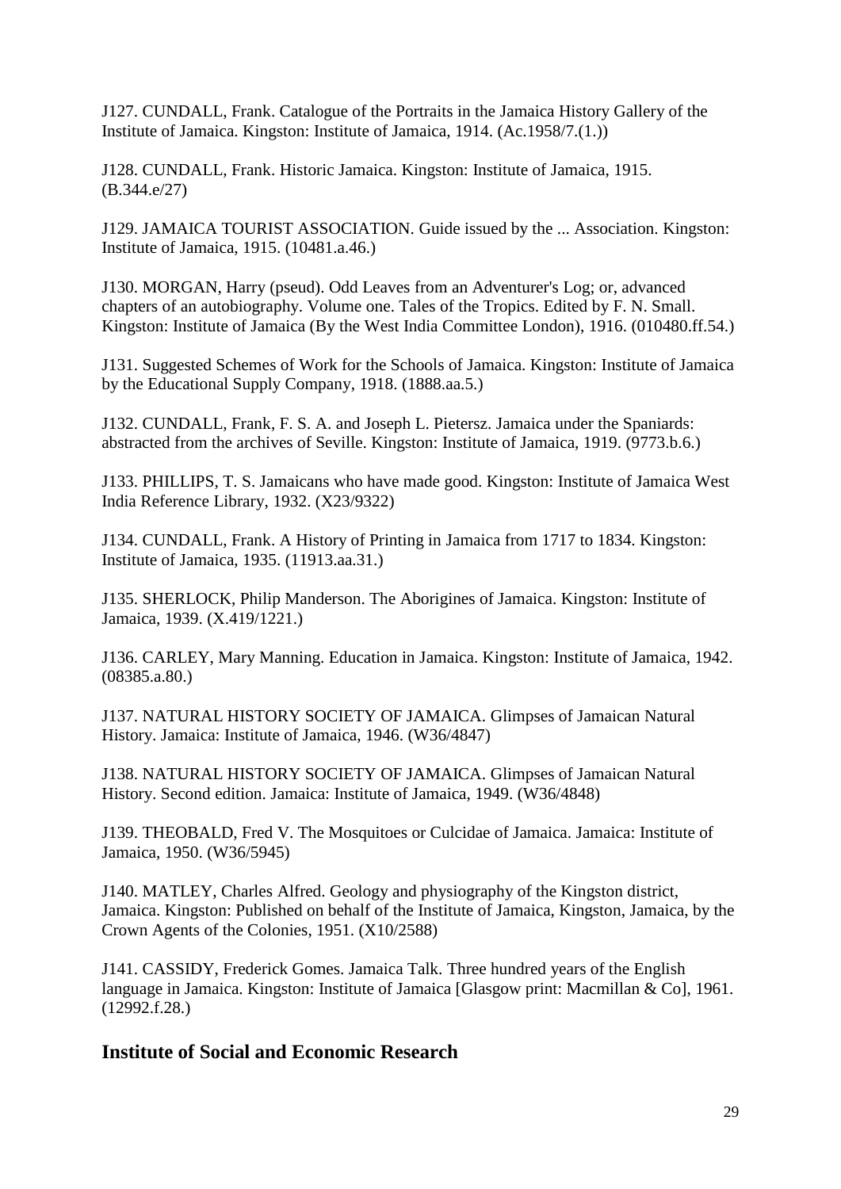J127. CUNDALL, Frank. Catalogue of the Portraits in the Jamaica History Gallery of the Institute of Jamaica. Kingston: Institute of Jamaica, 1914. (Ac.1958/7.(1.))

J128. CUNDALL, Frank. Historic Jamaica. Kingston: Institute of Jamaica, 1915. (B.344.e/27)

J129. JAMAICA TOURIST ASSOCIATION. Guide issued by the ... Association. Kingston: Institute of Jamaica, 1915. (10481.a.46.)

J130. MORGAN, Harry (pseud). Odd Leaves from an Adventurer's Log; or, advanced chapters of an autobiography. Volume one. Tales of the Tropics. Edited by F. N. Small. Kingston: Institute of Jamaica (By the West India Committee London), 1916. (010480.ff.54.)

J131. Suggested Schemes of Work for the Schools of Jamaica. Kingston: Institute of Jamaica by the Educational Supply Company, 1918. (1888.aa.5.)

J132. CUNDALL, Frank, F. S. A. and Joseph L. Pietersz. Jamaica under the Spaniards: abstracted from the archives of Seville. Kingston: Institute of Jamaica, 1919. (9773.b.6.)

J133. PHILLIPS, T. S. Jamaicans who have made good. Kingston: Institute of Jamaica West India Reference Library, 1932. (X23/9322)

J134. CUNDALL, Frank. A History of Printing in Jamaica from 1717 to 1834. Kingston: Institute of Jamaica, 1935. (11913.aa.31.)

J135. SHERLOCK, Philip Manderson. The Aborigines of Jamaica. Kingston: Institute of Jamaica, 1939. (X.419/1221.)

J136. CARLEY, Mary Manning. Education in Jamaica. Kingston: Institute of Jamaica, 1942. (08385.a.80.)

J137. NATURAL HISTORY SOCIETY OF JAMAICA. Glimpses of Jamaican Natural History. Jamaica: Institute of Jamaica, 1946. (W36/4847)

J138. NATURAL HISTORY SOCIETY OF JAMAICA. Glimpses of Jamaican Natural History. Second edition. Jamaica: Institute of Jamaica, 1949. (W36/4848)

J139. THEOBALD, Fred V. The Mosquitoes or Culcidae of Jamaica. Jamaica: Institute of Jamaica, 1950. (W36/5945)

J140. MATLEY, Charles Alfred. Geology and physiography of the Kingston district, Jamaica. Kingston: Published on behalf of the Institute of Jamaica, Kingston, Jamaica, by the Crown Agents of the Colonies, 1951. (X10/2588)

J141. CASSIDY, Frederick Gomes. Jamaica Talk. Three hundred years of the English language in Jamaica. Kingston: Institute of Jamaica [Glasgow print: Macmillan & Co], 1961. (12992.f.28.)

## Institute of Social and Economic Research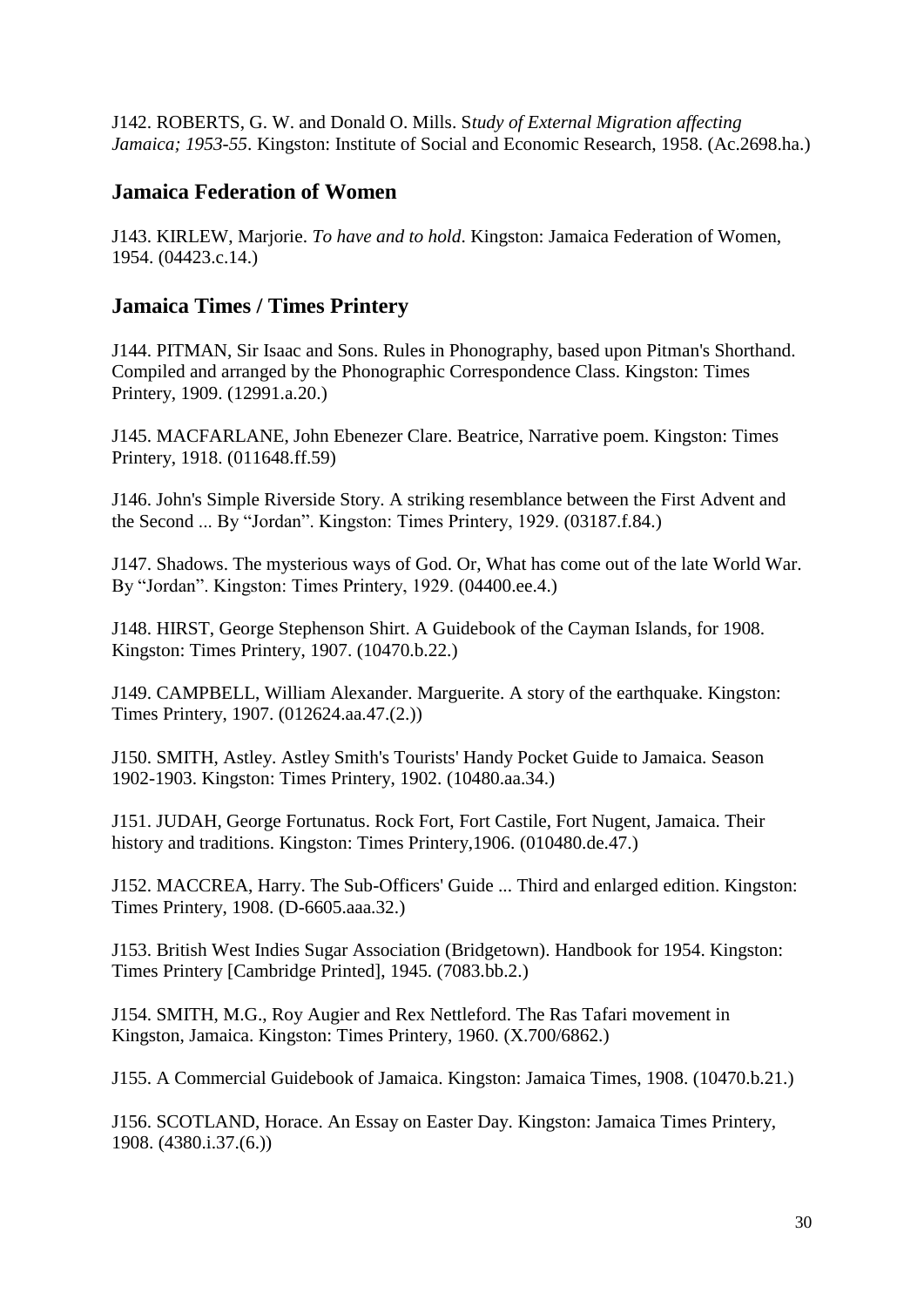J142. ROBERTS, G. W. and Donald O. Mills. S*tudy of External Migration affecting Jamaica; 1953-55*. Kingston: Institute of Social and Economic Research, 1958. (Ac.2698.ha.)

## Jamaica Federation of Women

J143. KIRLEW, Marjorie. *To have and to hold*. Kingston: Jamaica Federation of Women, 1954. (04423.c.14.)

## Jamaica Times / Times Printery

J144. PITMAN, Sir Isaac and Sons. Rules in Phonography, based upon Pitman's Shorthand. Compiled and arranged by the Phonographic Correspondence Class. Kingston: Times Printery, 1909. (12991.a.20.)

J145. MACFARLANE, John Ebenezer Clare. Beatrice, Narrative poem. Kingston: Times Printery, 1918. (011648.ff.59)

J146. John's Simple Riverside Story. A striking resemblance between the First Advent and the Second ... By "Jordan". Kingston: Times Printery, 1929. (03187.f.84.)

J147. Shadows. The mysterious ways of God. Or, What has come out of the late World War. By "Jordan". Kingston: Times Printery, 1929. (04400.ee.4.)

J148. HIRST, George Stephenson Shirt. A Guidebook of the Cayman Islands, for 1908. Kingston: Times Printery, 1907. (10470.b.22.)

J149. CAMPBELL, William Alexander. Marguerite. A story of the earthquake. Kingston: Times Printery, 1907. (012624.aa.47.(2.))

J150. SMITH, Astley. Astley Smith's Tourists' Handy Pocket Guide to Jamaica. Season 1902-1903. Kingston: Times Printery, 1902. (10480.aa.34.)

J151. JUDAH, George Fortunatus. Rock Fort, Fort Castile, Fort Nugent, Jamaica. Their history and traditions. Kingston: Times Printery,1906. (010480.de.47.)

J152. MACCREA, Harry. The Sub-Officers' Guide ... Third and enlarged edition. Kingston: Times Printery, 1908. (D-6605.aaa.32.)

J153. British West Indies Sugar Association (Bridgetown). Handbook for 1954. Kingston: Times Printery [Cambridge Printed], 1945. (7083.bb.2.)

J154. SMITH, M.G., Roy Augier and Rex Nettleford. The Ras Tafari movement in Kingston, Jamaica. Kingston: Times Printery, 1960. (X.700/6862.)

J155. A Commercial Guidebook of Jamaica. Kingston: Jamaica Times, 1908. (10470.b.21.)

J156. SCOTLAND, Horace. An Essay on Easter Day. Kingston: Jamaica Times Printery, 1908. (4380.i.37.(6.))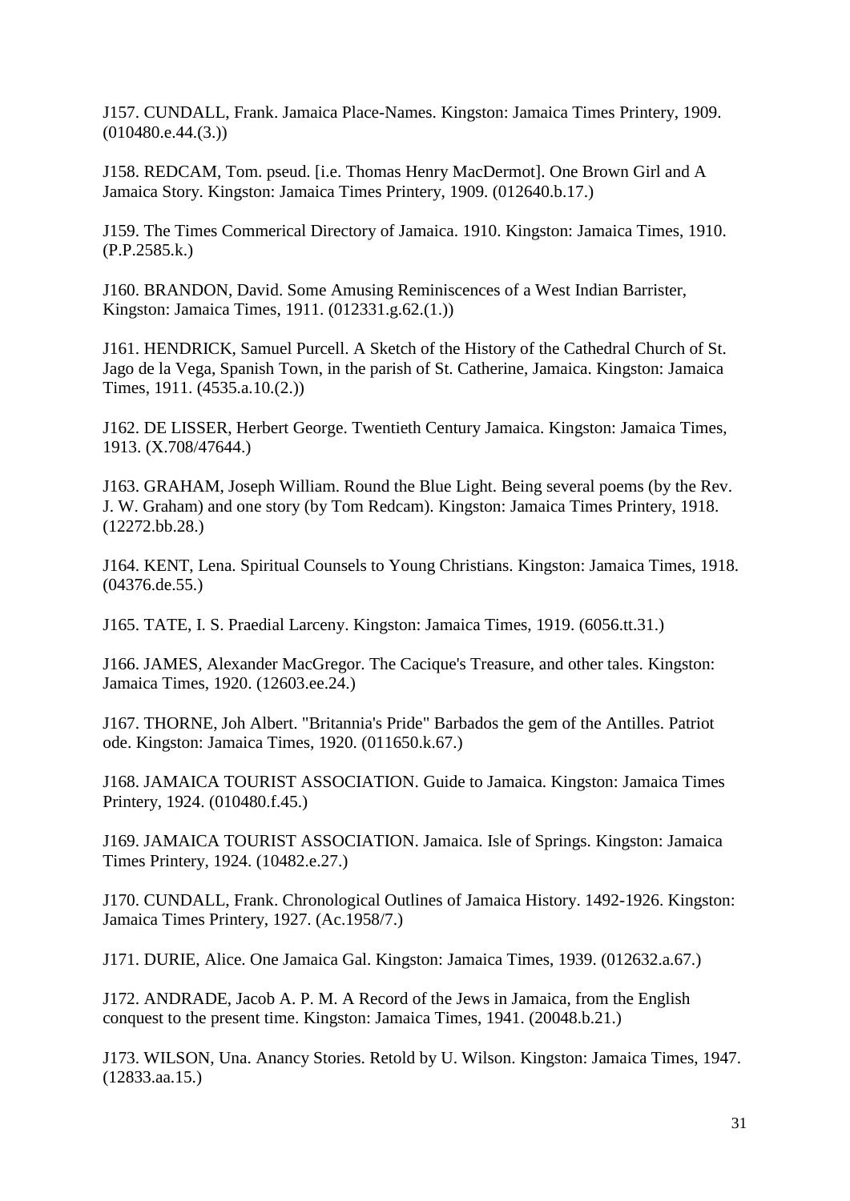J157. CUNDALL, Frank. Jamaica Place-Names. Kingston: Jamaica Times Printery, 1909. (010480.e.44.(3.))

J158. REDCAM, Tom. pseud. [i.e. Thomas Henry MacDermot]. One Brown Girl and A Jamaica Story. Kingston: Jamaica Times Printery, 1909. (012640.b.17.)

J159. The Times Commerical Directory of Jamaica. 1910. Kingston: Jamaica Times, 1910. (P.P.2585.k.)

J160. BRANDON, David. Some Amusing Reminiscences of a West Indian Barrister, Kingston: Jamaica Times, 1911. (012331.g.62.(1.))

J161. HENDRICK, Samuel Purcell. A Sketch of the History of the Cathedral Church of St. Jago de la Vega, Spanish Town, in the parish of St. Catherine, Jamaica. Kingston: Jamaica Times, 1911. (4535.a.10.(2.))

J162. DE LISSER, Herbert George. Twentieth Century Jamaica. Kingston: Jamaica Times, 1913. (X.708/47644.)

J163. GRAHAM, Joseph William. Round the Blue Light. Being several poems (by the Rev. J. W. Graham) and one story (by Tom Redcam). Kingston: Jamaica Times Printery, 1918. (12272.bb.28.)

J164. KENT, Lena. Spiritual Counsels to Young Christians. Kingston: Jamaica Times, 1918. (04376.de.55.)

J165. TATE, I. S. Praedial Larceny. Kingston: Jamaica Times, 1919. (6056.tt.31.)

J166. JAMES, Alexander MacGregor. The Cacique's Treasure, and other tales. Kingston: Jamaica Times, 1920. (12603.ee.24.)

J167. THORNE, Joh Albert. "Britannia's Pride" Barbados the gem of the Antilles. Patriot ode. Kingston: Jamaica Times, 1920. (011650.k.67.)

J168. JAMAICA TOURIST ASSOCIATION. Guide to Jamaica. Kingston: Jamaica Times Printery, 1924. (010480.f.45.)

J169. JAMAICA TOURIST ASSOCIATION. Jamaica. Isle of Springs. Kingston: Jamaica Times Printery, 1924. (10482.e.27.)

J170. CUNDALL, Frank. Chronological Outlines of Jamaica History. 1492-1926. Kingston: Jamaica Times Printery, 1927. (Ac.1958/7.)

J171. DURIE, Alice. One Jamaica Gal. Kingston: Jamaica Times, 1939. (012632.a.67.)

J172. ANDRADE, Jacob A. P. M. A Record of the Jews in Jamaica, from the English conquest to the present time. Kingston: Jamaica Times, 1941. (20048.b.21.)

J173. WILSON, Una. Anancy Stories. Retold by U. Wilson. Kingston: Jamaica Times, 1947. (12833.aa.15.)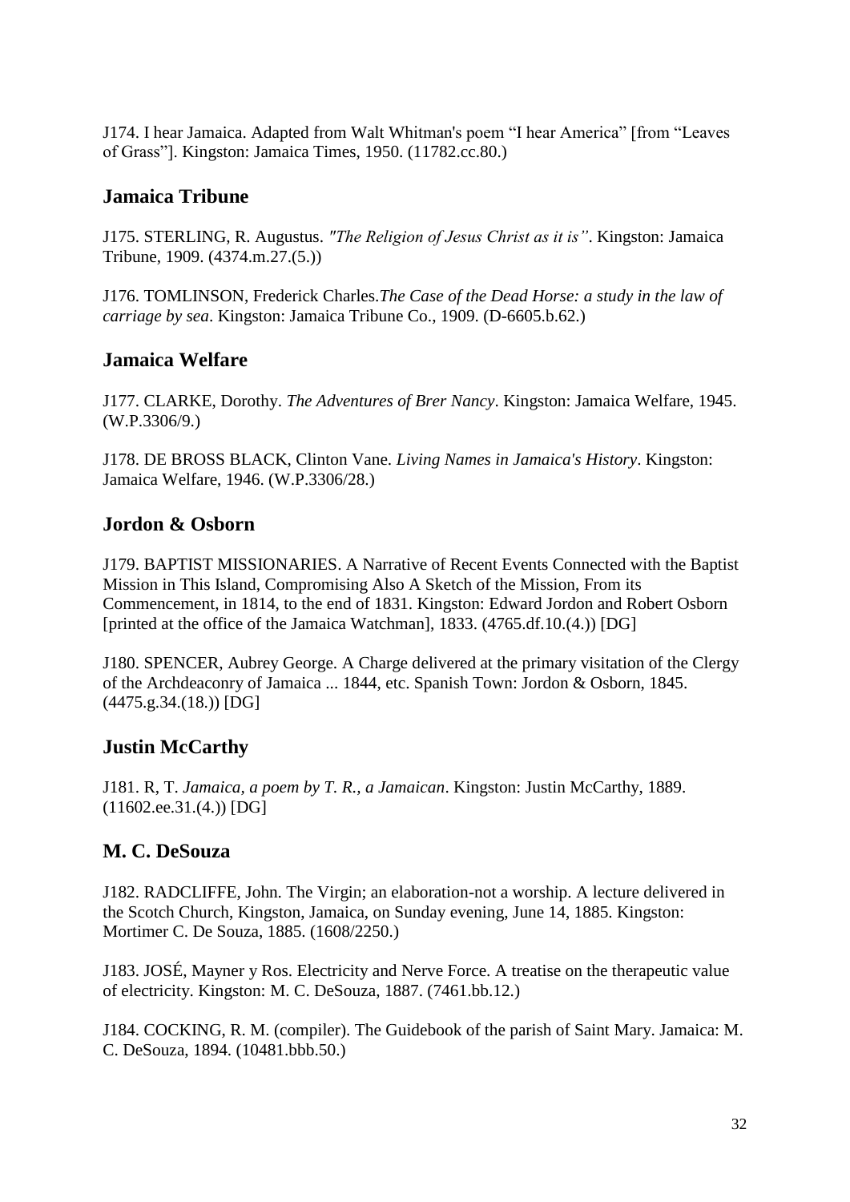J174. I hear Jamaica. Adapted from Walt Whitman's poem "I hear America" [from "Leaves of Grass"]. Kingston: Jamaica Times, 1950. (11782.cc.80.)

## Jamaica Tribune

J175. STERLING, R. Augustus. *"The Religion of Jesus Christ as it is"*. Kingston: Jamaica Tribune, 1909. (4374.m.27.(5.))

J176. TOMLINSON, Frederick Charles.*The Case of the Dead Horse: a study in the law of carriage by sea*. Kingston: Jamaica Tribune Co., 1909. (D-6605.b.62.)

## Jamaica Welfare

J177. CLARKE, Dorothy. *The Adventures of Brer Nancy*. Kingston: Jamaica Welfare, 1945. (W.P.3306/9.)

J178. DE BROSS BLACK, Clinton Vane. *Living Names in Jamaica's History*. Kingston: Jamaica Welfare, 1946. (W.P.3306/28.)

## Jordon & Osborn

J179. BAPTIST MISSIONARIES. A Narrative of Recent Events Connected with the Baptist Mission in This Island, Compromising Also A Sketch of the Mission, From its Commencement, in 1814, to the end of 1831. Kingston: Edward Jordon and Robert Osborn [printed at the office of the Jamaica Watchman], 1833. (4765.df.10.(4.)) [DG]

J180. SPENCER, Aubrey George. A Charge delivered at the primary visitation of the Clergy of the Archdeaconry of Jamaica ... 1844, etc. Spanish Town: Jordon & Osborn, 1845. (4475.g.34.(18.)) [DG]

## Justin McCarthy

J181. R, T. *Jamaica, a poem by T. R., a Jamaican*. Kingston: Justin McCarthy, 1889. (11602.ee.31.(4.)) [DG]

## M. C. DeSouza

J182. RADCLIFFE, John. The Virgin; an elaboration-not a worship. A lecture delivered in the Scotch Church, Kingston, Jamaica, on Sunday evening, June 14, 1885. Kingston: Mortimer C. De Souza, 1885. (1608/2250.)

J183. JOSÉ, Mayner y Ros. Electricity and Nerve Force. A treatise on the therapeutic value of electricity. Kingston: M. C. DeSouza, 1887. (7461.bb.12.)

J184. COCKING, R. M. (compiler). The Guidebook of the parish of Saint Mary. Jamaica: M. C. DeSouza, 1894. (10481.bbb.50.)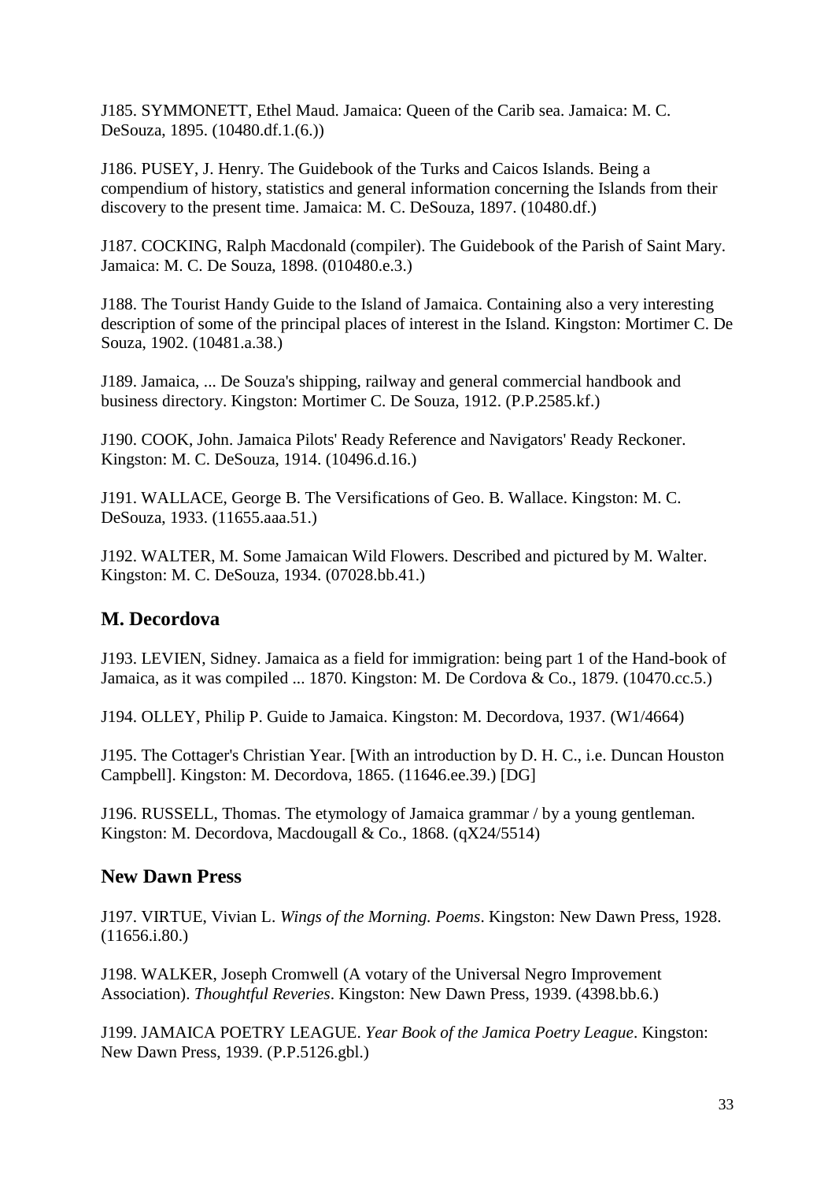J185. SYMMONETT, Ethel Maud. Jamaica: Queen of the Carib sea. Jamaica: M. C. DeSouza, 1895. (10480.df.1.(6.))

J186. PUSEY, J. Henry. The Guidebook of the Turks and Caicos Islands. Being a compendium of history, statistics and general information concerning the Islands from their discovery to the present time. Jamaica: M. C. DeSouza, 1897. (10480.df.)

J187. COCKING, Ralph Macdonald (compiler). The Guidebook of the Parish of Saint Mary. Jamaica: M. C. De Souza, 1898. (010480.e.3.)

J188. The Tourist Handy Guide to the Island of Jamaica. Containing also a very interesting description of some of the principal places of interest in the Island. Kingston: Mortimer C. De Souza, 1902. (10481.a.38.)

J189. Jamaica, ... De Souza's shipping, railway and general commercial handbook and business directory. Kingston: Mortimer C. De Souza, 1912. (P.P.2585.kf.)

J190. COOK, John. Jamaica Pilots' Ready Reference and Navigators' Ready Reckoner. Kingston: M. C. DeSouza, 1914. (10496.d.16.)

J191. WALLACE, George B. The Versifications of Geo. B. Wallace. Kingston: M. C. DeSouza, 1933. (11655.aaa.51.)

J192. WALTER, M. Some Jamaican Wild Flowers. Described and pictured by M. Walter. Kingston: M. C. DeSouza, 1934. (07028.bb.41.)

## M. Decordova

J193. LEVIEN, Sidney. Jamaica as a field for immigration: being part 1 of the Hand-book of Jamaica, as it was compiled ... 1870. Kingston: M. De Cordova & Co., 1879. (10470.cc.5.)

J194. OLLEY, Philip P. Guide to Jamaica. Kingston: M. Decordova, 1937. (W1/4664)

J195. The Cottager's Christian Year. [With an introduction by D. H. C., i.e. Duncan Houston Campbell]. Kingston: M. Decordova, 1865. (11646.ee.39.) [DG]

J196. RUSSELL, Thomas. The etymology of Jamaica grammar / by a young gentleman. Kingston: M. Decordova, Macdougall & Co., 1868. (qX24/5514)

## New Dawn Press

J197. VIRTUE, Vivian L. *Wings of the Morning. Poems*. Kingston: New Dawn Press, 1928. (11656.i.80.)

J198. WALKER, Joseph Cromwell (A votary of the Universal Negro Improvement Association). *Thoughtful Reveries*. Kingston: New Dawn Press, 1939. (4398.bb.6.)

J199. JAMAICA POETRY LEAGUE. *Year Book of the Jamica Poetry League*. Kingston: New Dawn Press, 1939. (P.P.5126.gbl.)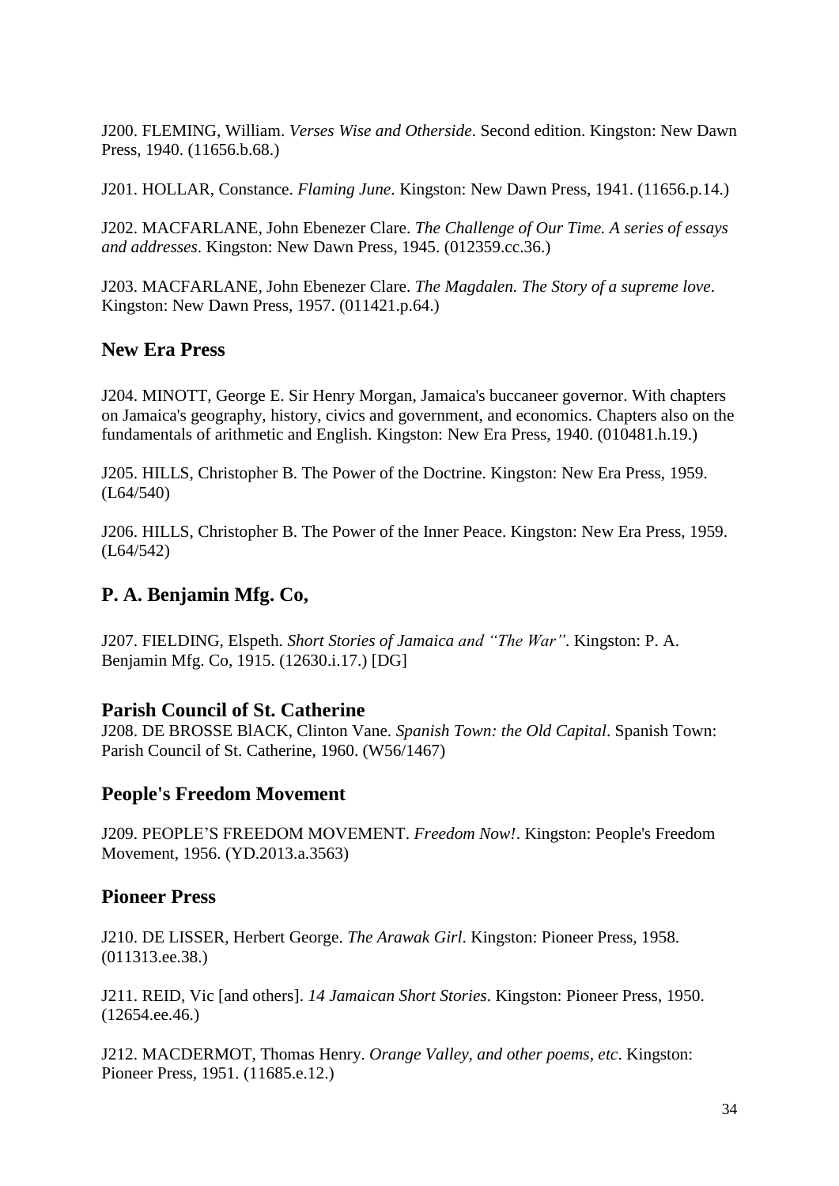J200. FLEMING, William. *Verses Wise and Otherside*. Second edition. Kingston: New Dawn Press, 1940. (11656.b.68.)

J201. HOLLAR, Constance. *Flaming June*. Kingston: New Dawn Press, 1941. (11656.p.14.)

J202. MACFARLANE, John Ebenezer Clare. *The Challenge of Our Time. A series of essays and addresses*. Kingston: New Dawn Press, 1945. (012359.cc.36.)

J203. MACFARLANE, John Ebenezer Clare. *The Magdalen. The Story of a supreme love*. Kingston: New Dawn Press, 1957. (011421.p.64.)

## New Era Press

J204. MINOTT, George E. Sir Henry Morgan, Jamaica's buccaneer governor. With chapters on Jamaica's geography, history, civics and government, and economics. Chapters also on the fundamentals of arithmetic and English. Kingston: New Era Press, 1940. (010481.h.19.)

J205. HILLS, Christopher B. The Power of the Doctrine. Kingston: New Era Press, 1959. (L64/540)

J206. HILLS, Christopher B. The Power of the Inner Peace. Kingston: New Era Press, 1959. (L64/542)

## P. A. Benjamin Mfg. Co,

J207. FIELDING, Elspeth. *Short Stories of Jamaica and "The War"*. Kingston: P. A. Benjamin Mfg. Co, 1915. (12630.i.17.) [DG]

## Parish Council of St. Catherine

J208. DE BROSSE BlACK, Clinton Vane. *Spanish Town: the Old Capital*. Spanish Town: Parish Council of St. Catherine, 1960. (W56/1467)

## People's Freedom Movement

J209. PEOPLE'S FREEDOM MOVEMENT. *Freedom Now!*. Kingston: People's Freedom Movement, 1956. (YD.2013.a.3563)

## Pioneer Press

J210. DE LISSER, Herbert George. *The Arawak Girl*. Kingston: Pioneer Press, 1958. (011313.ee.38.)

J211. REID, Vic [and others]. *14 Jamaican Short Stories*. Kingston: Pioneer Press, 1950. (12654.ee.46.)

J212. MACDERMOT, Thomas Henry. *Orange Valley, and other poems, etc*. Kingston: Pioneer Press, 1951. (11685.e.12.)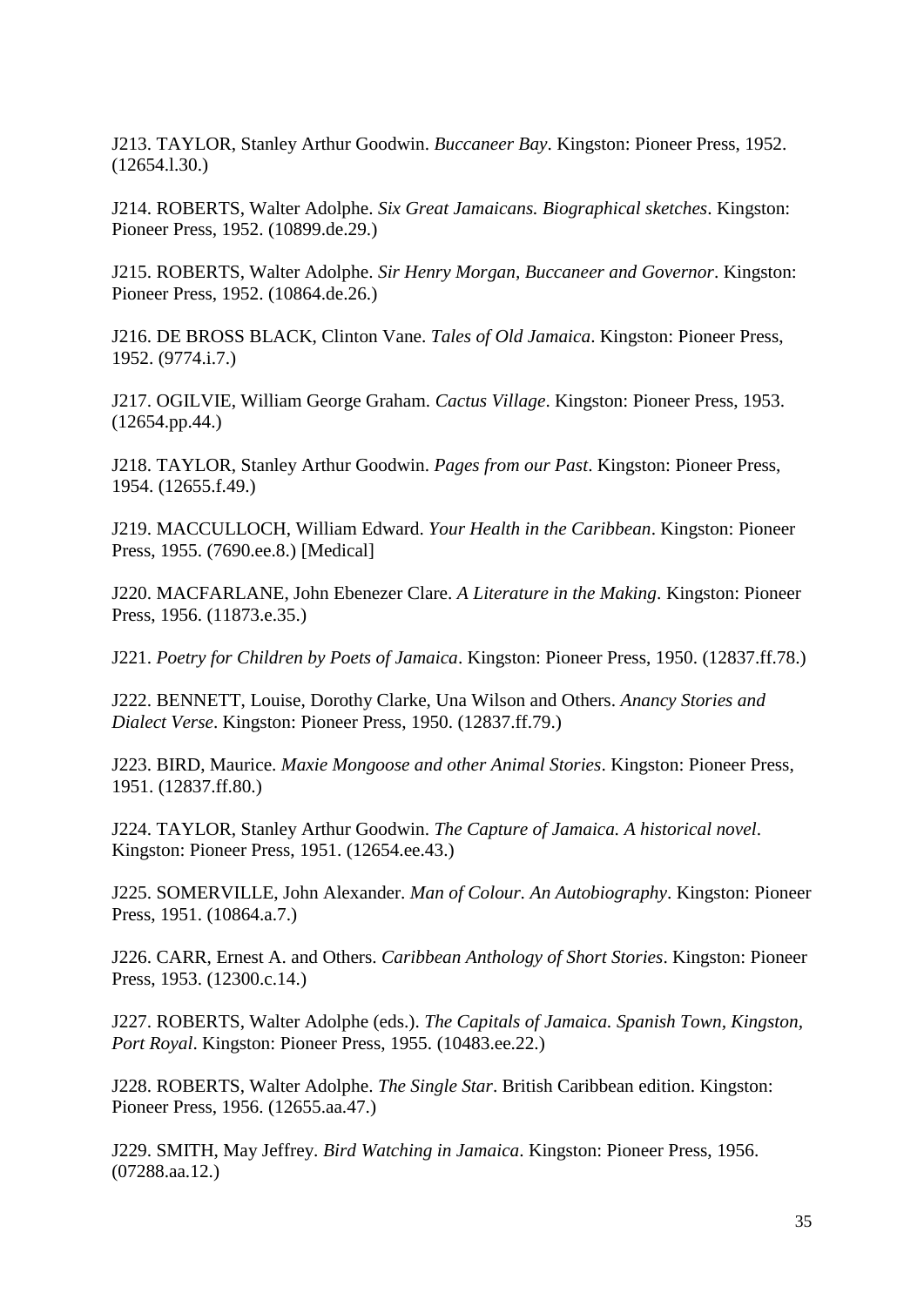J213. TAYLOR, Stanley Arthur Goodwin. *Buccaneer Bay*. Kingston: Pioneer Press, 1952. (12654.l.30.)

J214. ROBERTS, Walter Adolphe. *Six Great Jamaicans. Biographical sketches*. Kingston: Pioneer Press, 1952. (10899.de.29.)

J215. ROBERTS, Walter Adolphe. *Sir Henry Morgan, Buccaneer and Governor*. Kingston: Pioneer Press, 1952. (10864.de.26.)

J216. DE BROSS BLACK, Clinton Vane. *Tales of Old Jamaica*. Kingston: Pioneer Press, 1952. (9774.i.7.)

J217. OGILVIE, William George Graham. *Cactus Village*. Kingston: Pioneer Press, 1953. (12654.pp.44.)

J218. TAYLOR, Stanley Arthur Goodwin. *Pages from our Past*. Kingston: Pioneer Press, 1954. (12655.f.49.)

J219. MACCULLOCH, William Edward. *Your Health in the Caribbean*. Kingston: Pioneer Press, 1955. (7690.ee.8.) [Medical]

J220. MACFARLANE, John Ebenezer Clare. *A Literature in the Making*. Kingston: Pioneer Press, 1956. (11873.e.35.)

J221. *Poetry for Children by Poets of Jamaica*. Kingston: Pioneer Press, 1950. (12837.ff.78.)

J222. BENNETT, Louise, Dorothy Clarke, Una Wilson and Others. *Anancy Stories and Dialect Verse*. Kingston: Pioneer Press, 1950. (12837.ff.79.)

J223. BIRD, Maurice. *Maxie Mongoose and other Animal Stories*. Kingston: Pioneer Press, 1951. (12837.ff.80.)

J224. TAYLOR, Stanley Arthur Goodwin. *The Capture of Jamaica. A historical novel*. Kingston: Pioneer Press, 1951. (12654.ee.43.)

J225. SOMERVILLE, John Alexander. *Man of Colour. An Autobiography*. Kingston: Pioneer Press, 1951. (10864.a.7.)

J226. CARR, Ernest A. and Others. *Caribbean Anthology of Short Stories*. Kingston: Pioneer Press, 1953. (12300.c.14.)

J227. ROBERTS, Walter Adolphe (eds.). *The Capitals of Jamaica. Spanish Town, Kingston, Port Royal*. Kingston: Pioneer Press, 1955. (10483.ee.22.)

J228. ROBERTS, Walter Adolphe. *The Single Star*. British Caribbean edition. Kingston: Pioneer Press, 1956. (12655.aa.47.)

J229. SMITH, May Jeffrey. *Bird Watching in Jamaica*. Kingston: Pioneer Press, 1956. (07288.aa.12.)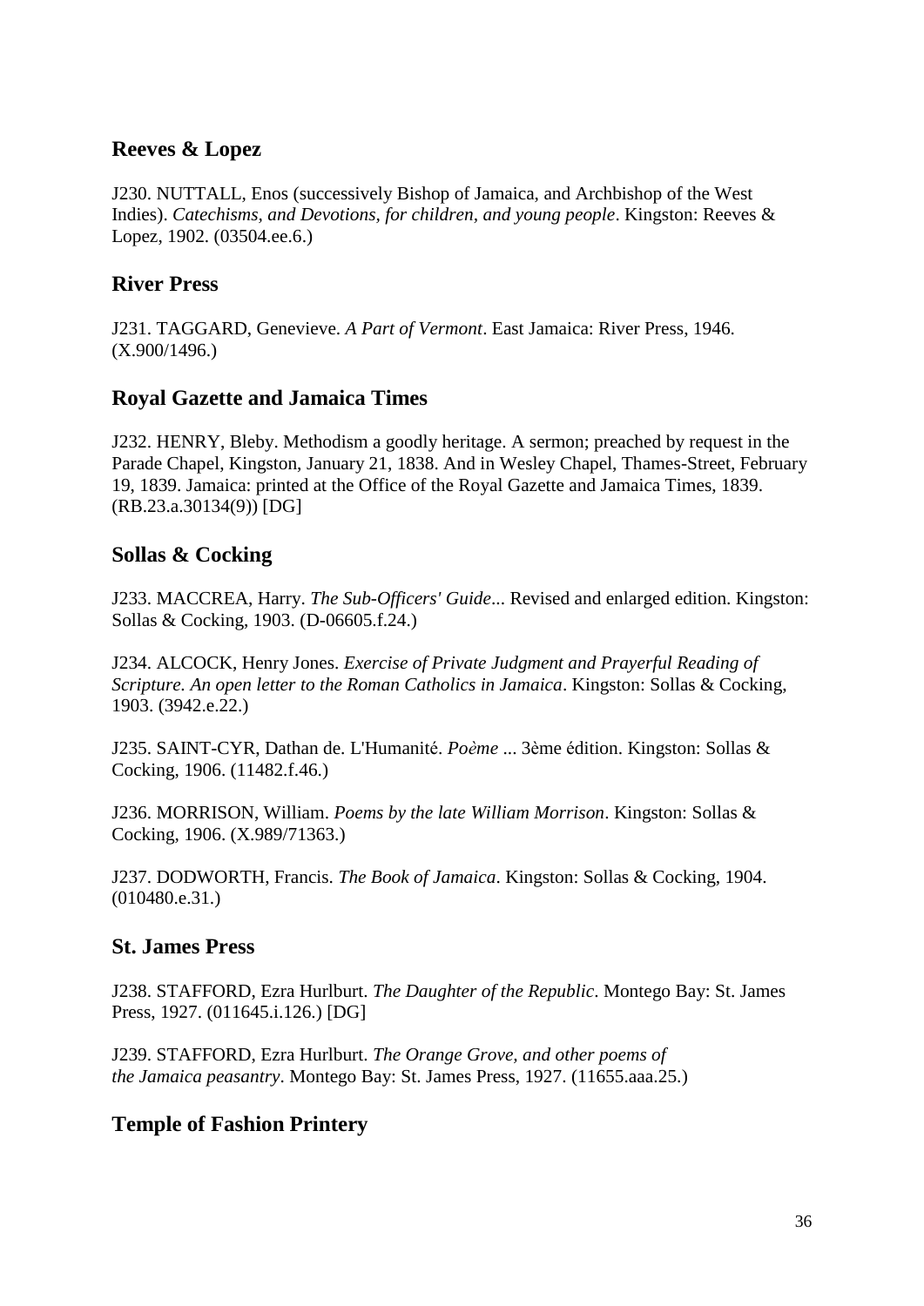## Reeves & Lopez

J230. NUTTALL, Enos (successively Bishop of Jamaica, and Archbishop of the West Indies). *Catechisms, and Devotions, for children, and young people*. Kingston: Reeves & Lopez, 1902. (03504.ee.6.)

## River Press

J231. TAGGARD, Genevieve. *A Part of Vermont*. East Jamaica: River Press, 1946. (X.900/1496.)

## Royal Gazette and Jamaica Times

J232. HENRY, Bleby. Methodism a goodly heritage. A sermon; preached by request in the Parade Chapel, Kingston, January 21, 1838. And in Wesley Chapel, Thames-Street, February 19, 1839. Jamaica: printed at the Office of the Royal Gazette and Jamaica Times, 1839. (RB.23.a.30134(9)) [DG]

## Sollas & Cocking

J233. MACCREA, Harry. *The Sub-Officers' Guide*... Revised and enlarged edition. Kingston: Sollas & Cocking, 1903. (D-06605.f.24.)

J234. ALCOCK, Henry Jones. *Exercise of Private Judgment and Prayerful Reading of Scripture. An open letter to the Roman Catholics in Jamaica*. Kingston: Sollas & Cocking, 1903. (3942.e.22.)

J235. SAINT-CYR, Dathan de. L'Humanité. *Poème* ... 3ème édition. Kingston: Sollas & Cocking, 1906. (11482.f.46.)

J236. MORRISON, William. *Poems by the late William Morrison*. Kingston: Sollas & Cocking, 1906. (X.989/71363.)

J237. DODWORTH, Francis. *The Book of Jamaica*. Kingston: Sollas & Cocking, 1904. (010480.e.31.)

## St. James Press

J238. STAFFORD, Ezra Hurlburt. *The Daughter of the Republic*. Montego Bay: St. James Press, 1927. (011645.i.126.) [DG]

J239. STAFFORD, Ezra Hurlburt. *The Orange Grove, and other poems of the Jamaica peasantry*. Montego Bay: St. James Press, 1927. (11655.aaa.25.)

## Temple of Fashion Printery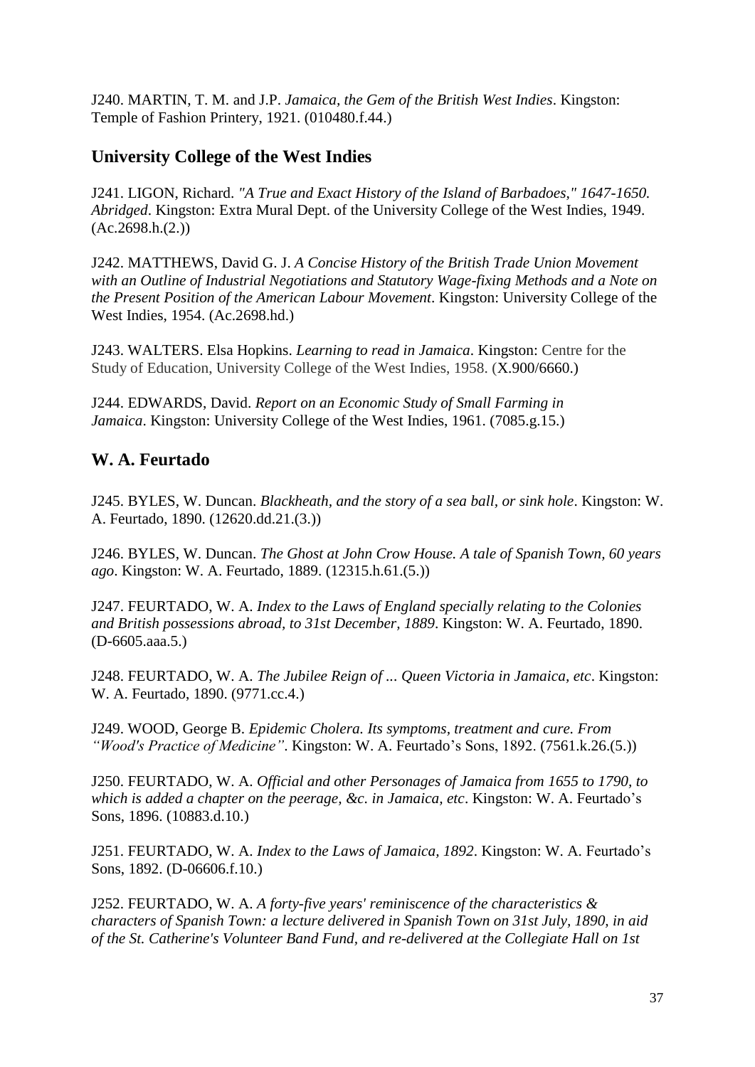J240. MARTIN, T. M. and J.P. *Jamaica, the Gem of the British West Indies*. Kingston: Temple of Fashion Printery, 1921. (010480.f.44.)

## University College of the West Indies

J241. LIGON, Richard. *"A True and Exact History of the Island of Barbadoes," 1647-1650. Abridged*. Kingston: Extra Mural Dept. of the University College of the West Indies, 1949. (Ac.2698.h.(2.))

J242. MATTHEWS, David G. J. *A Concise History of the British Trade Union Movement with an Outline of Industrial Negotiations and Statutory Wage-fixing Methods and a Note on the Present Position of the American Labour Movement*. Kingston: University College of the West Indies, 1954. (Ac.2698.hd.)

J243. WALTERS. Elsa Hopkins. *Learning to read in Jamaica*. Kingston: Centre for the Study of Education, University College of the West Indies, 1958. (X.900/6660.)

J244. EDWARDS, David. *Report on an Economic Study of Small Farming in Jamaica*. Kingston: University College of the West Indies, 1961. (7085.g.15.)

## W. A. Feurtado

J245. BYLES, W. Duncan. *Blackheath, and the story of a sea ball, or sink hole*. Kingston: W. A. Feurtado, 1890. (12620.dd.21.(3.))

J246. BYLES, W. Duncan. *The Ghost at John Crow House. A tale of Spanish Town, 60 years ago*. Kingston: W. A. Feurtado, 1889. (12315.h.61.(5.))

J247. FEURTADO, W. A. *Index to the Laws of England specially relating to the Colonies and British possessions abroad, to 31st December, 1889*. Kingston: W. A. Feurtado, 1890. (D-6605.aaa.5.)

J248. FEURTADO, W. A. *The Jubilee Reign of ... Queen Victoria in Jamaica, etc*. Kingston: W. A. Feurtado, 1890. (9771.cc.4.)

J249. WOOD, George B. *Epidemic Cholera. Its symptoms, treatment and cure. From "Wood's Practice of Medicine"*. Kingston: W. A. Feurtado's Sons, 1892. (7561.k.26.(5.))

J250. FEURTADO, W. A. *Official and other Personages of Jamaica from 1655 to 1790, to which is added a chapter on the peerage, &c. in Jamaica, etc*. Kingston: W. A. Feurtado's Sons, 1896. (10883.d.10.)

J251. FEURTADO, W. A. *Index to the Laws of Jamaica, 1892*. Kingston: W. A. Feurtado's Sons, 1892. (D-06606.f.10.)

J252. FEURTADO, W. A. *A forty-five years' reminiscence of the characteristics & characters of Spanish Town: a lecture delivered in Spanish Town on 31st July, 1890, in aid of the St. Catherine's Volunteer Band Fund, and re-delivered at the Collegiate Hall on 1st*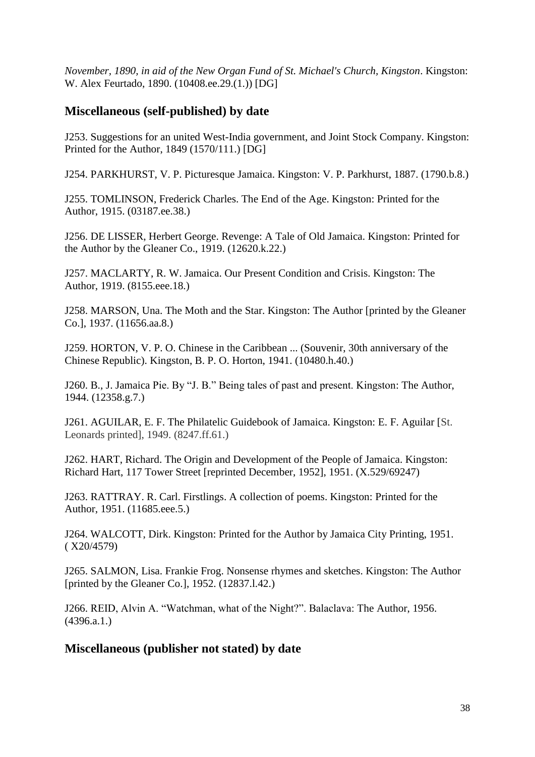*November, 1890, in aid of the New Organ Fund of St. Michael's Church, Kingston*. Kingston: W. Alex Feurtado, 1890. (10408.ee.29.(1.)) [DG]

## Miscellaneous (self-published) by date

J253. Suggestions for an united West-India government, and Joint Stock Company. Kingston: Printed for the Author, 1849 (1570/111.) [DG]

J254. PARKHURST, V. P. Picturesque Jamaica. Kingston: V. P. Parkhurst, 1887. (1790.b.8.)

J255. TOMLINSON, Frederick Charles. The End of the Age. Kingston: Printed for the Author, 1915. (03187.ee.38.)

J256. DE LISSER, Herbert George. Revenge: A Tale of Old Jamaica. Kingston: Printed for the Author by the Gleaner Co., 1919. (12620.k.22.)

J257. MACLARTY, R. W. Jamaica. Our Present Condition and Crisis. Kingston: The Author, 1919. (8155.eee.18.)

J258. MARSON, Una. The Moth and the Star. Kingston: The Author [printed by the Gleaner Co.], 1937. (11656.aa.8.)

J259. HORTON, V. P. O. Chinese in the Caribbean ... (Souvenir, 30th anniversary of the Chinese Republic). Kingston, B. P. O. Horton, 1941. (10480.h.40.)

J260. B., J. Jamaica Pie. By "J. B." Being tales of past and present. Kingston: The Author, 1944. (12358.g.7.)

J261. AGUILAR, E. F. The Philatelic Guidebook of Jamaica. Kingston: E. F. Aguilar [St. Leonards printed], 1949. (8247.ff.61.)

J262. HART, Richard. The Origin and Development of the People of Jamaica. Kingston: Richard Hart, 117 Tower Street [reprinted December, 1952], 1951. (X.529/69247)

J263. RATTRAY. R. Carl. Firstlings. A collection of poems. Kingston: Printed for the Author, 1951. (11685.eee.5.)

J264. WALCOTT, Dirk. Kingston: Printed for the Author by Jamaica City Printing, 1951. ( X20/4579)

J265. SALMON, Lisa. Frankie Frog. Nonsense rhymes and sketches. Kingston: The Author [printed by the Gleaner Co.], 1952. (12837.l.42.)

J266. REID, Alvin A. "Watchman, what of the Night?". Balaclava: The Author, 1956. (4396.a.1.)

## Miscellaneous (publisher not stated) by date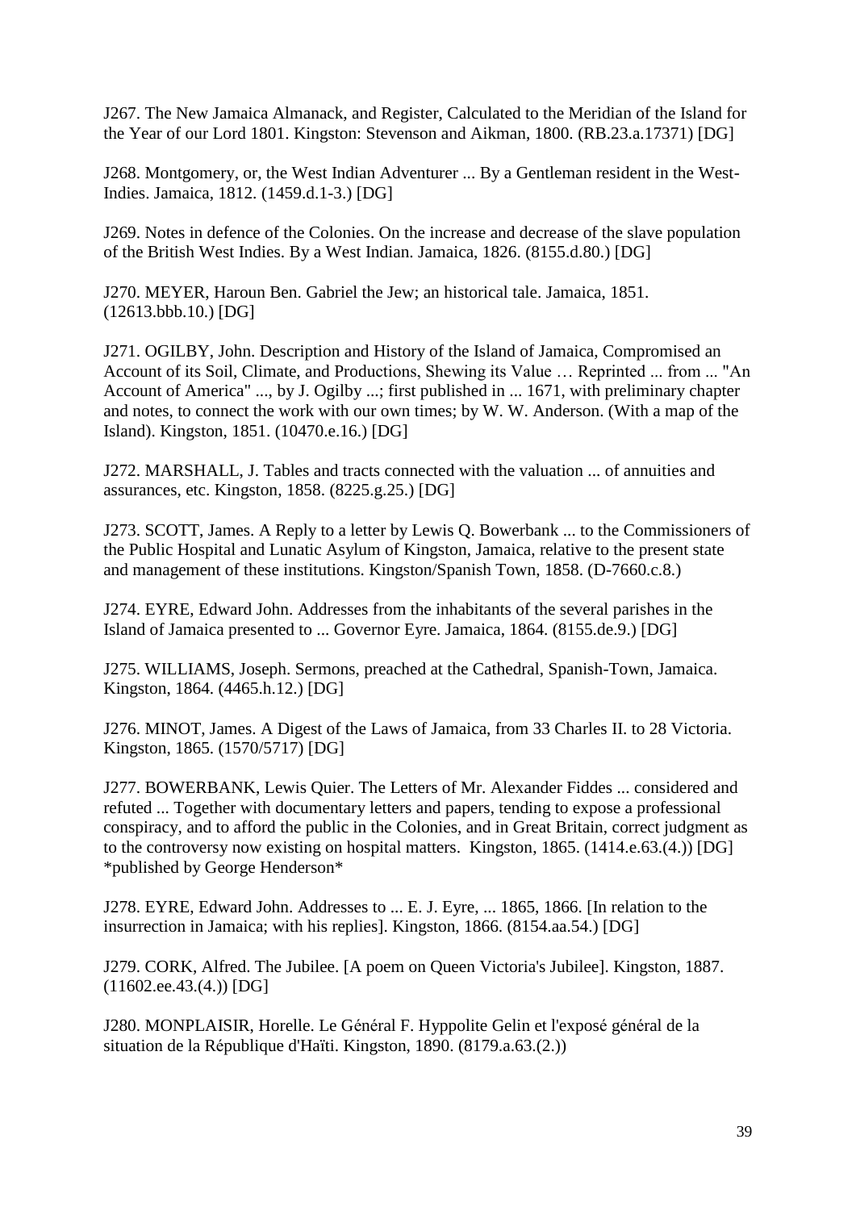J267. The New Jamaica Almanack, and Register, Calculated to the Meridian of the Island for the Year of our Lord 1801. Kingston: Stevenson and Aikman, 1800. (RB.23.a.17371) [DG]

J268. Montgomery, or, the West Indian Adventurer ... By a Gentleman resident in the West-Indies. Jamaica, 1812. (1459.d.1-3.) [DG]

J269. Notes in defence of the Colonies. On the increase and decrease of the slave population of the British West Indies. By a West Indian. Jamaica, 1826. (8155.d.80.) [DG]

J270. MEYER, Haroun Ben. Gabriel the Jew; an historical tale. Jamaica, 1851. (12613.bbb.10.) [DG]

J271. OGILBY, John. Description and History of the Island of Jamaica, Compromised an Account of its Soil, Climate, and Productions, Shewing its Value … Reprinted ... from ... "An Account of America" ..., by J. Ogilby ...; first published in ... 1671, with preliminary chapter and notes, to connect the work with our own times; by W. W. Anderson. (With a map of the Island). Kingston, 1851. (10470.e.16.) [DG]

J272. MARSHALL, J. Tables and tracts connected with the valuation ... of annuities and assurances, etc. Kingston, 1858. (8225.g.25.) [DG]

J273. SCOTT, James. A Reply to a letter by Lewis Q. Bowerbank ... to the Commissioners of the Public Hospital and Lunatic Asylum of Kingston, Jamaica, relative to the present state and management of these institutions. Kingston/Spanish Town, 1858. (D-7660.c.8.)

J274. EYRE, Edward John. Addresses from the inhabitants of the several parishes in the Island of Jamaica presented to ... Governor Eyre. Jamaica, 1864. (8155.de.9.) [DG]

J275. WILLIAMS, Joseph. Sermons, preached at the Cathedral, Spanish-Town, Jamaica. Kingston, 1864. (4465.h.12.) [DG]

J276. MINOT, James. A Digest of the Laws of Jamaica, from 33 Charles II. to 28 Victoria. Kingston, 1865. (1570/5717) [DG]

J277. BOWERBANK, Lewis Quier. The Letters of Mr. Alexander Fiddes ... considered and refuted ... Together with documentary letters and papers, tending to expose a professional conspiracy, and to afford the public in the Colonies, and in Great Britain, correct judgment as to the controversy now existing on hospital matters. Kingston, 1865. (1414.e.63.(4.)) [DG] *published by George Henderson*

J278. EYRE, Edward John. Addresses to ... E. J. Eyre, ... 1865, 1866. [In relation to the insurrection in Jamaica; with his replies]. Kingston, 1866. (8154.aa.54.) [DG]

J279. CORK, Alfred. The Jubilee. [A poem on Queen Victoria's Jubilee]. Kingston, 1887. (11602.ee.43.(4.)) [DG]

J280. MONPLAISIR, Horelle. Le Général F. Hyppolite Gelin et l'exposé général de la situation de la République d'Haïti. Kingston, 1890. (8179.a.63.(2.))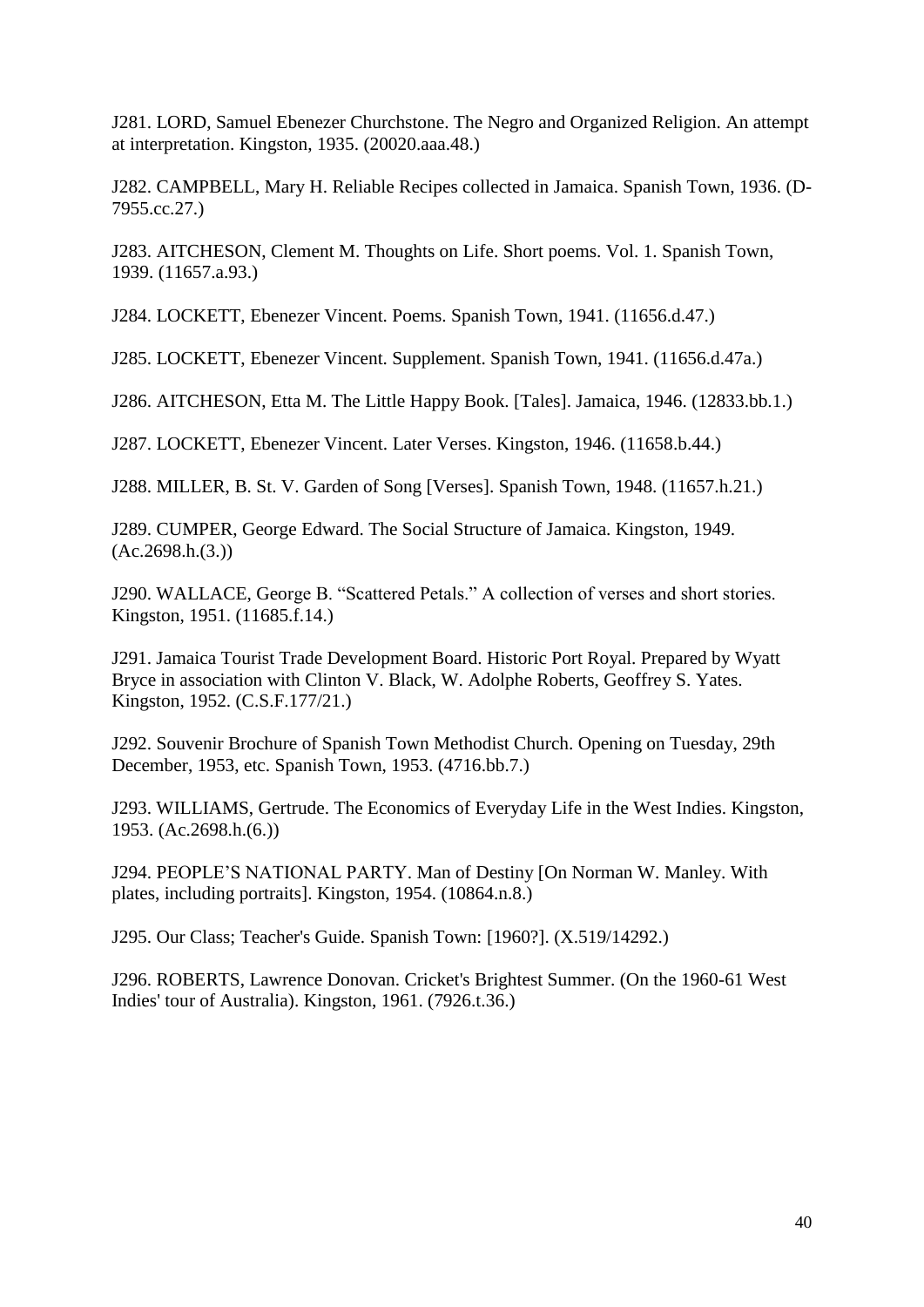J281. LORD, Samuel Ebenezer Churchstone. The Negro and Organized Religion. An attempt at interpretation. Kingston, 1935. (20020.aaa.48.)

J282. CAMPBELL, Mary H. Reliable Recipes collected in Jamaica. Spanish Town, 1936. (D-7955.cc.27.)

J283. AITCHESON, Clement M. Thoughts on Life. Short poems. Vol. 1. Spanish Town, 1939. (11657.a.93.)

J284. LOCKETT, Ebenezer Vincent. Poems. Spanish Town, 1941. (11656.d.47.)

J285. LOCKETT, Ebenezer Vincent. Supplement. Spanish Town, 1941. (11656.d.47a.)

J286. AITCHESON, Etta M. The Little Happy Book. [Tales]. Jamaica, 1946. (12833.bb.1.)

J287. LOCKETT, Ebenezer Vincent. Later Verses. Kingston, 1946. (11658.b.44.)

J288. MILLER, B. St. V. Garden of Song [Verses]. Spanish Town, 1948. (11657.h.21.)

J289. CUMPER, George Edward. The Social Structure of Jamaica. Kingston, 1949. (Ac.2698.h.(3.))

J290. WALLACE, George B. "Scattered Petals." A collection of verses and short stories. Kingston, 1951. (11685.f.14.)

J291. Jamaica Tourist Trade Development Board. Historic Port Royal. Prepared by Wyatt Bryce in association with Clinton V. Black, W. Adolphe Roberts, Geoffrey S. Yates. Kingston, 1952. (C.S.F.177/21.)

J292. Souvenir Brochure of Spanish Town Methodist Church. Opening on Tuesday, 29th December, 1953, etc. Spanish Town, 1953. (4716.bb.7.)

J293. WILLIAMS, Gertrude. The Economics of Everyday Life in the West Indies. Kingston, 1953. (Ac.2698.h.(6.))

J294. PEOPLE'S NATIONAL PARTY. Man of Destiny [On Norman W. Manley. With plates, including portraits]. Kingston, 1954. (10864.n.8.)

J295. Our Class; Teacher's Guide. Spanish Town: [1960?]. (X.519/14292.)

J296. ROBERTS, Lawrence Donovan. Cricket's Brightest Summer. (On the 1960-61 West Indies' tour of Australia). Kingston, 1961. (7926.t.36.)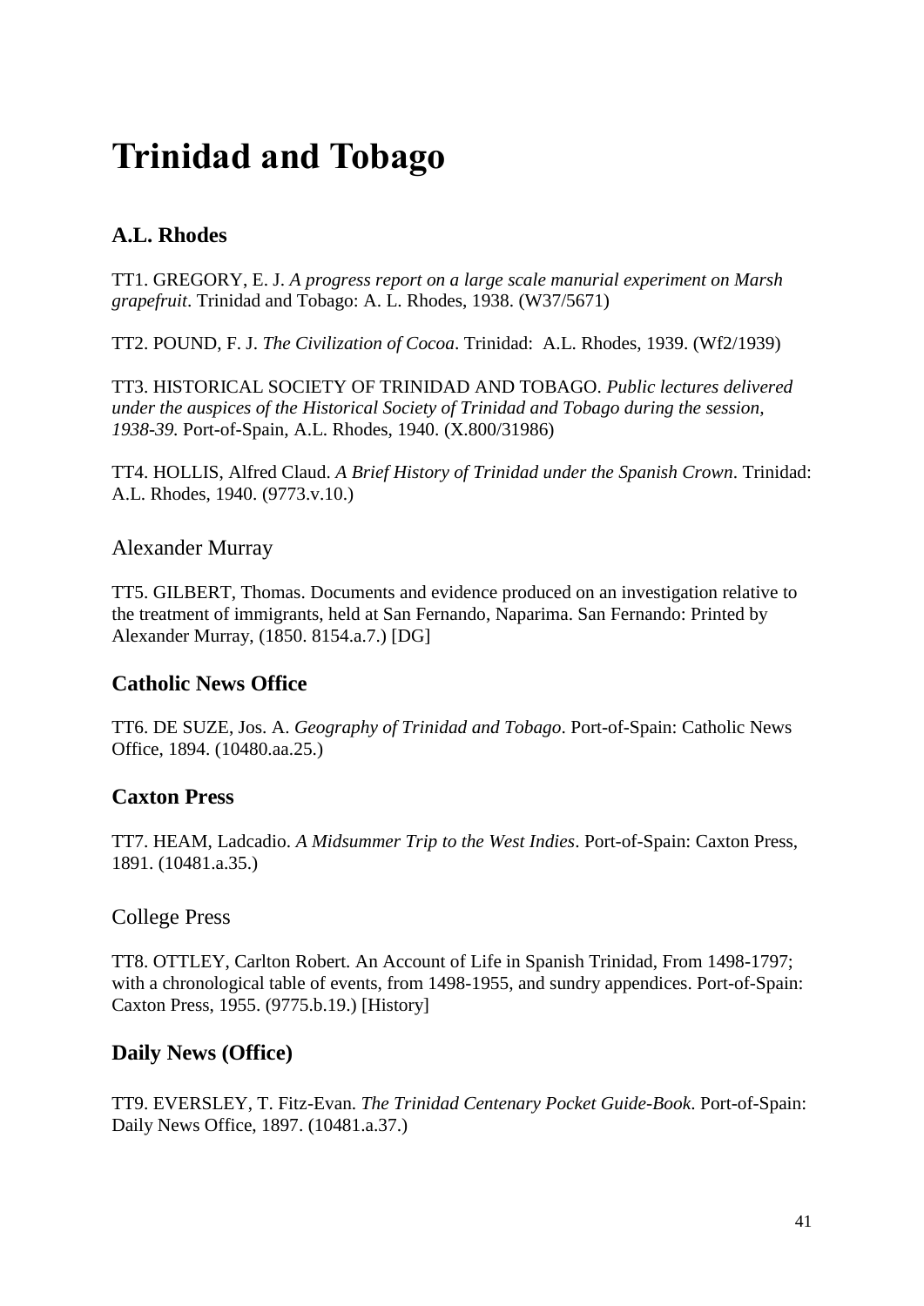# Trinidad and Tobago

### A.L. Rhodes

TT1. GREGORY, E. J. *A progress report on a large scale manurial experiment on Marsh grapefruit*. Trinidad and Tobago: A. L. Rhodes, 1938. (W37/5671)

TT2. POUND, F. J. *The Civilization of Cocoa*. Trinidad: A.L. Rhodes, 1939. (Wf2/1939)

TT3. HISTORICAL SOCIETY OF TRINIDAD AND TOBAGO. *Public lectures delivered under the auspices of the Historical Society of Trinidad and Tobago during the session, 1938-39.* Port-of-Spain, A.L. Rhodes, 1940. (X.800/31986)

TT4. HOLLIS, Alfred Claud. *A Brief History of Trinidad under the Spanish Crown*. Trinidad: A.L. Rhodes, 1940. (9773.v.10.)

Alexander Murray

TT5. GILBERT, Thomas. Documents and evidence produced on an investigation relative to the treatment of immigrants, held at San Fernando, Naparima. San Fernando: Printed by Alexander Murray, (1850. 8154.a.7.) [DG]

### Catholic News Office

TT6. DE SUZE, Jos. A. *Geography of Trinidad and Tobago*. Port-of-Spain: Catholic News Office, 1894. (10480.aa.25.)

### Caxton Press

TT7. HEAM, Ladcadio. *A Midsummer Trip to the West Indies*. Port-of-Spain: Caxton Press, 1891. (10481.a.35.)

College Press

TT8. OTTLEY, Carlton Robert. An Account of Life in Spanish Trinidad, From 1498-1797; with a chronological table of events, from 1498-1955, and sundry appendices. Port-of-Spain: Caxton Press, 1955. (9775.b.19.) [History]

### Daily News (Office)

TT9. EVERSLEY, T. Fitz-Evan. *The Trinidad Centenary Pocket Guide-Book*. Port-of-Spain: Daily News Office, 1897. (10481.a.37.)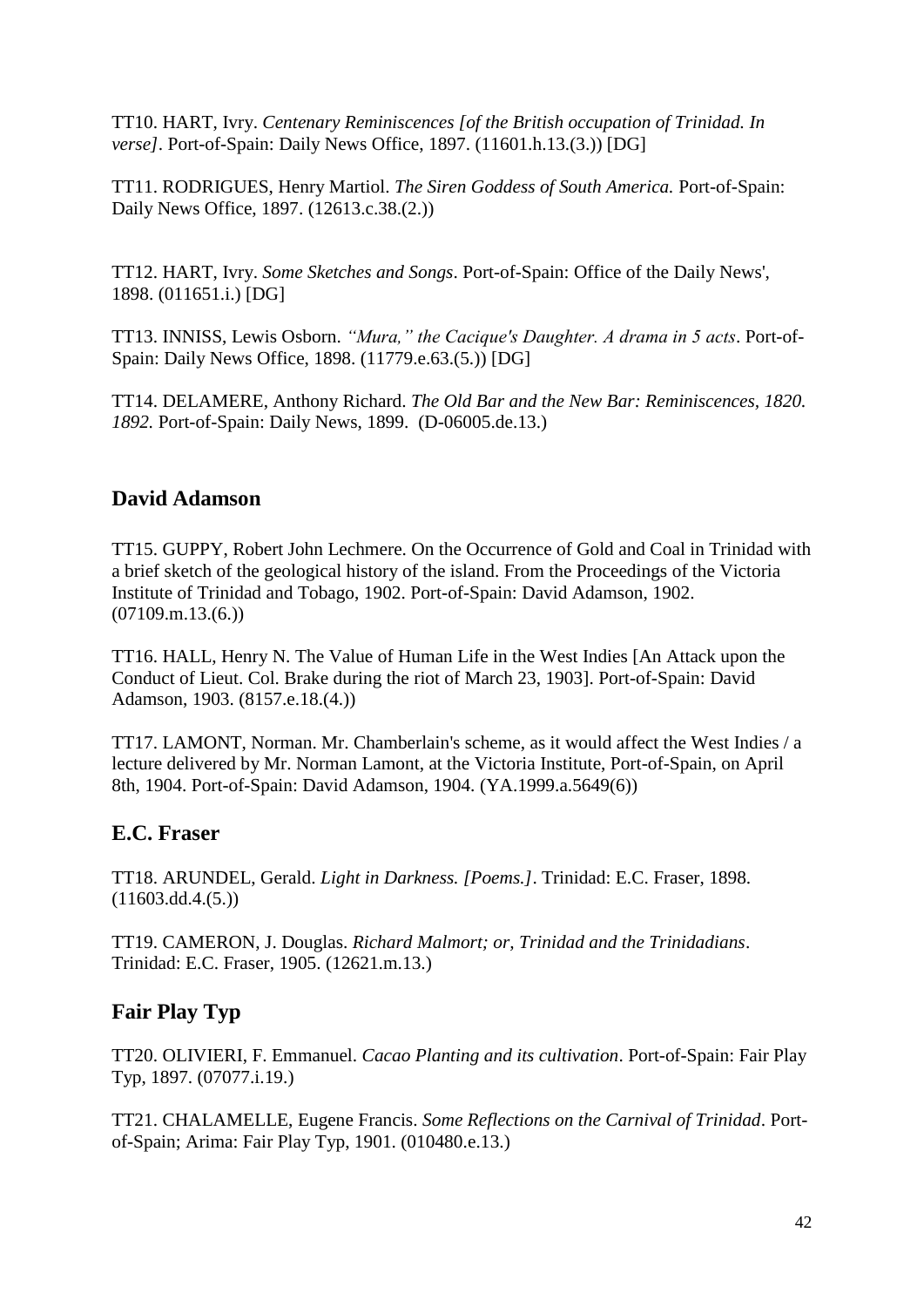TT10. HART, Ivry. *Centenary Reminiscences [of the British occupation of Trinidad. In verse]*. Port-of-Spain: Daily News Office, 1897. (11601.h.13.(3.)) [DG]

TT11. RODRIGUES, Henry Martiol. *The Siren Goddess of South America.* Port-of-Spain: Daily News Office, 1897. (12613.c.38.(2.))

TT12. HART, Ivry. *Some Sketches and Songs*. Port-of-Spain: Office of the Daily News', 1898. (011651.i.) [DG]

TT13. INNISS, Lewis Osborn. *"Mura," the Cacique's Daughter. A drama in 5 acts*. Port-of-Spain: Daily News Office, 1898. (11779.e.63.(5.)) [DG]

TT14. DELAMERE, Anthony Richard. *The Old Bar and the New Bar: Reminiscences, 1820. 1892.* Port-of-Spain: Daily News, 1899. (D-06005.de.13.)

## David Adamson

TT15. GUPPY, Robert John Lechmere. On the Occurrence of Gold and Coal in Trinidad with a brief sketch of the geological history of the island. From the Proceedings of the Victoria Institute of Trinidad and Tobago, 1902. Port-of-Spain: David Adamson, 1902. (07109.m.13.(6.))

TT16. HALL, Henry N. The Value of Human Life in the West Indies [An Attack upon the Conduct of Lieut. Col. Brake during the riot of March 23, 1903]. Port-of-Spain: David Adamson, 1903. (8157.e.18.(4.))

TT17. LAMONT, Norman. Mr. Chamberlain's scheme, as it would affect the West Indies / a lecture delivered by Mr. Norman Lamont, at the Victoria Institute, Port-of-Spain, on April 8th, 1904. Port-of-Spain: David Adamson, 1904. (YA.1999.a.5649(6))

## E.C. Fraser

TT18. ARUNDEL, Gerald. *Light in Darkness. [Poems.]*. Trinidad: E.C. Fraser, 1898. (11603.dd.4.(5.))

TT19. CAMERON, J. Douglas. *Richard Malmort; or, Trinidad and the Trinidadians*. Trinidad: E.C. Fraser, 1905. (12621.m.13.)

## Fair Play Typ

TT20. OLIVIERI, F. Emmanuel. *Cacao Planting and its cultivation*. Port-of-Spain: Fair Play Typ, 1897. (07077.i.19.)

TT21. CHALAMELLE, Eugene Francis. *Some Reflections on the Carnival of Trinidad*. Port-of-Spain; Arima: Fair Play Typ, 1901. (010480.e.13.)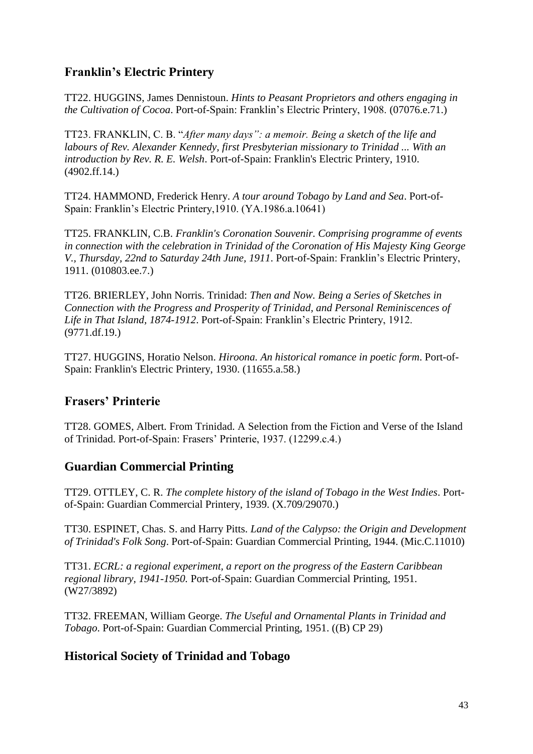## Franklin's Electric Printery

TT22. HUGGINS, James Dennistoun. *Hints to Peasant Proprietors and others engaging in the Cultivation of Cocoa*. Port-of-Spain: Franklin's Electric Printery, 1908. (07076.e.71.)

TT23. FRANKLIN, C. B. "*After many days": a memoir. Being a sketch of the life and labours of Rev. Alexander Kennedy, first Presbyterian missionary to Trinidad ... With an introduction by Rev. R. E. Welsh*. Port-of-Spain: Franklin's Electric Printery, 1910. (4902.ff.14.)

TT24. HAMMOND, Frederick Henry. *A tour around Tobago by Land and Sea*. Port-of-Spain: Franklin's Electric Printery,1910. (YA.1986.a.10641)

TT25. FRANKLIN, C.B. *Franklin's Coronation Souvenir. Comprising programme of events in connection with the celebration in Trinidad of the Coronation of His Majesty King George V., Thursday, 22nd to Saturday 24th June, 1911*. Port-of-Spain: Franklin's Electric Printery, 1911. (010803.ee.7.)

TT26. BRIERLEY, John Norris. Trinidad: *Then and Now. Being a Series of Sketches in Connection with the Progress and Prosperity of Trinidad, and Personal Reminiscences of Life in That Island, 1874-1912*. Port-of-Spain: Franklin's Electric Printery, 1912. (9771.df.19.)

TT27. HUGGINS, Horatio Nelson. *Hiroona. An historical romance in poetic form*. Port-of-Spain: Franklin's Electric Printery, 1930. (11655.a.58.)

## Frasers' Printerie

TT28. GOMES, Albert. From Trinidad. A Selection from the Fiction and Verse of the Island of Trinidad. Port-of-Spain: Frasers' Printerie, 1937. (12299.c.4.)

## Guardian Commercial Printing

TT29. OTTLEY, C. R. *The complete history of the island of Tobago in the West Indies*. Port-of-Spain: Guardian Commercial Printery, 1939. (X.709/29070.)

TT30. ESPINET, Chas. S. and Harry Pitts. *Land of the Calypso: the Origin and Development of Trinidad's Folk Song*. Port-of-Spain: Guardian Commercial Printing, 1944. (Mic.C.11010)

TT31. *ECRL: a regional experiment, a report on the progress of the Eastern Caribbean regional library, 1941-1950.* Port-of-Spain: Guardian Commercial Printing, 1951. (W27/3892)

TT32. FREEMAN, William George. *The Useful and Ornamental Plants in Trinidad and Tobago*. Port-of-Spain: Guardian Commercial Printing, 1951. ((B) CP 29)

## Historical Society of Trinidad and Tobago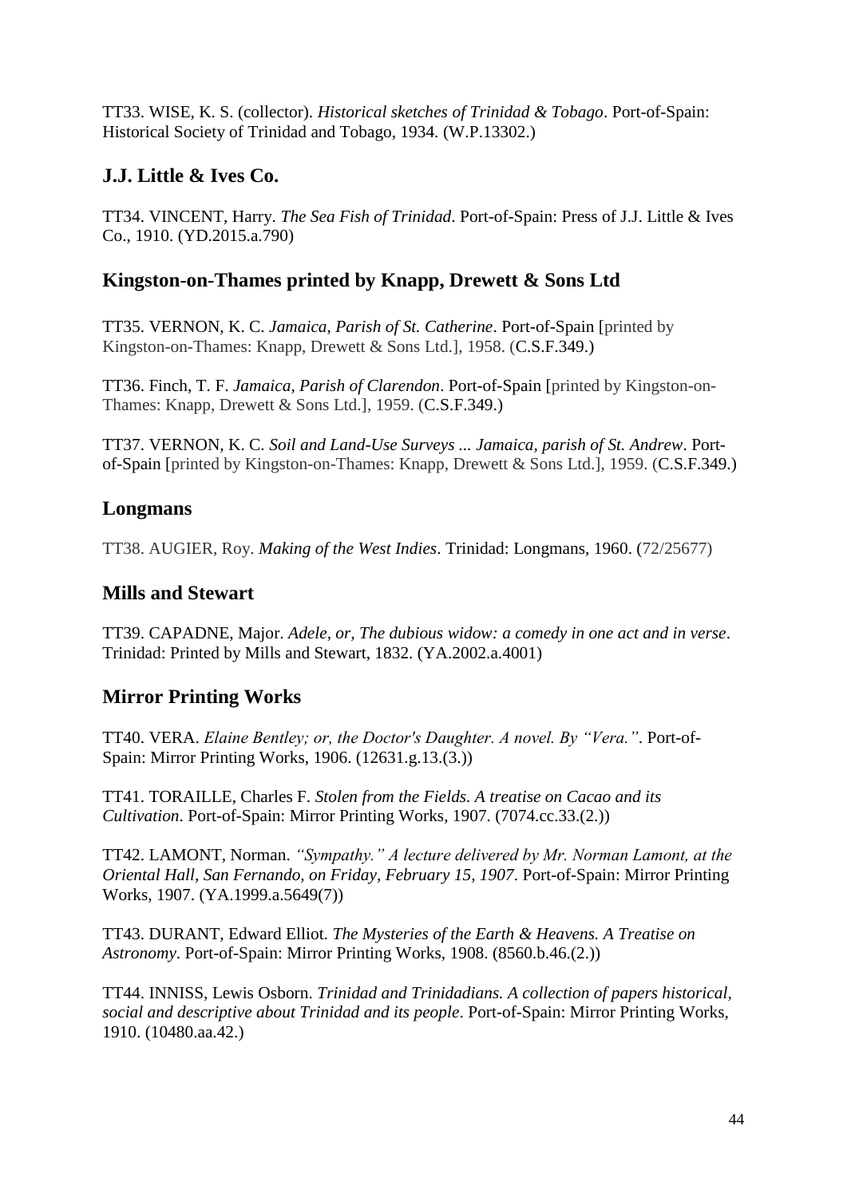TT33. WISE, K. S. (collector). *Historical sketches of Trinidad & Tobago*. Port-of-Spain: Historical Society of Trinidad and Tobago, 1934. (W.P.13302.)

## J.J. Little & Ives Co.

TT34. VINCENT, Harry. *The Sea Fish of Trinidad*. Port-of-Spain: Press of J.J. Little & Ives Co., 1910. (YD.2015.a.790)

## Kingston-on-Thames printed by Knapp, Drewett & Sons Ltd

TT35. VERNON, K. C. *Jamaica, Parish of St. Catherine*. Port-of-Spain [printed by Kingston-on-Thames: Knapp, Drewett & Sons Ltd.], 1958. (C.S.F.349.)

TT36. Finch, T. F. *Jamaica, Parish of Clarendon*. Port-of-Spain [printed by Kingston-on-Thames: Knapp, Drewett & Sons Ltd.], 1959. (C.S.F.349.)

TT37. VERNON, K. C. *Soil and Land-Use Surveys ... Jamaica, parish of St. Andrew*. Port-of-Spain [printed by Kingston-on-Thames: Knapp, Drewett & Sons Ltd.], 1959. (C.S.F.349.)

## Longmans

TT38. AUGIER, Roy. *Making of the West Indies*. Trinidad: Longmans, 1960. (72/25677)

## Mills and Stewart

TT39. CAPADNE, Major. *Adele, or, The dubious widow: a comedy in one act and in verse*. Trinidad: Printed by Mills and Stewart, 1832. (YA.2002.a.4001)

## Mirror Printing Works

TT40. VERA. *Elaine Bentley; or, the Doctor's Daughter. A novel. By "Vera."*. Port-of-Spain: Mirror Printing Works, 1906. (12631.g.13.(3.))

TT41. TORAILLE, Charles F. *Stolen from the Fields. A treatise on Cacao and its Cultivation*. Port-of-Spain: Mirror Printing Works, 1907. (7074.cc.33.(2.))

TT42. LAMONT, Norman. *"Sympathy." A lecture delivered by Mr. Norman Lamont, at the Oriental Hall, San Fernando, on Friday, February 15, 1907*. Port-of-Spain: Mirror Printing Works, 1907. (YA.1999.a.5649(7))

TT43. DURANT, Edward Elliot. *The Mysteries of the Earth & Heavens. A Treatise on Astronomy*. Port-of-Spain: Mirror Printing Works, 1908. (8560.b.46.(2.))

TT44. INNISS, Lewis Osborn. *Trinidad and Trinidadians. A collection of papers historical, social and descriptive about Trinidad and its people*. Port-of-Spain: Mirror Printing Works, 1910. (10480.aa.42.)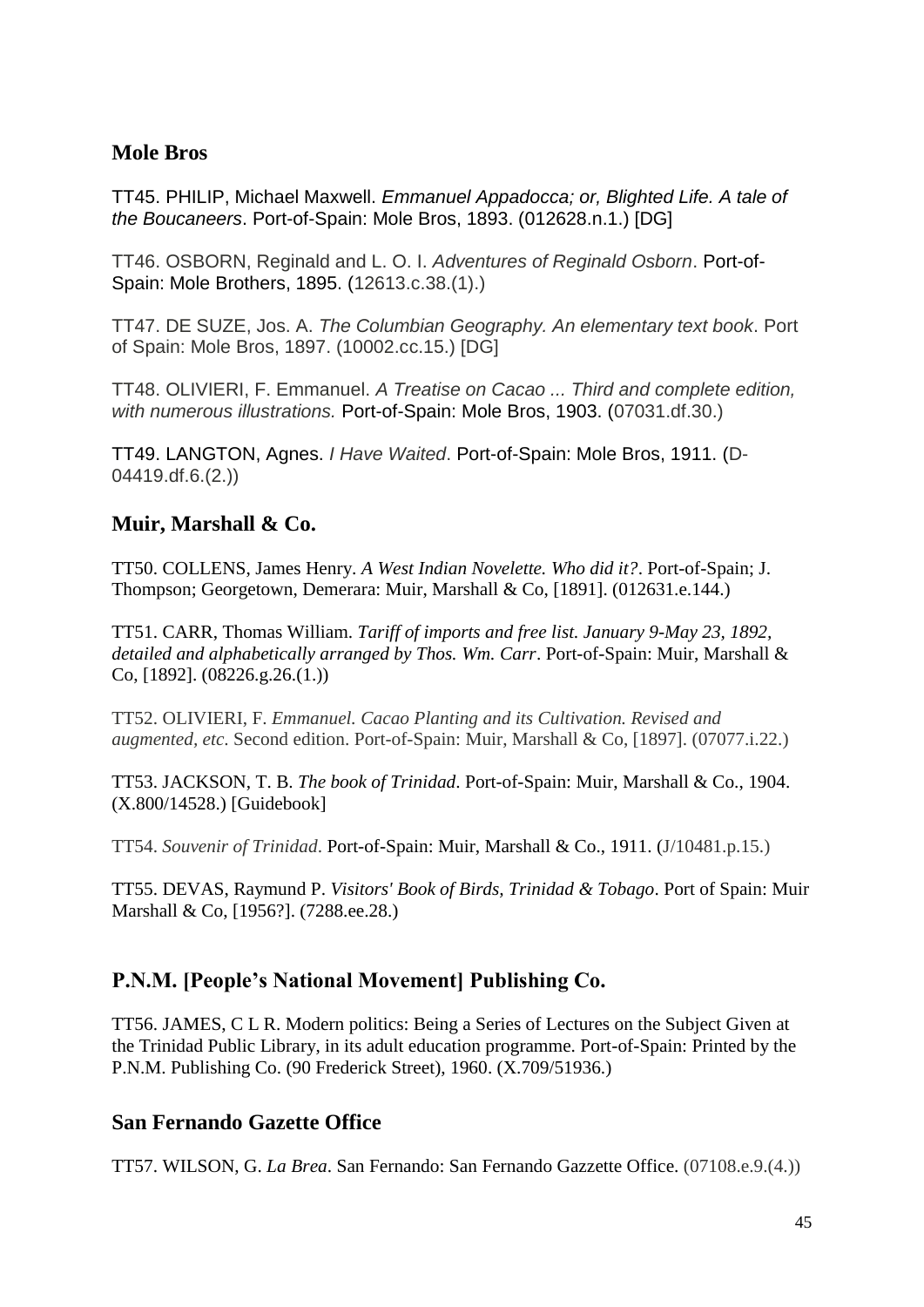## Mole Bros

TT45. PHILIP, Michael Maxwell. *Emmanuel Appadocca; or, Blighted Life. A tale of the Boucaneers*. Port-of-Spain: Mole Bros, 1893. (012628.n.1.) [DG]

TT46. OSBORN, Reginald and L. O. I. *Adventures of Reginald Osborn*. Port-of-Spain: Mole Brothers, 1895. (12613.c.38.(1).)

TT47. DE SUZE, Jos. A. *The Columbian Geography. An elementary text book*. Port of Spain: Mole Bros, 1897. (10002.cc.15.) [DG]

TT48. OLIVIERI, F. Emmanuel. *A Treatise on Cacao ... Third and complete edition, with numerous illustrations.* Port-of-Spain: Mole Bros, 1903. (07031.df.30.)

TT49. LANGTON, Agnes. *I Have Waited*. Port-of-Spain: Mole Bros, 1911. (D-04419.df.6.(2.))

## Muir, Marshall & Co.

TT50. COLLENS, James Henry. *A West Indian Novelette. Who did it?*. Port-of-Spain; J. Thompson; Georgetown, Demerara: Muir, Marshall & Co, [1891]. (012631.e.144.)

TT51. CARR, Thomas William. *Tariff of imports and free list. January 9-May 23, 1892, detailed and alphabetically arranged by Thos. Wm. Carr*. Port-of-Spain: Muir, Marshall & Co, [1892]. (08226.g.26.(1.))

TT52. OLIVIERI, F. *Emmanuel. Cacao Planting and its Cultivation. Revised and augmented, etc*. Second edition. Port-of-Spain: Muir, Marshall & Co, [1897]. (07077.i.22.)

TT53. JACKSON, T. B. *The book of Trinidad*. Port-of-Spain: Muir, Marshall & Co., 1904. (X.800/14528.) [Guidebook]

TT54. *Souvenir of Trinidad*. Port-of-Spain: Muir, Marshall & Co., 1911. (J/10481.p.15.)

TT55. DEVAS, Raymund P. *Visitors' Book of Birds, Trinidad & Tobago*. Port of Spain: Muir Marshall & Co, [1956?]. (7288.ee.28.)

## P.N.M. [People's National Movement] Publishing Co.

TT56. JAMES, C L R. Modern politics: Being a Series of Lectures on the Subject Given at the Trinidad Public Library, in its adult education programme. Port-of-Spain: Printed by the P.N.M. Publishing Co. (90 Frederick Street), 1960. (X.709/51936.)

## San Fernando Gazette Office

TT57. WILSON, G. *La Brea*. San Fernando: San Fernando Gazzette Office. (07108.e.9.(4.))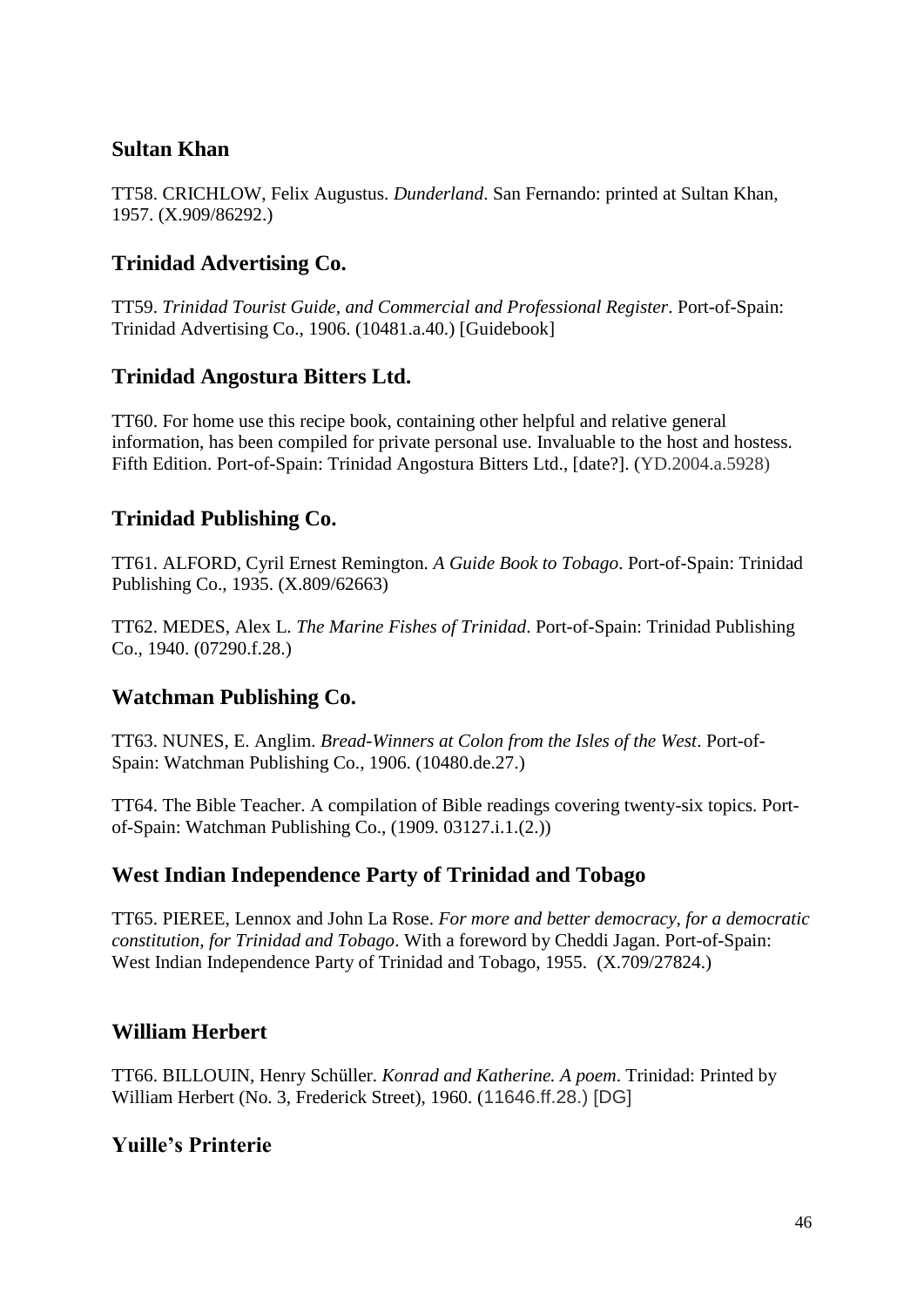## Sultan Khan

TT58. CRICHLOW, Felix Augustus. *Dunderland*. San Fernando: printed at Sultan Khan, 1957. (X.909/86292.)

## Trinidad Advertising Co.

TT59. *Trinidad Tourist Guide, and Commercial and Professional Register*. Port-of-Spain: Trinidad Advertising Co., 1906. (10481.a.40.) [Guidebook]

## Trinidad Angostura Bitters Ltd.

TT60. For home use this recipe book, containing other helpful and relative general information, has been compiled for private personal use. Invaluable to the host and hostess. Fifth Edition. Port-of-Spain: Trinidad Angostura Bitters Ltd., [date?]. (YD.2004.a.5928)

## Trinidad Publishing Co.

TT61. ALFORD, Cyril Ernest Remington. *A Guide Book to Tobago*. Port-of-Spain: Trinidad Publishing Co., 1935. (X.809/62663)

TT62. MEDES, Alex L. *The Marine Fishes of Trinidad*. Port-of-Spain: Trinidad Publishing Co., 1940. (07290.f.28.)

## Watchman Publishing Co.

TT63. NUNES, E. Anglim. *Bread-Winners at Colon from the Isles of the West*. Port-of-Spain: Watchman Publishing Co., 1906. (10480.de.27.)

TT64. The Bible Teacher. A compilation of Bible readings covering twenty-six topics. Port-of-Spain: Watchman Publishing Co., (1909. 03127.i.1.(2.))

## West Indian Independence Party of Trinidad and Tobago

TT65. PIEREE, Lennox and John La Rose. *For more and better democracy, for a democratic constitution, for Trinidad and Tobago*. With a foreword by Cheddi Jagan. Port-of-Spain: West Indian Independence Party of Trinidad and Tobago, 1955. (X.709/27824.)

## William Herbert

TT66. BILLOUIN, Henry Schüller. *Konrad and Katherine. A poem*. Trinidad: Printed by William Herbert (No. 3, Frederick Street), 1960. (11646.ff.28.) [DG]

## Yuille's Printerie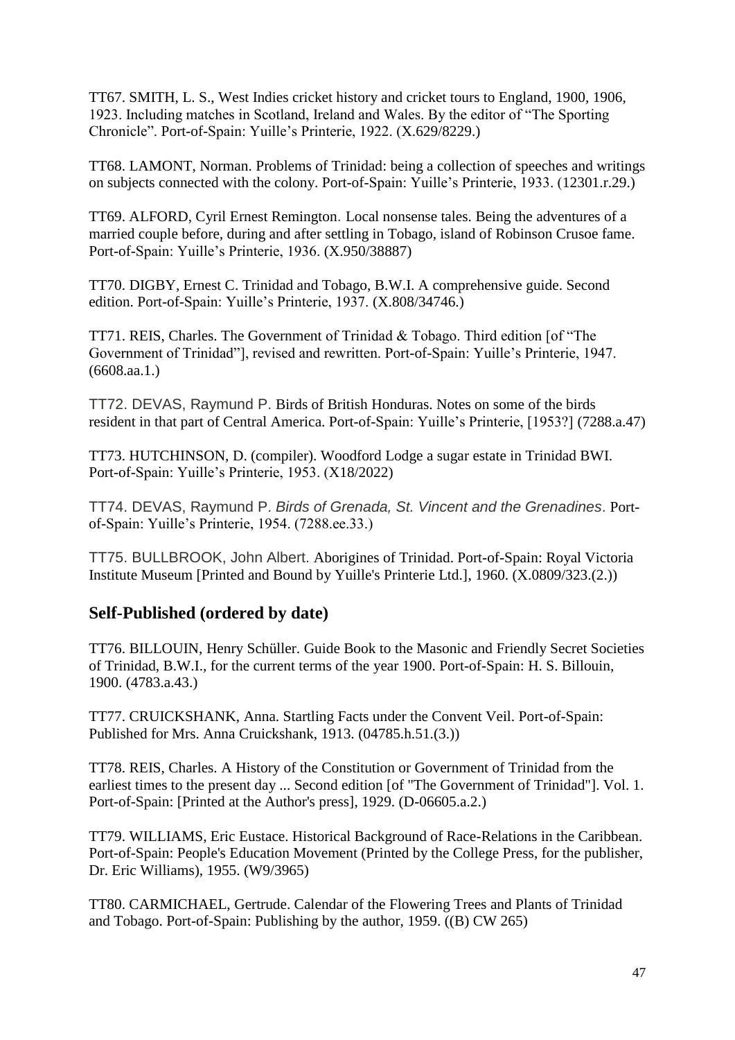TT67. SMITH, L. S., West Indies cricket history and cricket tours to England, 1900, 1906, 1923. Including matches in Scotland, Ireland and Wales. By the editor of "The Sporting Chronicle". Port-of-Spain: Yuille's Printerie, 1922. (X.629/8229.)

TT68. LAMONT, Norman. Problems of Trinidad: being a collection of speeches and writings on subjects connected with the colony. Port-of-Spain: Yuille's Printerie, 1933. (12301.r.29.)

TT69. ALFORD, Cyril Ernest Remington. Local nonsense tales. Being the adventures of a married couple before, during and after settling in Tobago, island of Robinson Crusoe fame. Port-of-Spain: Yuille's Printerie, 1936. (X.950/38887)

TT70. DIGBY, Ernest C. Trinidad and Tobago, B.W.I. A comprehensive guide. Second edition. Port-of-Spain: Yuille's Printerie, 1937. (X.808/34746.)

TT71. REIS, Charles. The Government of Trinidad & Tobago. Third edition [of "The Government of Trinidad"], revised and rewritten. Port-of-Spain: Yuille's Printerie, 1947. (6608.aa.1.)

TT72. DEVAS, Raymund P. Birds of British Honduras. Notes on some of the birds resident in that part of Central America. Port-of-Spain: Yuille's Printerie, [1953?] (7288.a.47)

TT73. HUTCHINSON, D. (compiler). Woodford Lodge a sugar estate in Trinidad BWI. Port-of-Spain: Yuille's Printerie, 1953. (X18/2022)

TT74. DEVAS, Raymund P. *Birds of Grenada, St. Vincent and the Grenadines*. Port-of-Spain: Yuille's Printerie, 1954. (7288.ee.33.)

TT75. BULLBROOK, John Albert. Aborigines of Trinidad. Port-of-Spain: Royal Victoria Institute Museum [Printed and Bound by Yuille's Printerie Ltd.], 1960. (X.0809/323.(2.))

## Self-Published (ordered by date)

TT76. BILLOUIN, Henry Schüller. Guide Book to the Masonic and Friendly Secret Societies of Trinidad, B.W.I., for the current terms of the year 1900. Port-of-Spain: H. S. Billouin, 1900. (4783.a.43.)

TT77. CRUICKSHANK, Anna. Startling Facts under the Convent Veil. Port-of-Spain: Published for Mrs. Anna Cruickshank, 1913. (04785.h.51.(3.))

TT78. REIS, Charles. A History of the Constitution or Government of Trinidad from the earliest times to the present day ... Second edition [of "The Government of Trinidad"]. Vol. 1. Port-of-Spain: [Printed at the Author's press], 1929. (D-06605.a.2.)

TT79. WILLIAMS, Eric Eustace. Historical Background of Race-Relations in the Caribbean. Port-of-Spain: People's Education Movement (Printed by the College Press, for the publisher, Dr. Eric Williams), 1955. (W9/3965)

TT80. CARMICHAEL, Gertrude. Calendar of the Flowering Trees and Plants of Trinidad and Tobago. Port-of-Spain: Publishing by the author, 1959. ((B) CW 265)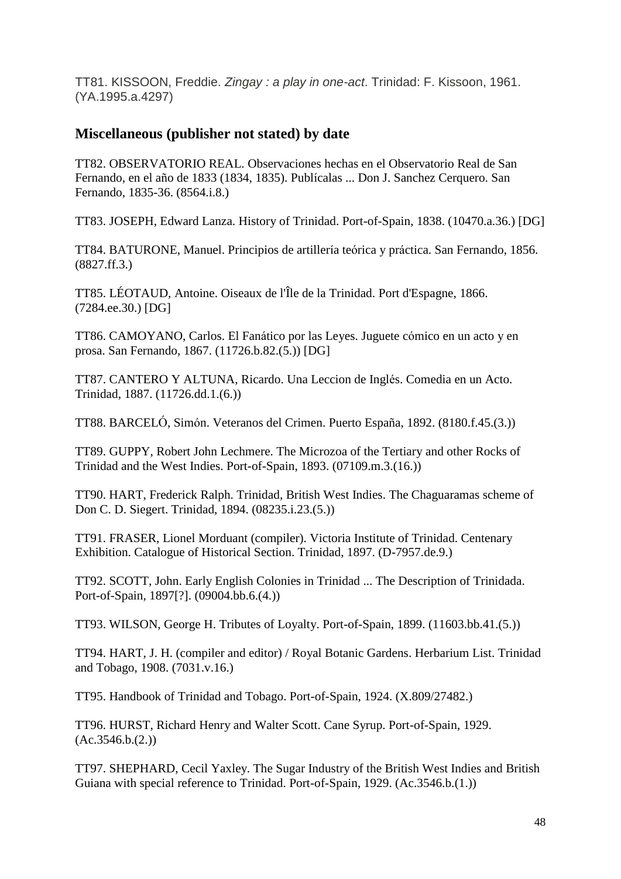TT81. KISSOON, Freddie. *Zingay : a play in one-act*. Trinidad: F. Kissoon, 1961. (YA.1995.a.4297)

## Miscellaneous (publisher not stated) by date

TT82. OBSERVATORIO REAL. Observaciones hechas en el Observatorio Real de San Fernando, en el año de 1833 (1834, 1835). Publícalas ... Don J. Sanchez Cerquero. San Fernando, 1835-36. (8564.i.8.)

TT83. JOSEPH, Edward Lanza. History of Trinidad. Port-of-Spain, 1838. (10470.a.36.) [DG]

TT84. BATURONE, Manuel. Principios de artillería teórica y práctica. San Fernando, 1856. (8827.ff.3.)

TT85. LÉOTAUD, Antoine. Oiseaux de l'Île de la Trinidad. Port d'Espagne, 1866. (7284.ee.30.) [DG]

TT86. CAMOYANO, Carlos. El Fanático por las Leyes. Juguete cómico en un acto y en prosa. San Fernando, 1867. (11726.b.82.(5.)) [DG]

TT87. CANTERO Y ALTUNA, Ricardo. Una Leccion de Inglés. Comedia en un Acto. Trinidad, 1887. (11726.dd.1.(6.))

TT88. BARCELÓ, Simón. Veteranos del Crimen. Puerto España, 1892. (8180.f.45.(3.))

TT89. GUPPY, Robert John Lechmere. The Microzoa of the Tertiary and other Rocks of Trinidad and the West Indies. Port-of-Spain, 1893. (07109.m.3.(16.))

TT90. HART, Frederick Ralph. Trinidad, British West Indies. The Chaguaramas scheme of Don C. D. Siegert. Trinidad, 1894. (08235.i.23.(5.))

TT91. FRASER, Lionel Morduant (compiler). Victoria Institute of Trinidad. Centenary Exhibition. Catalogue of Historical Section. Trinidad, 1897. (D-7957.de.9.)

TT92. SCOTT, John. Early English Colonies in Trinidad ... The Description of Trinidada. Port-of-Spain, 1897[?]. (09004.bb.6.(4.))

TT93. WILSON, George H. Tributes of Loyalty. Port-of-Spain, 1899. (11603.bb.41.(5.))

TT94. HART, J. H. (compiler and editor) / Royal Botanic Gardens. Herbarium List. Trinidad and Tobago, 1908. (7031.v.16.)

TT95. Handbook of Trinidad and Tobago. Port-of-Spain, 1924. (X.809/27482.)

TT96. HURST, Richard Henry and Walter Scott. Cane Syrup. Port-of-Spain, 1929. (Ac.3546.b.(2.))

TT97. SHEPHARD, Cecil Yaxley. The Sugar Industry of the British West Indies and British Guiana with special reference to Trinidad. Port-of-Spain, 1929. (Ac.3546.b.(1.))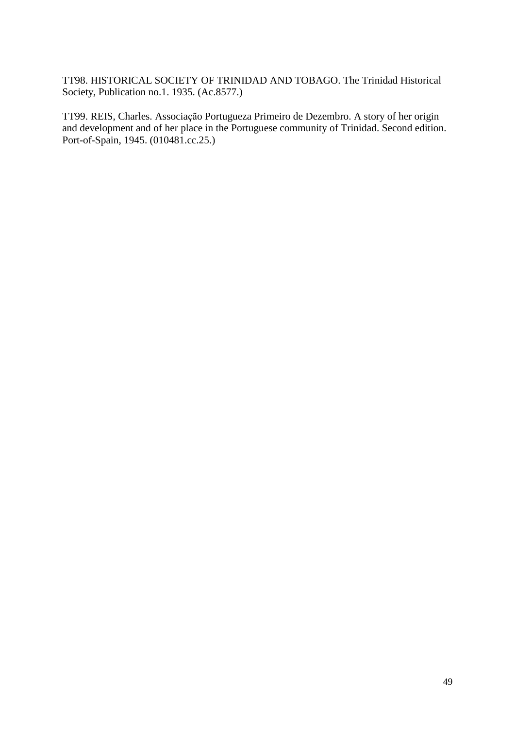TT98. HISTORICAL SOCIETY OF TRINIDAD AND TOBAGO. The Trinidad Historical Society, Publication no.1. 1935. (Ac.8577.)

TT99. REIS, Charles. Associação Portugueza Primeiro de Dezembro. A story of her origin and development and of her place in the Portuguese community of Trinidad. Second edition. Port-of-Spain, 1945. (010481.cc.25.)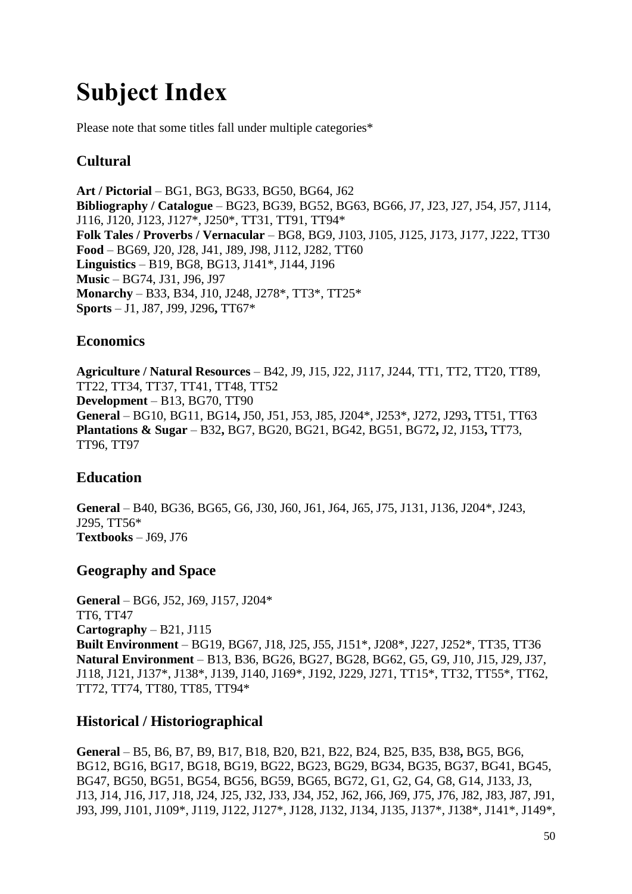# Subject Index

Please note that some titles fall under multiple categories*

## Cultural

**Art / Pictorial** – BG1, BG3, BG33, BG50, BG64, J62
**Bibliography / Catalogue** – BG23, BG39, BG52, BG63, BG66, J7, J23, J27, J54, J57, J114, J116, J120, J123, J127*, J250*, TT31, TT91, TT94*
**Folk Tales / Proverbs / Vernacular** – BG8, BG9, J103, J105, J125, J173, J177, J222, TT30
**Food** – BG69, J20, J28, J41, J89, J98, J112, J282, TT60
**Linguistics** – B19, BG8, BG13, J141*, J144, J196
**Music** – BG74, J31, J96, J97
**Monarchy** – B33, B34, J10, J248, J278*, TT3*, TT25*
**Sports** – J1, J87, J99, J296, TT67*

## Economics

**Agriculture / Natural Resources** – B42, J9, J15, J22, J117, J244, TT1, TT2, TT20, TT89, TT22, TT34, TT37, TT41, TT48, TT52
**Development** – B13, BG70, TT90
**General** – BG10, BG11, BG14, J50, J51, J53, J85, J204*, J253*, J272, J293, TT51, TT63
**Plantations & Sugar** – B32, BG7, BG20, BG21, BG42, BG51, BG72, J2, J153, TT73, TT96, TT97

## Education

**General** – B40, BG36, BG65, G6, J30, J60, J61, J64, J65, J75, J131, J136, J204*, J243, J295, TT56*
**Textbooks** – J69, J76

## Geography and Space

**General** – BG6, J52, J69, J157, J204*
TT6, TT47
**Cartography** – B21, J115
**Built Environment** – BG19, BG67, J18, J25, J55, J151*, J208*, J227, J252*, TT35, TT36
**Natural Environment** – B13, B36, BG26, BG27, BG28, BG62, G5, G9, J10, J15, J29, J37, J118, J121, J137*, J138*, J139, J140, J169*, J192, J229, J271, TT15*, TT32, TT55*, TT62, TT72, TT74, TT80, TT85, TT94*

## Historical / Historiographical

**General** – B5, B6, B7, B9, B17, B18, B20, B21, B22, B24, B25, B35, B38, BG5, BG6, BG12, BG16, BG17, BG18, BG19, BG22, BG23, BG29, BG34, BG35, BG37, BG41, BG45, BG47, BG50, BG51, BG54, BG56, BG59, BG65, BG72, G1, G2, G4, G8, G14, J133, J3, J13, J14, J16, J17, J18, J24, J25, J32, J33, J34, J52, J62, J66, J69, J75, J76, J82, J83, J87, J91, J93, J99, J101, J109*, J119, J122, J127*, J128, J132, J134, J135, J137*, J138*, J141*, J149*,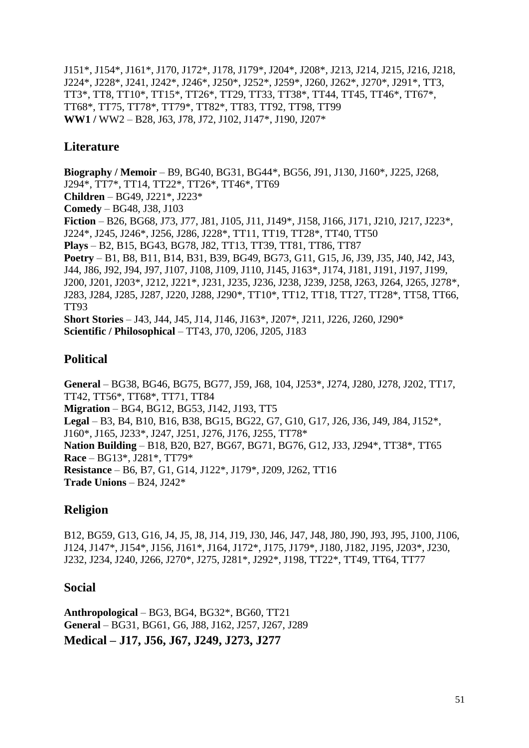J151*, J154*, J161*, J170, J172*, J178, J179*, J204*, J208*, J213, J214, J215, J216, J218, J224*, J228*, J241, J242*, J246*, J250*, J252*, J259*, J260, J262*, J270*, J291*, TT3, TT3*, TT8, TT10*, TT15*, TT26*, TT29, TT33, TT38*, TT44, TT45, TT46*, TT67*, TT68*, TT75, TT78*, TT79*, TT82*, TT83, TT92, TT98, TT99
**WW1 /** WW2 – B28, J63, J78, J72, J102, J147*, J190, J207*

## Literature

**Biography / Memoir** – B9, BG40, BG31, BG44*, BG56, J91, J130, J160*, J225, J268, J294*, TT7*, TT14, TT22*, TT26*, TT46*, TT69
**Children** – BG49, J221*, J223*
**Comedy** – BG48, J38, J103
**Fiction** – B26, BG68, J73, J77, J81, J105, J11, J149*, J158, J166, J171, J210, J217, J223*, J224*, J245, J246*, J256, J286, J228*, TT11, TT19, TT28*, TT40, TT50
**Plays** – B2, B15, BG43, BG78, J82, TT13, TT39, TT81, TT86, TT87
**Poetry** – B1, B8, B11, B14, B31, B39, BG49, BG73, G11, G15, J6, J39, J35, J40, J42, J43, J44, J86, J92, J94, J97, J107, J108, J109, J110, J145, J163*, J174, J181, J191, J197, J199, J200, J201, J203*, J212, J221*, J231, J235, J236, J238, J239, J258, J263, J264, J265, J278*, J283, J284, J285, J287, J220, J288, J290*, TT10*, TT12, TT18, TT27, TT28*, TT58, TT66, TT93
**Short Stories** – J43, J44, J45, J14, J146, J163*, J207*, J211, J226, J260, J290*
**Scientific / Philosophical** – TT43, J70, J206, J205, J183

## Political

**General** – BG38, BG46, BG75, BG77, J59, J68, 104, J253*, J274, J280, J278, J202, TT17, TT42, TT56*, TT68*, TT71, TT84
**Migration** – BG4, BG12, BG53, J142, J193, TT5
**Legal** – B3, B4, B10, B16, B38, BG15, BG22, G7, G10, G17, J26, J36, J49, J84, J152*, J160*, J165, J233*, J247, J251, J276, J176, J255, TT78*
**Nation Building** – B18, B20, B27, BG67, BG71, BG76, G12, J33, J294*, TT38*, TT65
**Race** – BG13*, J281*, TT79*
**Resistance** – B6, B7, G1, G14, J122*, J179*, J209, J262, TT16
**Trade Unions** – B24, J242*

## Religion

B12, BG59, G13, G16, J4, J5, J8, J14, J19, J30, J46, J47, J48, J80, J90, J93, J95, J100, J106, J124, J147*, J154*, J156, J161*, J164, J172*, J175, J179*, J180, J182, J195, J203*, J230, J232, J234, J240, J266, J270*, J275, J281*, J292*, J198, TT22*, TT49, TT64, TT77

## Social

**Anthropological** – BG3, BG4, BG32*, BG60, TT21
**General** – BG31, BG61, G6, J88, J162, J257, J267, J289
**Medical – J17, J56, J67, J249, J273, J277**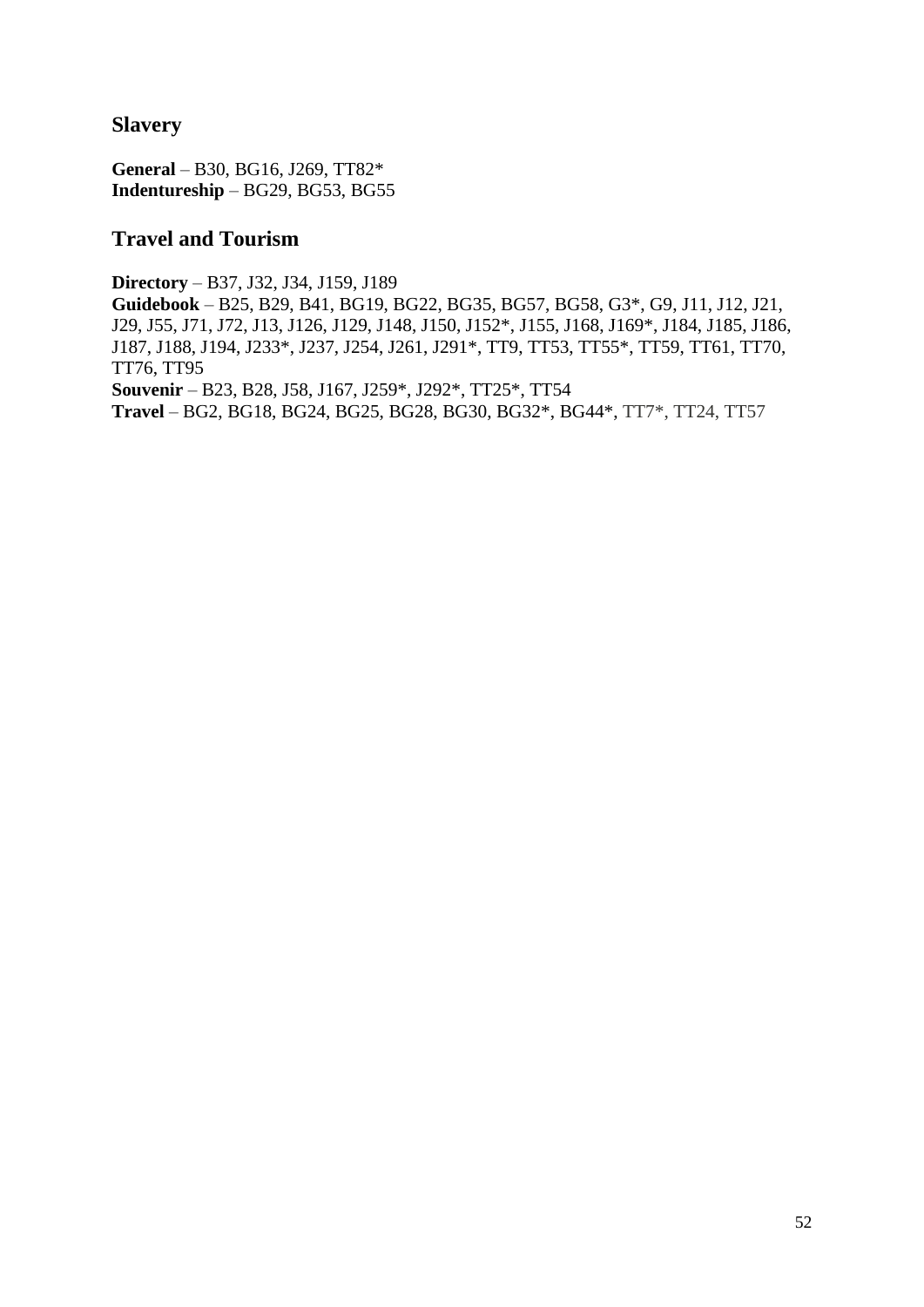## Slavery

**General** – B30, BG16, J269, TT82*
**Indentureship** – BG29, BG53, BG55

## Travel and Tourism

**Directory** – B37, J32, J34, J159, J189
**Guidebook** – B25, B29, B41, BG19, BG22, BG35, BG57, BG58, G3*, G9, J11, J12, J21, J29, J55, J71, J72, J13, J126, J129, J148, J150, J152*, J155, J168, J169*, J184, J185, J186, J187, J188, J194, J233*, J237, J254, J261, J291*, TT9, TT53, TT55*, TT59, TT61, TT70, TT76, TT95
**Souvenir** – B23, B28, J58, J167, J259*, J292*, TT25*, TT54
**Travel** – BG2, BG18, BG24, BG25, BG28, BG30, BG32*, BG44*, TT7*, TT24, TT57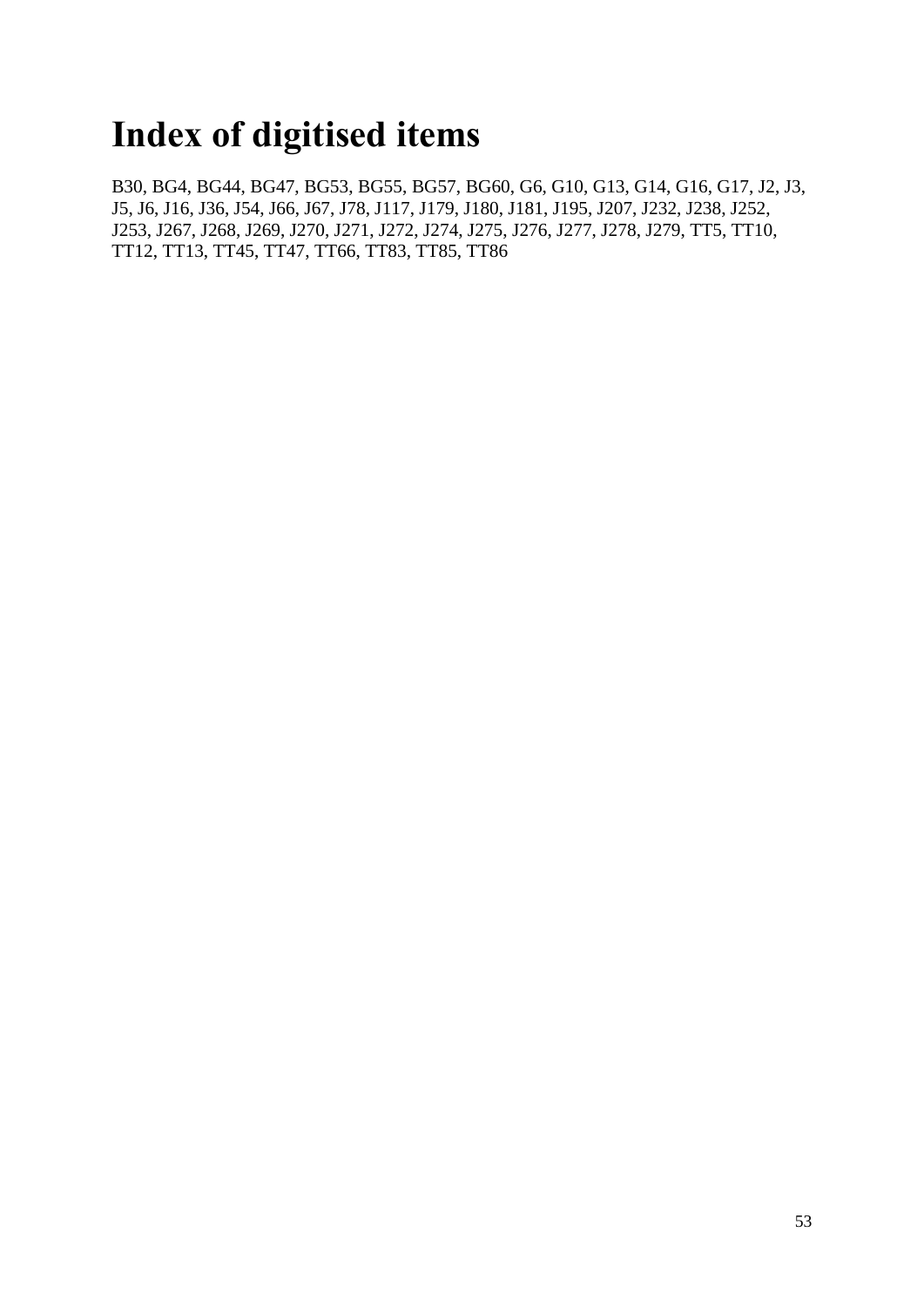# Index of digitised items

B30, BG4, BG44, BG47, BG53, BG55, BG57, BG60, G6, G10, G13, G14, G16, G17, J2, J3, J5, J6, J16, J36, J54, J66, J67, J78, J117, J179, J180, J181, J195, J207, J232, J238, J252, J253, J267, J268, J269, J270, J271, J272, J274, J275, J276, J277, J278, J279, TT5, TT10, TT12, TT13, TT45, TT47, TT66, TT83, TT85, TT86